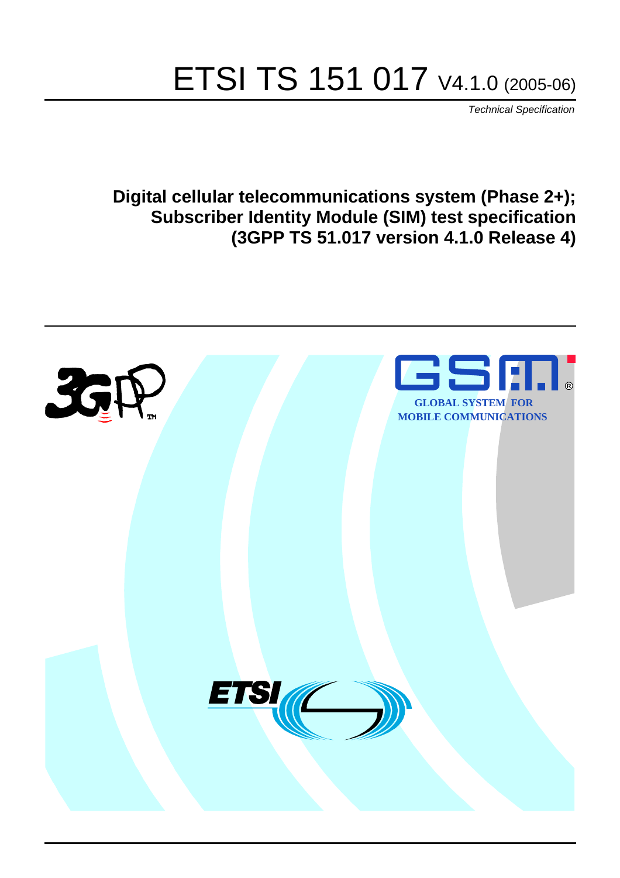# ETSI TS 151 017 V4.1.0 (2005-06)

*Technical Specification*

**Digital cellular telecommunications system (Phase 2+); Subscriber Identity Module (SIM) test specification (3GPP TS 51.017 version 4.1.0 Release 4)**

GLOBAL SYSTEM FOR MOBILE COMMUNICATIONS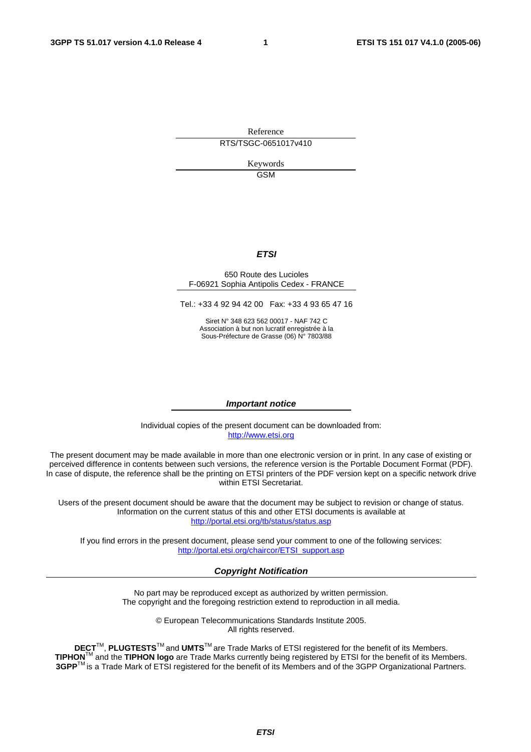Reference

RTS/TSGC-0651017v410

Keywords

GSM

***ETSI***

650 Route des Lucioles
F-06921 Sophia Antipolis Cedex - FRANCE

Tel.: +33 4 92 94 42 00 Fax: +33 4 93 65 47 16

Siret N° 348 623 562 00017 - NAF 742 C
Association à but non lucratif enregistrée à la
Sous-Préfecture de Grasse (06) N° 7803/88

***Important notice***

Individual copies of the present document can be downloaded from:
http://www.etsi.org

The present document may be made available in more than one electronic version or in print. In any case of existing or perceived difference in contents between such versions, the reference version is the Portable Document Format (PDF). In case of dispute, the reference shall be the printing on ETSI printers of the PDF version kept on a specific network drive within ETSI Secretariat.

Users of the present document should be aware that the document may be subject to revision or change of status. Information on the current status of this and other ETSI documents is available at
http://portal.etsi.org/tb/status/status.asp

If you find errors in the present document, please send your comment to one of the following services:
http://portal.etsi.org/chaircor/ETSI_support.asp

***Copyright Notification***

No part may be reproduced except as authorized by written permission.
The copyright and the foregoing restriction extend to reproduction in all media.

© European Telecommunications Standards Institute 2005.
All rights reserved.

**DECT**TM, **PLUGTESTS**TM and **UMTS**TM are Trade Marks of ETSI registered for the benefit of its Members.
**TIPHON**TM and the **TIPHON logo** are Trade Marks currently being registered by ETSI for the benefit of its Members.
**3GPP**TM is a Trade Mark of ETSI registered for the benefit of its Members and of the 3GPP Organizational Partners.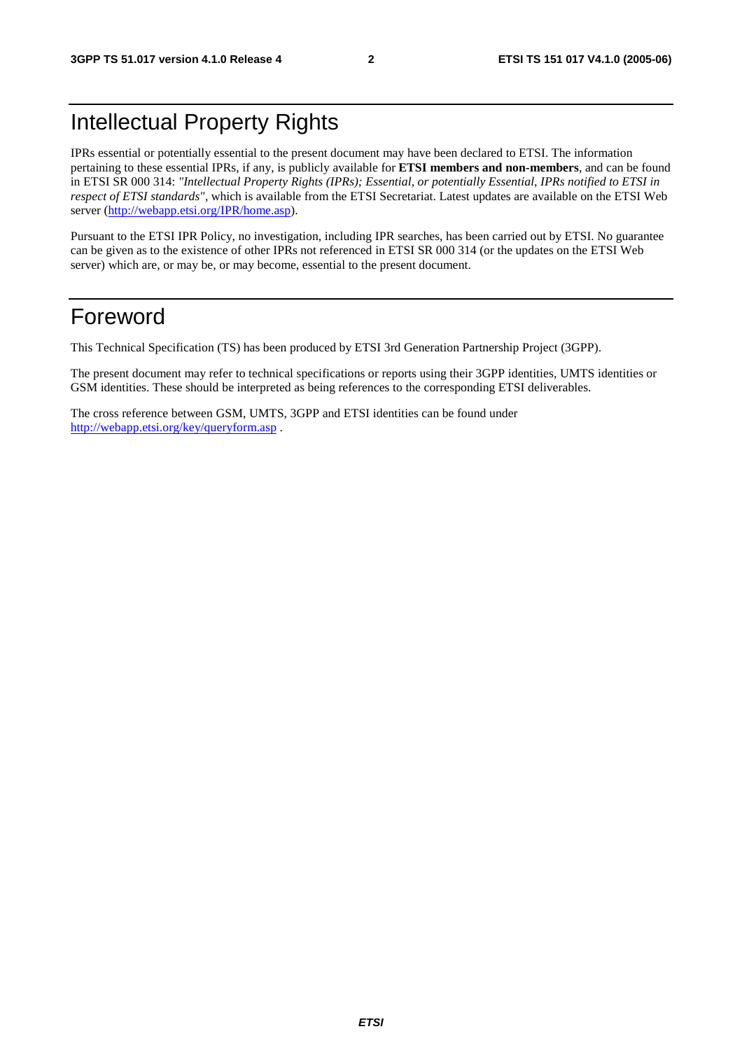# Intellectual Property Rights

IPRs essential or potentially essential to the present document may have been declared to ETSI. The information pertaining to these essential IPRs, if any, is publicly available for **ETSI members and non-members**, and can be found in ETSI SR 000 314: *"Intellectual Property Rights (IPRs); Essential, or potentially Essential, IPRs notified to ETSI in respect of ETSI standards"*, which is available from the ETSI Secretariat. Latest updates are available on the ETSI Web server (http://webapp.etsi.org/IPR/home.asp).

Pursuant to the ETSI IPR Policy, no investigation, including IPR searches, has been carried out by ETSI. No guarantee can be given as to the existence of other IPRs not referenced in ETSI SR 000 314 (or the updates on the ETSI Web server) which are, or may be, or may become, essential to the present document.

# Foreword

This Technical Specification (TS) has been produced by ETSI 3rd Generation Partnership Project (3GPP).

The present document may refer to technical specifications or reports using their 3GPP identities, UMTS identities or GSM identities. These should be interpreted as being references to the corresponding ETSI deliverables.

The cross reference between GSM, UMTS, 3GPP and ETSI identities can be found under http://webapp.etsi.org/key/queryform.asp .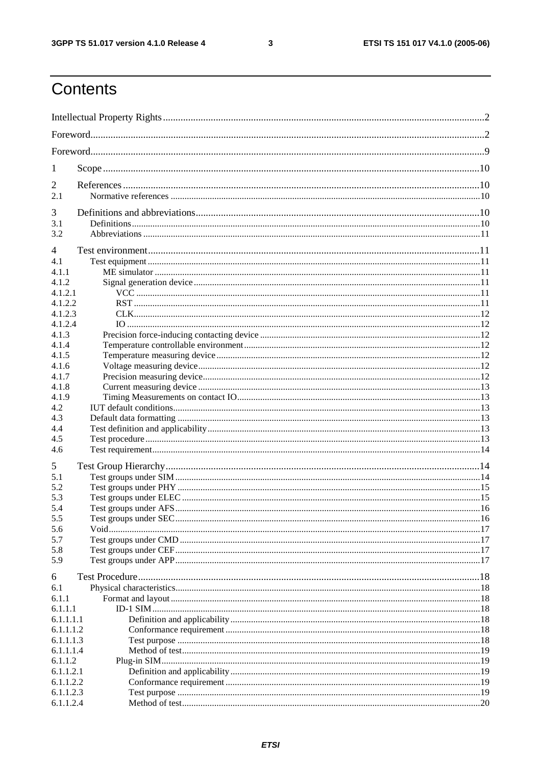# Contents

Intellectual Property Rights ..... 2
Foreword ..... 2
Foreword ..... 9
1 Scope ..... 10
2 References ..... 10
2.1 Normative references ..... 10
3 Definitions and abbreviations ..... 10
3.1 Definitions ..... 10
3.2 Abbreviations ..... 11
4 Test environment ..... 11
4.1 Test equipment ..... 11
4.1.1 ME simulator ..... 11
4.1.2 Signal generation device ..... 11
4.1.2.1 VCC ..... 11
4.1.2.2 RST ..... 11
4.1.2.3 CLK ..... 12
4.1.2.4 IO ..... 12
4.1.3 Precision force-inducing contacting device ..... 12
4.1.4 Temperature controllable environment ..... 12
4.1.5 Temperature measuring device ..... 12
4.1.6 Voltage measuring device ..... 12
4.1.7 Precision measuring device ..... 12
4.1.8 Current measuring device ..... 13
4.1.9 Timing Measurements on contact IO ..... 13
4.2 IUT default conditions ..... 13
4.3 Default data formatting ..... 13
4.4 Test definition and applicability ..... 13
4.5 Test procedure ..... 13
4.6 Test requirement ..... 14
5 Test Group Hierarchy ..... 14
5.1 Test groups under SIM ..... 14
5.2 Test groups under PHY ..... 15
5.3 Test groups under ELEC ..... 15
5.4 Test groups under AFS ..... 16
5.5 Test groups under SEC ..... 16
5.6 Void ..... 17
5.7 Test groups under CMD ..... 17
5.8 Test groups under CEF ..... 17
5.9 Test groups under APP ..... 17
6 Test Procedure ..... 18
6.1 Physical characteristics ..... 18
6.1.1 Format and layout ..... 18
6.1.1.1 ID-1 SIM ..... 18
6.1.1.1.1 Definition and applicability ..... 18
6.1.1.1.2 Conformance requirement ..... 18
6.1.1.1.3 Test purpose ..... 18
6.1.1.1.4 Method of test ..... 19
6.1.1.2 Plug-in SIM ..... 19
6.1.1.2.1 Definition and applicability ..... 19
6.1.1.2.2 Conformance requirement ..... 19
6.1.1.2.3 Test purpose ..... 19
6.1.1.2.4 Method of test ..... 20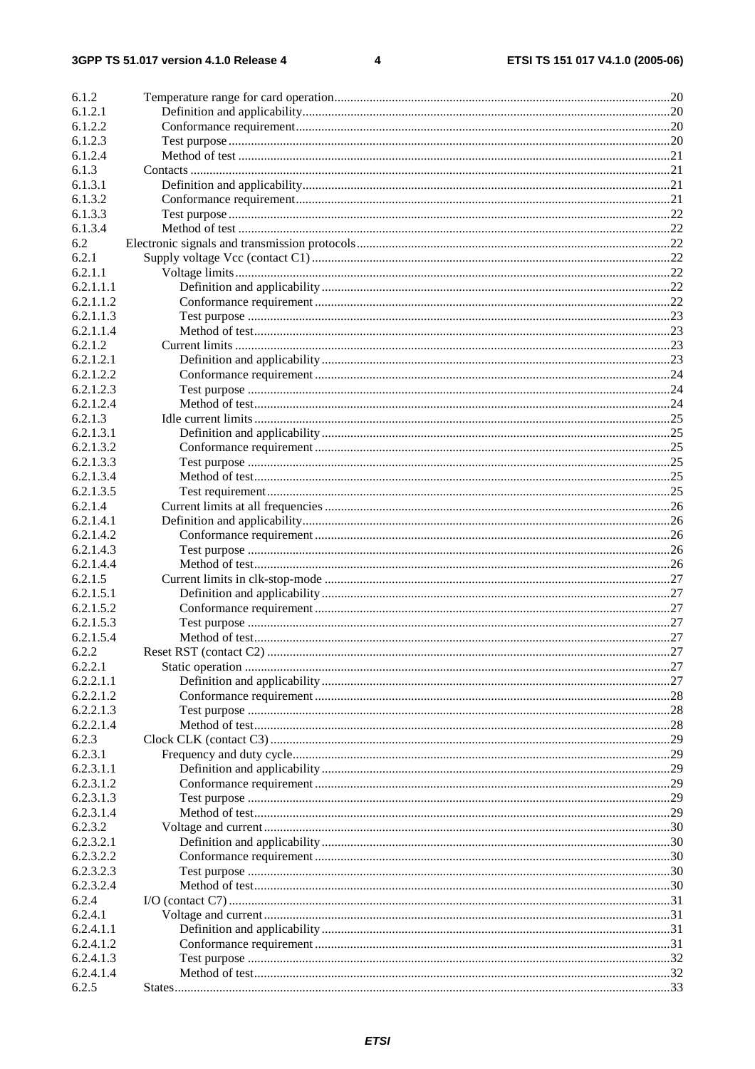6.1.2 Temperature range for card operation....20
6.1.2.1 Definition and applicability....20
6.1.2.2 Conformance requirement....20
6.1.2.3 Test purpose....20
6.1.2.4 Method of test....21
6.1.3 Contacts....21
6.1.3.1 Definition and applicability....21
6.1.3.2 Conformance requirement....21
6.1.3.3 Test purpose....22
6.1.3.4 Method of test....22
6.2 Electronic signals and transmission protocols....22
6.2.1 Supply voltage Vcc (contact C1)....22
6.2.1.1 Voltage limits....22
6.2.1.1.1 Definition and applicability....22
6.2.1.1.2 Conformance requirement....22
6.2.1.1.3 Test purpose....23
6.2.1.1.4 Method of test....23
6.2.1.2 Current limits....23
6.2.1.2.1 Definition and applicability....23
6.2.1.2.2 Conformance requirement....24
6.2.1.2.3 Test purpose....24
6.2.1.2.4 Method of test....24
6.2.1.3 Idle current limits....25
6.2.1.3.1 Definition and applicability....25
6.2.1.3.2 Conformance requirement....25
6.2.1.3.3 Test purpose....25
6.2.1.3.4 Method of test....25
6.2.1.3.5 Test requirement....25
6.2.1.4 Current limits at all frequencies....26
6.2.1.4.1 Definition and applicability....26
6.2.1.4.2 Conformance requirement....26
6.2.1.4.3 Test purpose....26
6.2.1.4.4 Method of test....26
6.2.1.5 Current limits in clk-stop-mode....27
6.2.1.5.1 Definition and applicability....27
6.2.1.5.2 Conformance requirement....27
6.2.1.5.3 Test purpose....27
6.2.1.5.4 Method of test....27
6.2.2 Reset RST (contact C2)....27
6.2.2.1 Static operation....27
6.2.2.1.1 Definition and applicability....27
6.2.2.1.2 Conformance requirement....28
6.2.2.1.3 Test purpose....28
6.2.2.1.4 Method of test....28
6.2.3 Clock CLK (contact C3)....29
6.2.3.1 Frequency and duty cycle....29
6.2.3.1.1 Definition and applicability....29
6.2.3.1.2 Conformance requirement....29
6.2.3.1.3 Test purpose....29
6.2.3.1.4 Method of test....29
6.2.3.2 Voltage and current....30
6.2.3.2.1 Definition and applicability....30
6.2.3.2.2 Conformance requirement....30
6.2.3.2.3 Test purpose....30
6.2.3.2.4 Method of test....30
6.2.4 I/O (contact C7)....31
6.2.4.1 Voltage and current....31
6.2.4.1.1 Definition and applicability....31
6.2.4.1.2 Conformance requirement....31
6.2.4.1.3 Test purpose....32
6.2.4.1.4 Method of test....32
6.2.5 States....33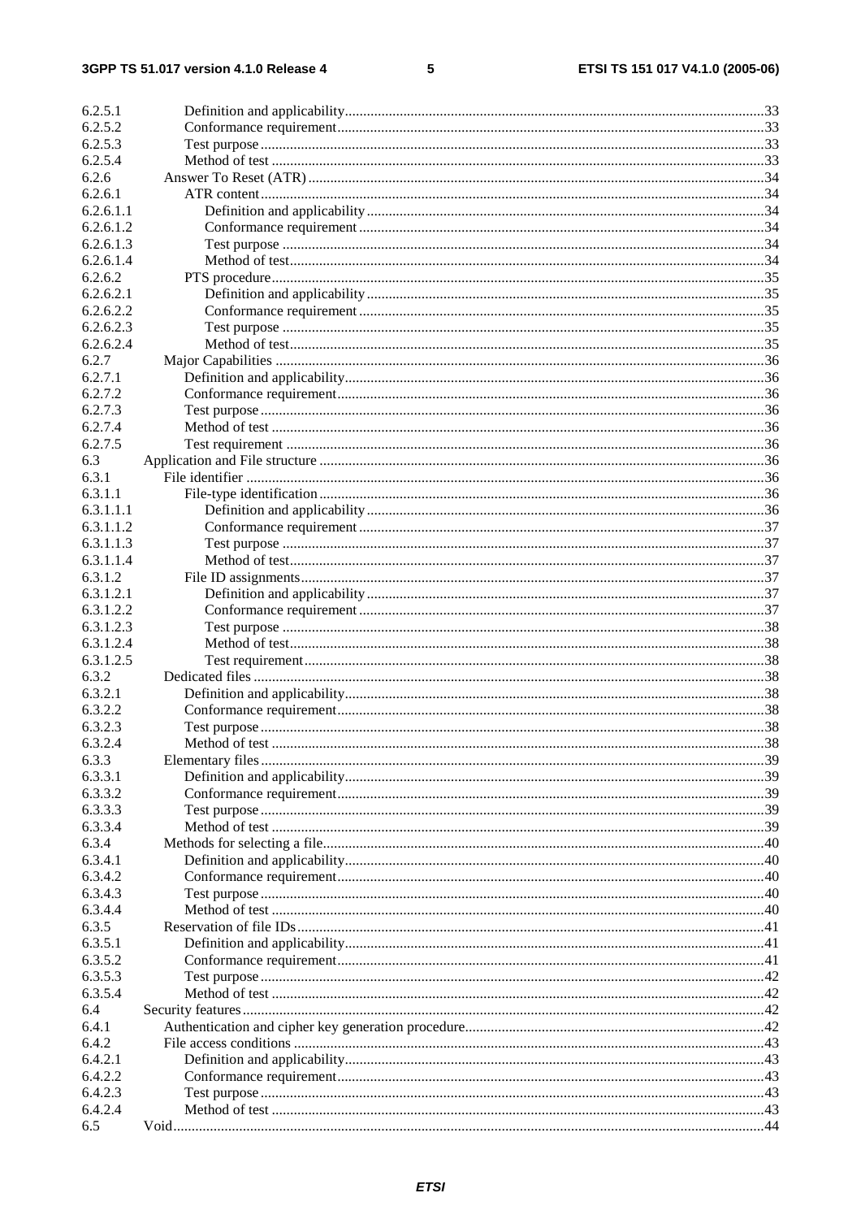6.2.5.1 Definition and applicability ..... 33
6.2.5.2 Conformance requirement ..... 33
6.2.5.3 Test purpose ..... 33
6.2.5.4 Method of test ..... 33
6.2.6 Answer To Reset (ATR) ..... 34
6.2.6.1 ATR content ..... 34
6.2.6.1.1 Definition and applicability ..... 34
6.2.6.1.2 Conformance requirement ..... 34
6.2.6.1.3 Test purpose ..... 34
6.2.6.1.4 Method of test ..... 34
6.2.6.2 PTS procedure ..... 35
6.2.6.2.1 Definition and applicability ..... 35
6.2.6.2.2 Conformance requirement ..... 35
6.2.6.2.3 Test purpose ..... 35
6.2.6.2.4 Method of test ..... 35
6.2.7 Major Capabilities ..... 36
6.2.7.1 Definition and applicability ..... 36
6.2.7.2 Conformance requirement ..... 36
6.2.7.3 Test purpose ..... 36
6.2.7.4 Method of test ..... 36
6.2.7.5 Test requirement ..... 36
6.3 Application and File structure ..... 36
6.3.1 File identifier ..... 36
6.3.1.1 File-type identification ..... 36
6.3.1.1.1 Definition and applicability ..... 36
6.3.1.1.2 Conformance requirement ..... 37
6.3.1.1.3 Test purpose ..... 37
6.3.1.1.4 Method of test ..... 37
6.3.1.2 File ID assignments ..... 37
6.3.1.2.1 Definition and applicability ..... 37
6.3.1.2.2 Conformance requirement ..... 37
6.3.1.2.3 Test purpose ..... 38
6.3.1.2.4 Method of test ..... 38
6.3.1.2.5 Test requirement ..... 38
6.3.2 Dedicated files ..... 38
6.3.2.1 Definition and applicability ..... 38
6.3.2.2 Conformance requirement ..... 38
6.3.2.3 Test purpose ..... 38
6.3.2.4 Method of test ..... 38
6.3.3 Elementary files ..... 39
6.3.3.1 Definition and applicability ..... 39
6.3.3.2 Conformance requirement ..... 39
6.3.3.3 Test purpose ..... 39
6.3.3.4 Method of test ..... 39
6.3.4 Methods for selecting a file ..... 40
6.3.4.1 Definition and applicability ..... 40
6.3.4.2 Conformance requirement ..... 40
6.3.4.3 Test purpose ..... 40
6.3.4.4 Method of test ..... 40
6.3.5 Reservation of file IDs ..... 41
6.3.5.1 Definition and applicability ..... 41
6.3.5.2 Conformance requirement ..... 41
6.3.5.3 Test purpose ..... 42
6.3.5.4 Method of test ..... 42
6.4 Security features ..... 42
6.4.1 Authentication and cipher key generation procedure ..... 42
6.4.2 File access conditions ..... 43
6.4.2.1 Definition and applicability ..... 43
6.4.2.2 Conformance requirement ..... 43
6.4.2.3 Test purpose ..... 43
6.4.2.4 Method of test ..... 43
6.5 Void ..... 44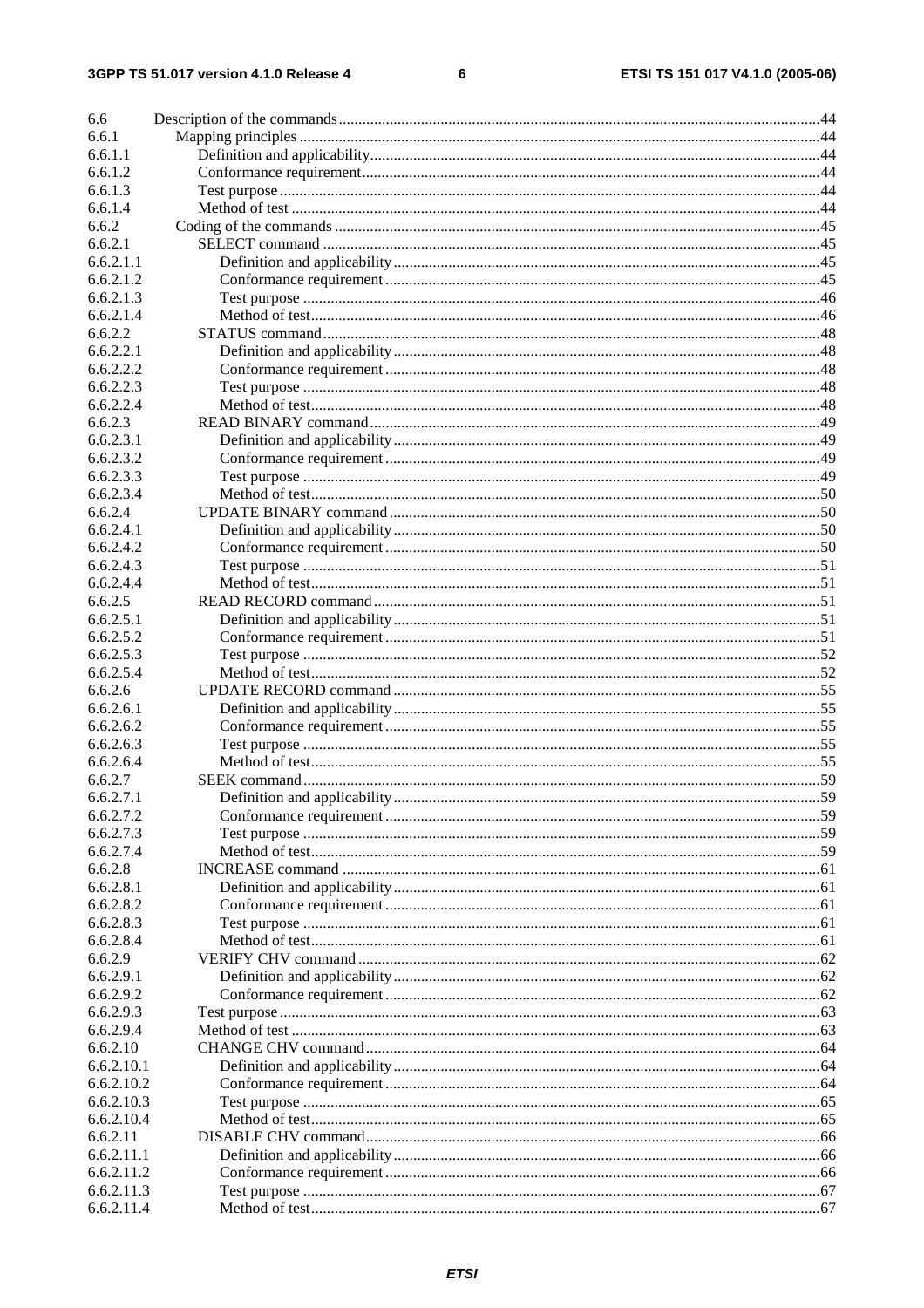6.6 Description of the commands....44
6.6.1 Mapping principles....44
6.6.1.1 Definition and applicability....44
6.6.1.2 Conformance requirement....44
6.6.1.3 Test purpose....44
6.6.1.4 Method of test....44
6.6.2 Coding of the commands....45
6.6.2.1 SELECT command....45
6.6.2.1.1 Definition and applicability....45
6.6.2.1.2 Conformance requirement....45
6.6.2.1.3 Test purpose....46
6.6.2.1.4 Method of test....46
6.6.2.2 STATUS command....48
6.6.2.2.1 Definition and applicability....48
6.6.2.2.2 Conformance requirement....48
6.6.2.2.3 Test purpose....48
6.6.2.2.4 Method of test....48
6.6.2.3 READ BINARY command....49
6.6.2.3.1 Definition and applicability....49
6.6.2.3.2 Conformance requirement....49
6.6.2.3.3 Test purpose....49
6.6.2.3.4 Method of test....50
6.6.2.4 UPDATE BINARY command....50
6.6.2.4.1 Definition and applicability....50
6.6.2.4.2 Conformance requirement....50
6.6.2.4.3 Test purpose....51
6.6.2.4.4 Method of test....51
6.6.2.5 READ RECORD command....51
6.6.2.5.1 Definition and applicability....51
6.6.2.5.2 Conformance requirement....51
6.6.2.5.3 Test purpose....52
6.6.2.5.4 Method of test....52
6.6.2.6 UPDATE RECORD command....55
6.6.2.6.1 Definition and applicability....55
6.6.2.6.2 Conformance requirement....55
6.6.2.6.3 Test purpose....55
6.6.2.6.4 Method of test....55
6.6.2.7 SEEK command....59
6.6.2.7.1 Definition and applicability....59
6.6.2.7.2 Conformance requirement....59
6.6.2.7.3 Test purpose....59
6.6.2.7.4 Method of test....59
6.6.2.8 INCREASE command....61
6.6.2.8.1 Definition and applicability....61
6.6.2.8.2 Conformance requirement....61
6.6.2.8.3 Test purpose....61
6.6.2.8.4 Method of test....61
6.6.2.9 VERIFY CHV command....62
6.6.2.9.1 Definition and applicability....62
6.6.2.9.2 Conformance requirement....62
6.6.2.9.3 Test purpose....63
6.6.2.9.4 Method of test....63
6.6.2.10 CHANGE CHV command....64
6.6.2.10.1 Definition and applicability....64
6.6.2.10.2 Conformance requirement....64
6.6.2.10.3 Test purpose....65
6.6.2.10.4 Method of test....65
6.6.2.11 DISABLE CHV command....66
6.6.2.11.1 Definition and applicability....66
6.6.2.11.2 Conformance requirement....66
6.6.2.11.3 Test purpose....67
6.6.2.11.4 Method of test....67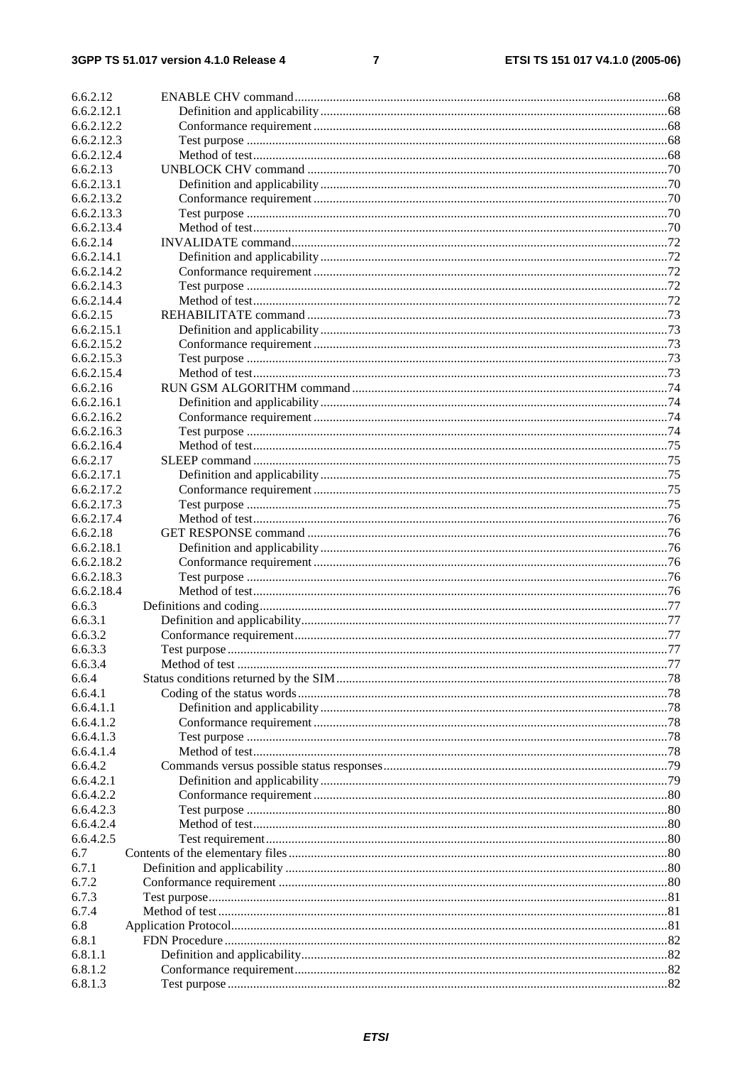6.6.2.12 ENABLE CHV command ....68
6.6.2.12.1 Definition and applicability ....68
6.6.2.12.2 Conformance requirement ....68
6.6.2.12.3 Test purpose ....68
6.6.2.12.4 Method of test ....68
6.6.2.13 UNBLOCK CHV command ....70
6.6.2.13.1 Definition and applicability ....70
6.6.2.13.2 Conformance requirement ....70
6.6.2.13.3 Test purpose ....70
6.6.2.13.4 Method of test ....70
6.6.2.14 INVALIDATE command ....72
6.6.2.14.1 Definition and applicability ....72
6.6.2.14.2 Conformance requirement ....72
6.6.2.14.3 Test purpose ....72
6.6.2.14.4 Method of test ....72
6.6.2.15 REHABILITATE command ....73
6.6.2.15.1 Definition and applicability ....73
6.6.2.15.2 Conformance requirement ....73
6.6.2.15.3 Test purpose ....73
6.6.2.15.4 Method of test ....73
6.6.2.16 RUN GSM ALGORITHM command ....74
6.6.2.16.1 Definition and applicability ....74
6.6.2.16.2 Conformance requirement ....74
6.6.2.16.3 Test purpose ....74
6.6.2.16.4 Method of test ....75
6.6.2.17 SLEEP command ....75
6.6.2.17.1 Definition and applicability ....75
6.6.2.17.2 Conformance requirement ....75
6.6.2.17.3 Test purpose ....75
6.6.2.17.4 Method of test ....76
6.6.2.18 GET RESPONSE command ....76
6.6.2.18.1 Definition and applicability ....76
6.6.2.18.2 Conformance requirement ....76
6.6.2.18.3 Test purpose ....76
6.6.2.18.4 Method of test ....76
6.6.3 Definitions and coding ....77
6.6.3.1 Definition and applicability ....77
6.6.3.2 Conformance requirement ....77
6.6.3.3 Test purpose ....77
6.6.3.4 Method of test ....77
6.6.4 Status conditions returned by the SIM ....78
6.6.4.1 Coding of the status words ....78
6.6.4.1.1 Definition and applicability ....78
6.6.4.1.2 Conformance requirement ....78
6.6.4.1.3 Test purpose ....78
6.6.4.1.4 Method of test ....78
6.6.4.2 Commands versus possible status responses ....79
6.6.4.2.1 Definition and applicability ....79
6.6.4.2.2 Conformance requirement ....80
6.6.4.2.3 Test purpose ....80
6.6.4.2.4 Method of test ....80
6.6.4.2.5 Test requirement ....80
6.7 Contents of the elementary files ....80
6.7.1 Definition and applicability ....80
6.7.2 Conformance requirement ....80
6.7.3 Test purpose ....81
6.7.4 Method of test ....81
6.8 Application Protocol ....81
6.8.1 FDN Procedure ....82
6.8.1.1 Definition and applicability ....82
6.8.1.2 Conformance requirement ....82
6.8.1.3 Test purpose ....82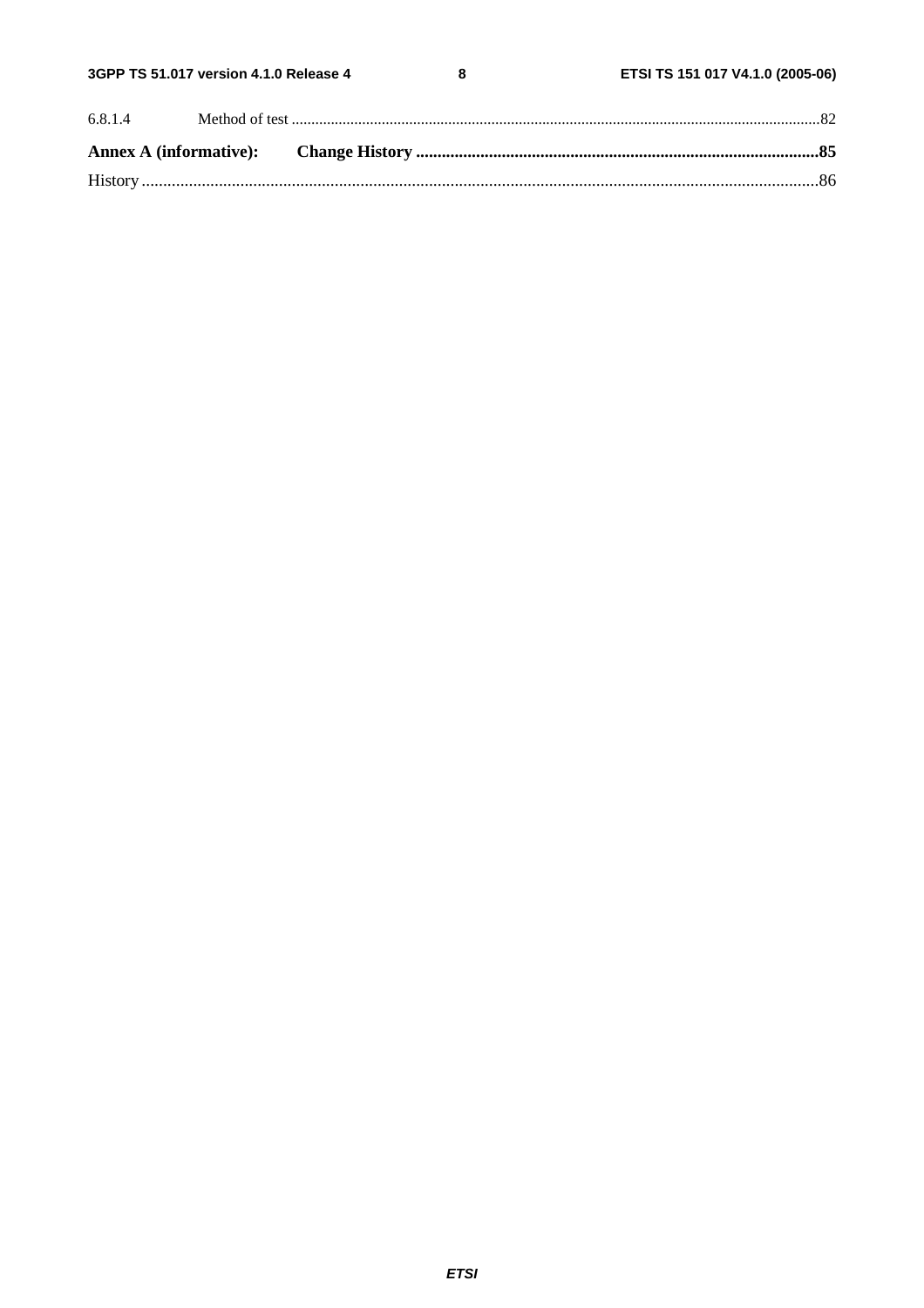6.8.1.4 Method of test .....82

**Annex A (informative): Change History .....85**

History .....86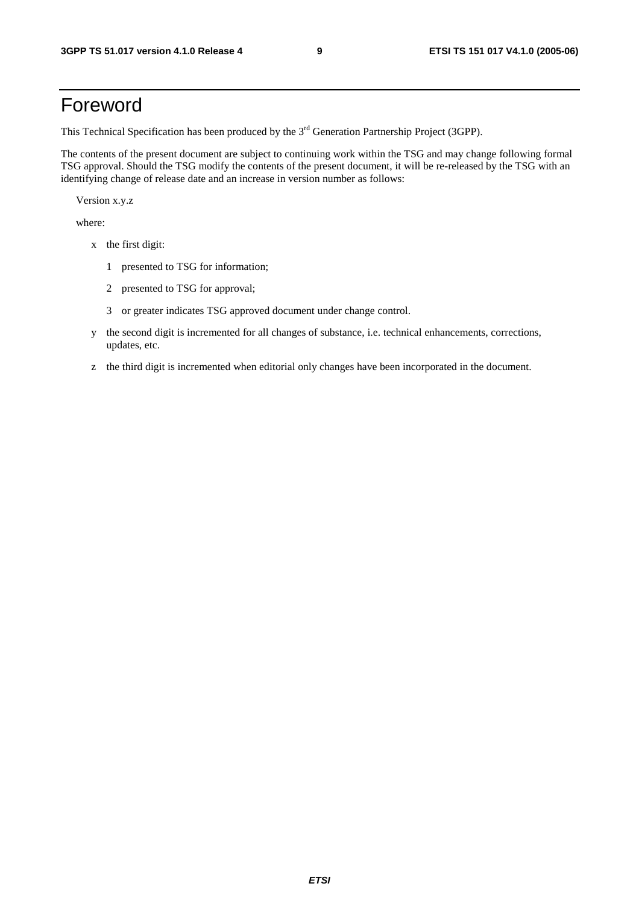# Foreword

This Technical Specification has been produced by the 3rd Generation Partnership Project (3GPP).

The contents of the present document are subject to continuing work within the TSG and may change following formal TSG approval. Should the TSG modify the contents of the present document, it will be re-released by the TSG with an identifying change of release date and an increase in version number as follows:

Version x.y.z

where:

- x the first digit:
  - 1 presented to TSG for information;
  - 2 presented to TSG for approval;
  - 3 or greater indicates TSG approved document under change control.
- y the second digit is incremented for all changes of substance, i.e. technical enhancements, corrections, updates, etc.
- z the third digit is incremented when editorial only changes have been incorporated in the document.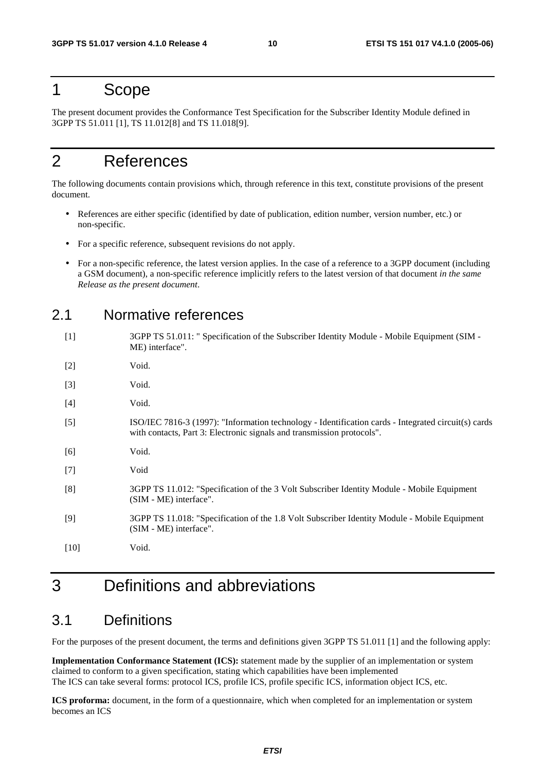# 1 Scope

The present document provides the Conformance Test Specification for the Subscriber Identity Module defined in 3GPP TS 51.011 [1], TS 11.012[8] and TS 11.018[9].

# 2 References

The following documents contain provisions which, through reference in this text, constitute provisions of the present document.

- References are either specific (identified by date of publication, edition number, version number, etc.) or non-specific.
- For a specific reference, subsequent revisions do not apply.
- For a non-specific reference, the latest version applies. In the case of a reference to a 3GPP document (including a GSM document), a non-specific reference implicitly refers to the latest version of that document *in the same Release as the present document*.

## 2.1 Normative references

[1] 3GPP TS 51.011: " Specification of the Subscriber Identity Module - Mobile Equipment (SIM - ME) interface".

[2] Void.

[3] Void.

[4] Void.

[5] ISO/IEC 7816-3 (1997): "Information technology - Identification cards - Integrated circuit(s) cards with contacts, Part 3: Electronic signals and transmission protocols".

[6] Void.

[7] Void

[8] 3GPP TS 11.012: "Specification of the 3 Volt Subscriber Identity Module - Mobile Equipment (SIM - ME) interface".

[9] 3GPP TS 11.018: "Specification of the 1.8 Volt Subscriber Identity Module - Mobile Equipment (SIM - ME) interface".

[10] Void.

# 3 Definitions and abbreviations

## 3.1 Definitions

For the purposes of the present document, the terms and definitions given 3GPP TS 51.011 [1] and the following apply:

**Implementation Conformance Statement (ICS):** statement made by the supplier of an implementation or system claimed to conform to a given specification, stating which capabilities have been implemented
The ICS can take several forms: protocol ICS, profile ICS, profile specific ICS, information object ICS, etc.

**ICS proforma:** document, in the form of a questionnaire, which when completed for an implementation or system becomes an ICS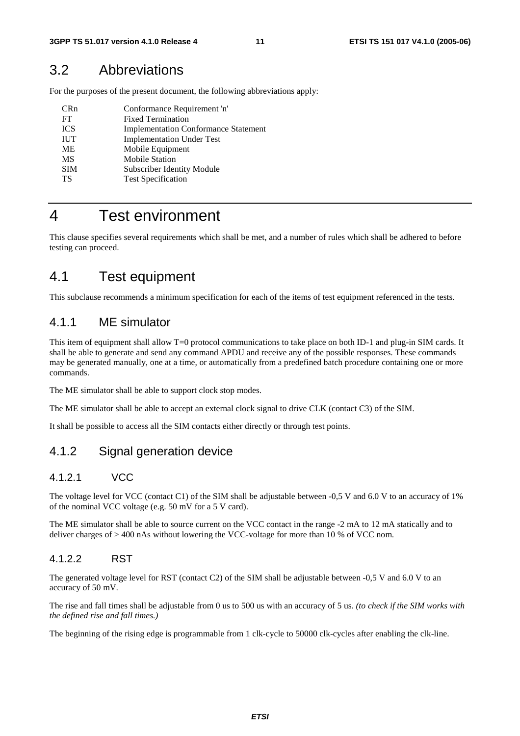## 3.2 Abbreviations

For the purposes of the present document, the following abbreviations apply:

| | |
|---|---|
| CRn | Conformance Requirement 'n' |
| FT | Fixed Termination |
| ICS | Implementation Conformance Statement |
| IUT | Implementation Under Test |
| ME | Mobile Equipment |
| MS | Mobile Station |
| SIM | Subscriber Identity Module |
| TS | Test Specification |

# 4 Test environment

This clause specifies several requirements which shall be met, and a number of rules which shall be adhered to before testing can proceed.

## 4.1 Test equipment

This subclause recommends a minimum specification for each of the items of test equipment referenced in the tests.

### 4.1.1 ME simulator

This item of equipment shall allow T=0 protocol communications to take place on both ID-1 and plug-in SIM cards. It shall be able to generate and send any command APDU and receive any of the possible responses. These commands may be generated manually, one at a time, or automatically from a predefined batch procedure containing one or more commands.

The ME simulator shall be able to support clock stop modes.

The ME simulator shall be able to accept an external clock signal to drive CLK (contact C3) of the SIM.

It shall be possible to access all the SIM contacts either directly or through test points.

### 4.1.2 Signal generation device

#### 4.1.2.1 VCC

The voltage level for VCC (contact C1) of the SIM shall be adjustable between -0,5 V and 6.0 V to an accuracy of 1% of the nominal VCC voltage (e.g. 50 mV for a 5 V card).

The ME simulator shall be able to source current on the VCC contact in the range -2 mA to 12 mA statically and to deliver charges of > 400 nAs without lowering the VCC-voltage for more than 10 % of VCC nom.

#### 4.1.2.2 RST

The generated voltage level for RST (contact C2) of the SIM shall be adjustable between -0,5 V and 6.0 V to an accuracy of 50 mV.

The rise and fall times shall be adjustable from 0 us to 500 us with an accuracy of 5 us. *(to check if the SIM works with the defined rise and fall times.)*

The beginning of the rising edge is programmable from 1 clk-cycle to 50000 clk-cycles after enabling the clk-line.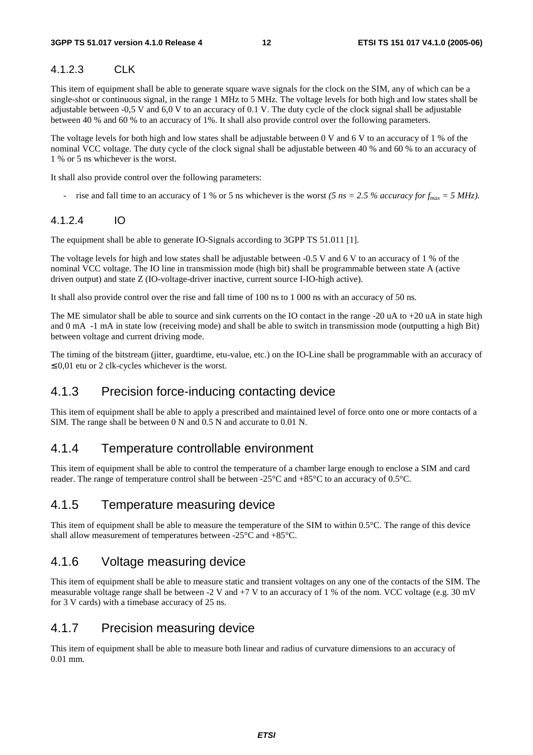#### 4.1.2.3 CLK

This item of equipment shall be able to generate square wave signals for the clock on the SIM, any of which can be a single-shot or continuous signal, in the range 1 MHz to 5 MHz. The voltage levels for both high and low states shall be adjustable between -0,5 V and 6,0 V to an accuracy of 0.1 V. The duty cycle of the clock signal shall be adjustable between 40 % and 60 % to an accuracy of 1%. It shall also provide control over the following parameters.

The voltage levels for both high and low states shall be adjustable between 0 V and 6 V to an accuracy of 1 % of the nominal VCC voltage. The duty cycle of the clock signal shall be adjustable between 40 % and 60 % to an accuracy of 1 % or 5 ns whichever is the worst.

It shall also provide control over the following parameters:

- rise and fall time to an accuracy of 1 % or 5 ns whichever is the worst *(5 ns = 2.5 % accuracy for $f_{max}$ = 5 MHz).*

#### 4.1.2.4 IO

The equipment shall be able to generate IO-Signals according to 3GPP TS 51.011 [1].

The voltage levels for high and low states shall be adjustable between -0.5 V and 6 V to an accuracy of 1 % of the nominal VCC voltage. The IO line in transmission mode (high bit) shall be programmable between state A (active driven output) and state Z (IO-voltage-driver inactive, current source I-IO-high active).

It shall also provide control over the rise and fall time of 100 ns to 1 000 ns with an accuracy of 50 ns.

The ME simulator shall be able to source and sink currents on the IO contact in the range -20 uA to +20 uA in state high and 0 mA -1 mA in state low (receiving mode) and shall be able to switch in transmission mode (outputting a high Bit) between voltage and current driving mode.

The timing of the bitstream (jitter, guardtime, etu-value, etc.) on the IO-Line shall be programmable with an accuracy of ≤ 0,01 etu or 2 clk-cycles whichever is the worst.

### 4.1.3 Precision force-inducing contacting device

This item of equipment shall be able to apply a prescribed and maintained level of force onto one or more contacts of a SIM. The range shall be between 0 N and 0.5 N and accurate to 0.01 N.

### 4.1.4 Temperature controllable environment

This item of equipment shall be able to control the temperature of a chamber large enough to enclose a SIM and card reader. The range of temperature control shall be between -25°C and +85°C to an accuracy of 0.5°C.

### 4.1.5 Temperature measuring device

This item of equipment shall be able to measure the temperature of the SIM to within 0.5°C. The range of this device shall allow measurement of temperatures between -25°C and +85°C.

### 4.1.6 Voltage measuring device

This item of equipment shall be able to measure static and transient voltages on any one of the contacts of the SIM. The measurable voltage range shall be between -2 V and +7 V to an accuracy of 1 % of the nom. VCC voltage (e.g. 30 mV for 3 V cards) with a timebase accuracy of 25 ns.

### 4.1.7 Precision measuring device

This item of equipment shall be able to measure both linear and radius of curvature dimensions to an accuracy of 0.01 mm.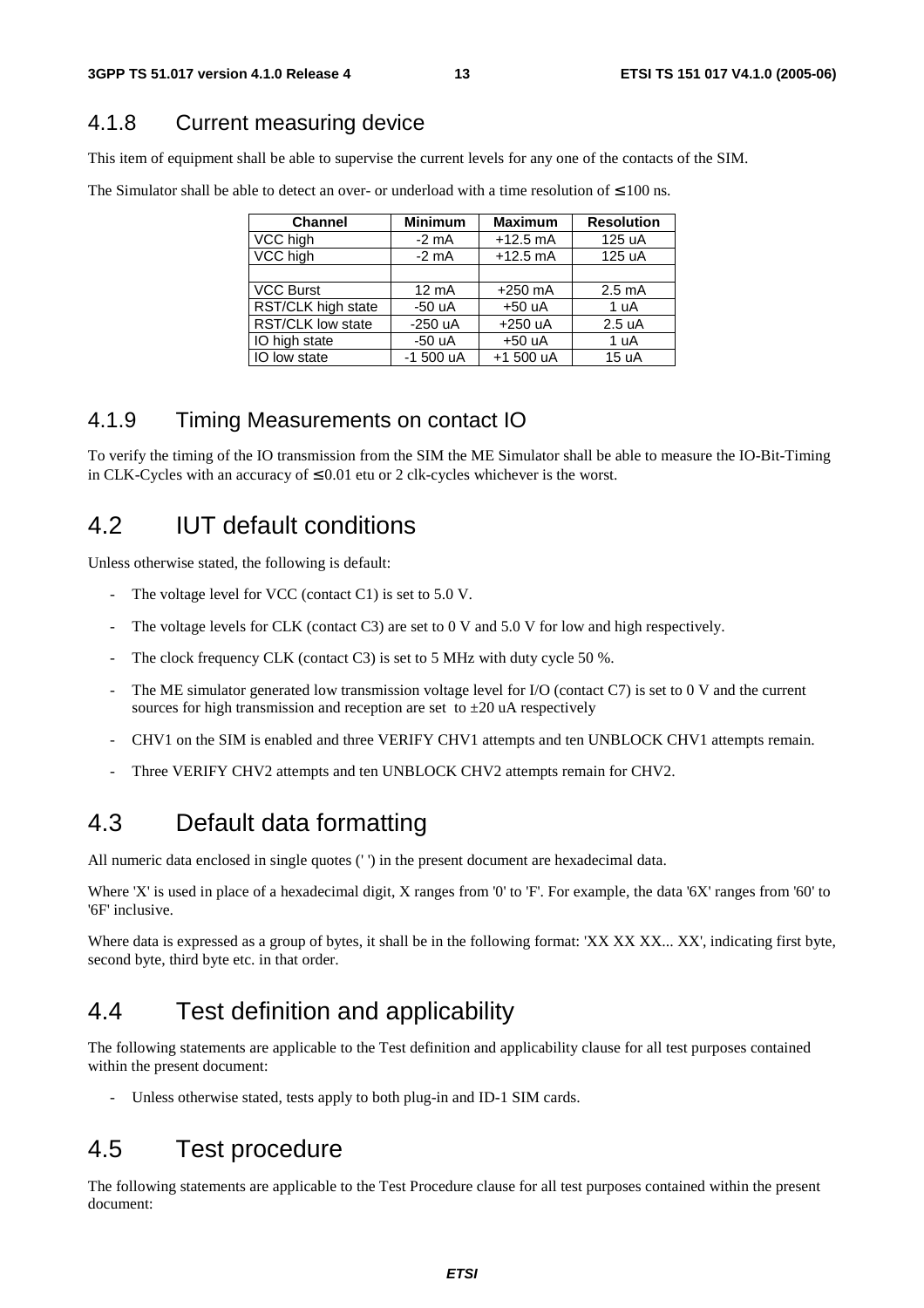### 4.1.8 Current measuring device

This item of equipment shall be able to supervise the current levels for any one of the contacts of the SIM.

The Simulator shall be able to detect an over- or underload with a time resolution of ≤ 100 ns.

| Channel | Minimum | Maximum | Resolution |
|---|---|---|---|
| VCC high | -2 mA | +12.5 mA | 125 uA |
| VCC high | -2 mA | +12.5 mA | 125 uA |
| | | | |
| VCC Burst | 12 mA | +250 mA | 2.5 mA |
| RST/CLK high state | -50 uA | +50 uA | 1 uA |
| RST/CLK low state | -250 uA | +250 uA | 2.5 uA |
| IO high state | -50 uA | +50 uA | 1 uA |
| IO low state | -1 500 uA | +1 500 uA | 15 uA |

### 4.1.9 Timing Measurements on contact IO

To verify the timing of the IO transmission from the SIM the ME Simulator shall be able to measure the IO-Bit-Timing in CLK-Cycles with an accuracy of ≤ 0.01 etu or 2 clk-cycles whichever is the worst.

## 4.2 IUT default conditions

Unless otherwise stated, the following is default:

- The voltage level for VCC (contact C1) is set to 5.0 V.
- The voltage levels for CLK (contact C3) are set to 0 V and 5.0 V for low and high respectively.
- The clock frequency CLK (contact C3) is set to 5 MHz with duty cycle 50 %.
- The ME simulator generated low transmission voltage level for I/O (contact C7) is set to 0 V and the current sources for high transmission and reception are set to ±20 uA respectively
- CHV1 on the SIM is enabled and three VERIFY CHV1 attempts and ten UNBLOCK CHV1 attempts remain.
- Three VERIFY CHV2 attempts and ten UNBLOCK CHV2 attempts remain for CHV2.

## 4.3 Default data formatting

All numeric data enclosed in single quotes (' ') in the present document are hexadecimal data.

Where 'X' is used in place of a hexadecimal digit, X ranges from '0' to 'F'. For example, the data '6X' ranges from '60' to '6F' inclusive.

Where data is expressed as a group of bytes, it shall be in the following format: 'XX XX XX... XX', indicating first byte, second byte, third byte etc. in that order.

## 4.4 Test definition and applicability

The following statements are applicable to the Test definition and applicability clause for all test purposes contained within the present document:

- Unless otherwise stated, tests apply to both plug-in and ID-1 SIM cards.

## 4.5 Test procedure

The following statements are applicable to the Test Procedure clause for all test purposes contained within the present document: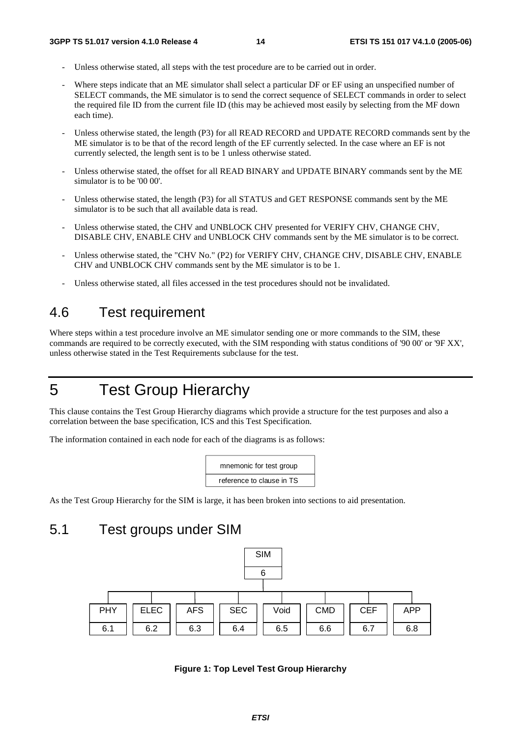- Unless otherwise stated, all steps with the test procedure are to be carried out in order.
- Where steps indicate that an ME simulator shall select a particular DF or EF using an unspecified number of SELECT commands, the ME simulator is to send the correct sequence of SELECT commands in order to select the required file ID from the current file ID (this may be achieved most easily by selecting from the MF down each time).
- Unless otherwise stated, the length (P3) for all READ RECORD and UPDATE RECORD commands sent by the ME simulator is to be that of the record length of the EF currently selected. In the case where an EF is not currently selected, the length sent is to be 1 unless otherwise stated.
- Unless otherwise stated, the offset for all READ BINARY and UPDATE BINARY commands sent by the ME simulator is to be '00 00'.
- Unless otherwise stated, the length (P3) for all STATUS and GET RESPONSE commands sent by the ME simulator is to be such that all available data is read.
- Unless otherwise stated, the CHV and UNBLOCK CHV presented for VERIFY CHV, CHANGE CHV, DISABLE CHV, ENABLE CHV and UNBLOCK CHV commands sent by the ME simulator is to be correct.
- Unless otherwise stated, the "CHV No." (P2) for VERIFY CHV, CHANGE CHV, DISABLE CHV, ENABLE CHV and UNBLOCK CHV commands sent by the ME simulator is to be 1.
- Unless otherwise stated, all files accessed in the test procedures should not be invalidated.

## 4.6 Test requirement

Where steps within a test procedure involve an ME simulator sending one or more commands to the SIM, these commands are required to be correctly executed, with the SIM responding with status conditions of '90 00' or '9F XX', unless otherwise stated in the Test Requirements subclause for the test.

# 5 Test Group Hierarchy

This clause contains the Test Group Hierarchy diagrams which provide a structure for the test purposes and also a correlation between the base specification, ICS and this Test Specification.

The information contained in each node for each of the diagrams is as follows:

| mnemonic for test group |
|---|
| reference to clause in TS |

As the Test Group Hierarchy for the SIM is large, it has been broken into sections to aid presentation.

## 5.1 Test groups under SIM

SIM (6)

| PHY | ELEC | AFS | SEC | Void | CMD | CEF | APP |
|---|---|---|---|---|---|---|---|
| 6.1 | 6.2 | 6.3 | 6.4 | 6.5 | 6.6 | 6.7 | 6.8 |

**Figure 1: Top Level Test Group Hierarchy**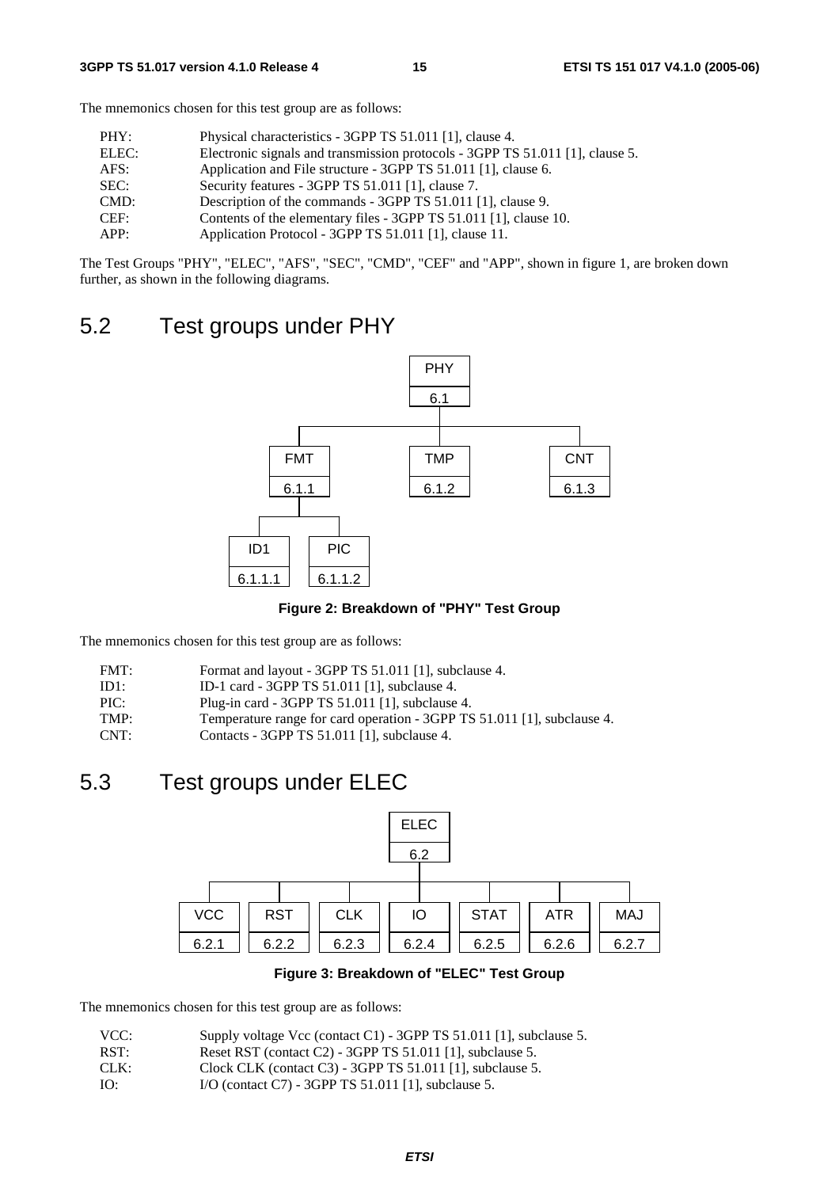The mnemonics chosen for this test group are as follows:

| | |
|---|---|
| PHY: | Physical characteristics - 3GPP TS 51.011 [1], clause 4. |
| ELEC: | Electronic signals and transmission protocols - 3GPP TS 51.011 [1], clause 5. |
| AFS: | Application and File structure - 3GPP TS 51.011 [1], clause 6. |
| SEC: | Security features - 3GPP TS 51.011 [1], clause 7. |
| CMD: | Description of the commands - 3GPP TS 51.011 [1], clause 9. |
| CEF: | Contents of the elementary files - 3GPP TS 51.011 [1], clause 10. |
| APP: | Application Protocol - 3GPP TS 51.011 [1], clause 11. |

The Test Groups "PHY", "ELEC", "AFS", "SEC", "CMD", "CEF" and "APP", shown in figure 1, are broken down further, as shown in the following diagrams.

## 5.2 Test groups under PHY

```
                    PHY
                    6.1
       ┌─────────────┼─────────────┐
      FMT           TMP           CNT
     6.1.1         6.1.2         6.1.3
    ┌──┴──┐
   ID1   PIC
 6.1.1.1 6.1.1.2
```

**Figure 2: Breakdown of "PHY" Test Group**

The mnemonics chosen for this test group are as follows:

| | |
|---|---|
| FMT: | Format and layout - 3GPP TS 51.011 [1], subclause 4. |
| ID1: | ID-1 card - 3GPP TS 51.011 [1], subclause 4. |
| PIC: | Plug-in card - 3GPP TS 51.011 [1], subclause 4. |
| TMP: | Temperature range for card operation - 3GPP TS 51.011 [1], subclause 4. |
| CNT: | Contacts - 3GPP TS 51.011 [1], subclause 4. |

## 5.3 Test groups under ELEC

```
                          ELEC
                          6.2
   ┌──────┬──────┬──────┬──┴───┬──────┬──────┐
  VCC    RST    CLK     IO    STAT   ATR    MAJ
 6.2.1  6.2.2  6.2.3  6.2.4  6.2.5  6.2.6  6.2.7
```

**Figure 3: Breakdown of "ELEC" Test Group**

The mnemonics chosen for this test group are as follows:

| | |
|---|---|
| VCC: | Supply voltage Vcc (contact C1) - 3GPP TS 51.011 [1], subclause 5. |
| RST: | Reset RST (contact C2) - 3GPP TS 51.011 [1], subclause 5. |
| CLK: | Clock CLK (contact C3) - 3GPP TS 51.011 [1], subclause 5. |
| IO: | I/O (contact C7) - 3GPP TS 51.011 [1], subclause 5. |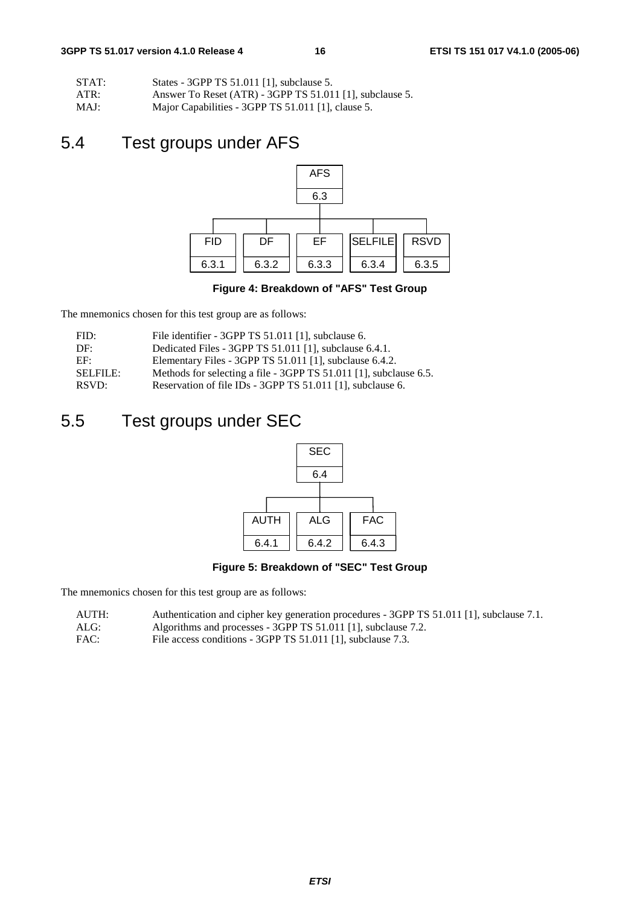| | |
|---|---|
| STAT: | States - 3GPP TS 51.011 [1], subclause 5. |
| ATR: | Answer To Reset (ATR) - 3GPP TS 51.011 [1], subclause 5. |
| MAJ: | Major Capabilities - 3GPP TS 51.011 [1], clause 5. |

# 5.4 Test groups under AFS

AFS 6.3

FID 6.3.1 | DF 6.3.2 | EF 6.3.3 | SELFILE 6.3.4 | RSVD 6.3.5

**Figure 4: Breakdown of "AFS" Test Group**

The mnemonics chosen for this test group are as follows:

| | |
|---|---|
| FID: | File identifier - 3GPP TS 51.011 [1], subclause 6. |
| DF: | Dedicated Files - 3GPP TS 51.011 [1], subclause 6.4.1. |
| EF: | Elementary Files - 3GPP TS 51.011 [1], subclause 6.4.2. |
| SELFILE: | Methods for selecting a file - 3GPP TS 51.011 [1], subclause 6.5. |
| RSVD: | Reservation of file IDs - 3GPP TS 51.011 [1], subclause 6. |

# 5.5 Test groups under SEC

SEC 6.4

AUTH 6.4.1 | ALG 6.4.2 | FAC 6.4.3

**Figure 5: Breakdown of "SEC" Test Group**

The mnemonics chosen for this test group are as follows:

| | |
|---|---|
| AUTH: | Authentication and cipher key generation procedures - 3GPP TS 51.011 [1], subclause 7.1. |
| ALG: | Algorithms and processes - 3GPP TS 51.011 [1], subclause 7.2. |
| FAC: | File access conditions - 3GPP TS 51.011 [1], subclause 7.3. |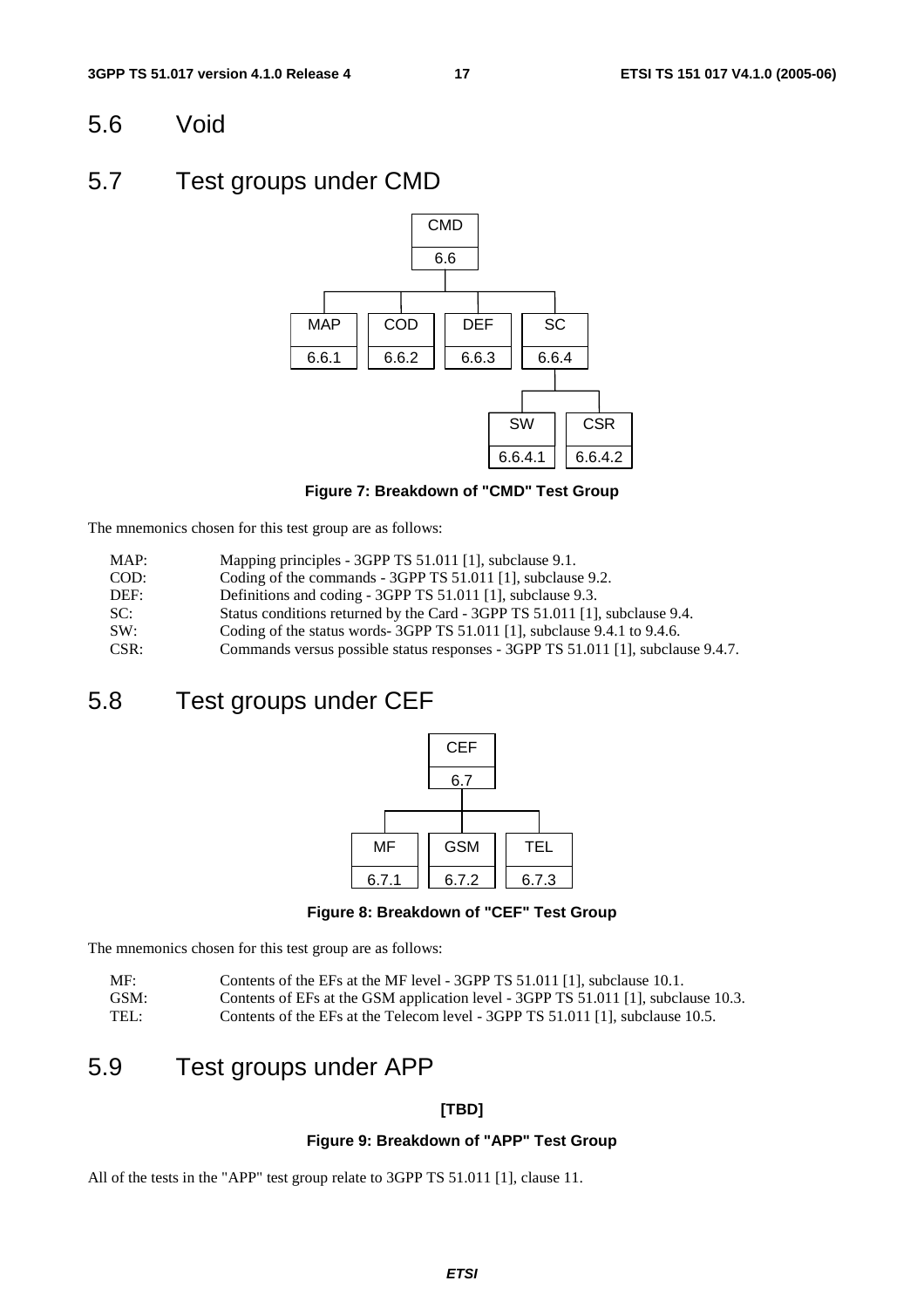## 5.6 Void

## 5.7 Test groups under CMD

Figure 7: Breakdown of "CMD" Test Group

The mnemonics chosen for this test group are as follows:

| | |
|---|---|
| MAP: | Mapping principles - 3GPP TS 51.011 [1], subclause 9.1. |
| COD: | Coding of the commands - 3GPP TS 51.011 [1], subclause 9.2. |
| DEF: | Definitions and coding - 3GPP TS 51.011 [1], subclause 9.3. |
| SC: | Status conditions returned by the Card - 3GPP TS 51.011 [1], subclause 9.4. |
| SW: | Coding of the status words- 3GPP TS 51.011 [1], subclause 9.4.1 to 9.4.6. |
| CSR: | Commands versus possible status responses - 3GPP TS 51.011 [1], subclause 9.4.7. |

## 5.8 Test groups under CEF

Figure 8: Breakdown of "CEF" Test Group

The mnemonics chosen for this test group are as follows:

| | |
|---|---|
| MF: | Contents of the EFs at the MF level - 3GPP TS 51.011 [1], subclause 10.1. |
| GSM: | Contents of EFs at the GSM application level - 3GPP TS 51.011 [1], subclause 10.3. |
| TEL: | Contents of the EFs at the Telecom level - 3GPP TS 51.011 [1], subclause 10.5. |

## 5.9 Test groups under APP

**[TBD]**

**Figure 9: Breakdown of "APP" Test Group**

All of the tests in the "APP" test group relate to 3GPP TS 51.011 [1], clause 11.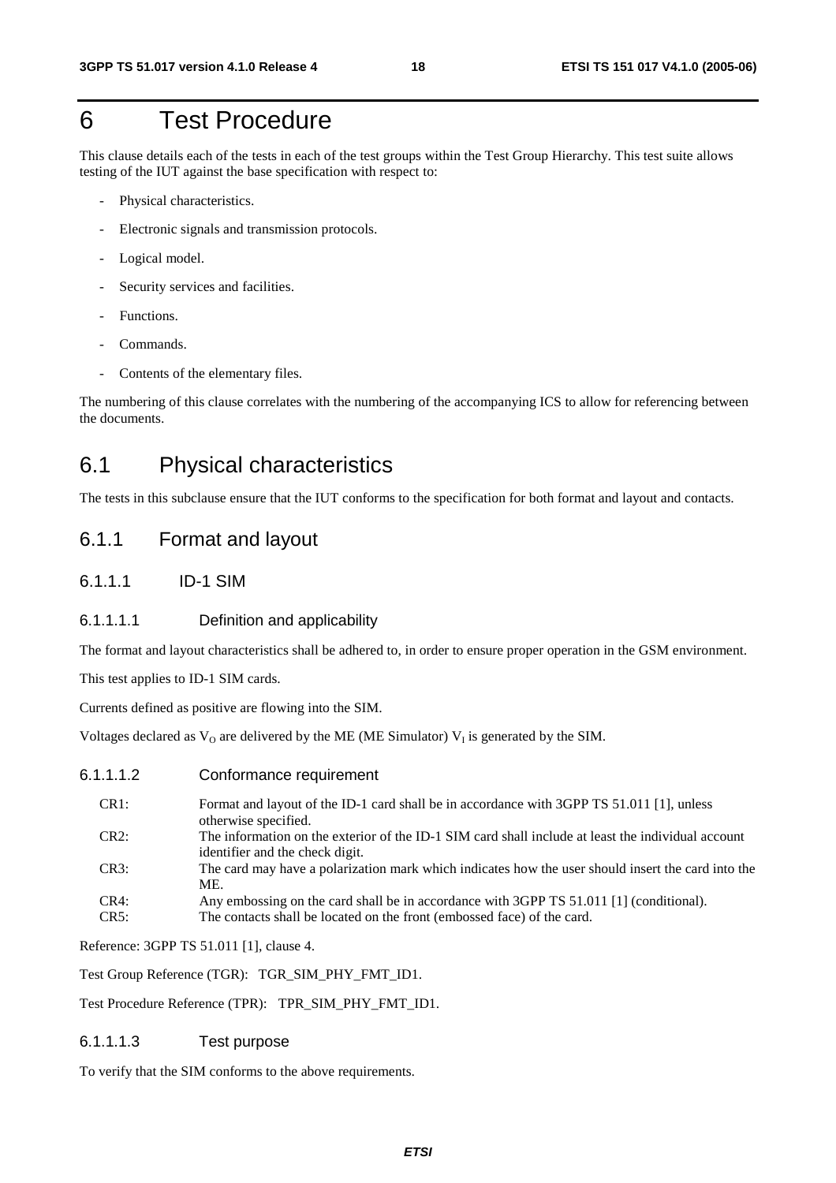# 6 Test Procedure

This clause details each of the tests in each of the test groups within the Test Group Hierarchy. This test suite allows testing of the IUT against the base specification with respect to:

- Physical characteristics.
- Electronic signals and transmission protocols.
- Logical model.
- Security services and facilities.
- Functions.
- Commands.
- Contents of the elementary files.

The numbering of this clause correlates with the numbering of the accompanying ICS to allow for referencing between the documents.

## 6.1 Physical characteristics

The tests in this subclause ensure that the IUT conforms to the specification for both format and layout and contacts.

### 6.1.1 Format and layout

#### 6.1.1.1 ID-1 SIM

##### 6.1.1.1.1 Definition and applicability

The format and layout characteristics shall be adhered to, in order to ensure proper operation in the GSM environment.

This test applies to ID-1 SIM cards.

Currents defined as positive are flowing into the SIM.

Voltages declared as $V_O$ are delivered by the ME (ME Simulator) $V_I$ is generated by the SIM.

##### 6.1.1.1.2 Conformance requirement

CR1: Format and layout of the ID-1 card shall be in accordance with 3GPP TS 51.011 [1], unless otherwise specified.

CR2: The information on the exterior of the ID-1 SIM card shall include at least the individual account identifier and the check digit.

CR3: The card may have a polarization mark which indicates how the user should insert the card into the ME.

CR4: Any embossing on the card shall be in accordance with 3GPP TS 51.011 [1] (conditional).

CR5: The contacts shall be located on the front (embossed face) of the card.

Reference: 3GPP TS 51.011 [1], clause 4.

Test Group Reference (TGR): TGR_SIM_PHY_FMT_ID1.

Test Procedure Reference (TPR): TPR_SIM_PHY_FMT_ID1.

##### 6.1.1.1.3 Test purpose

To verify that the SIM conforms to the above requirements.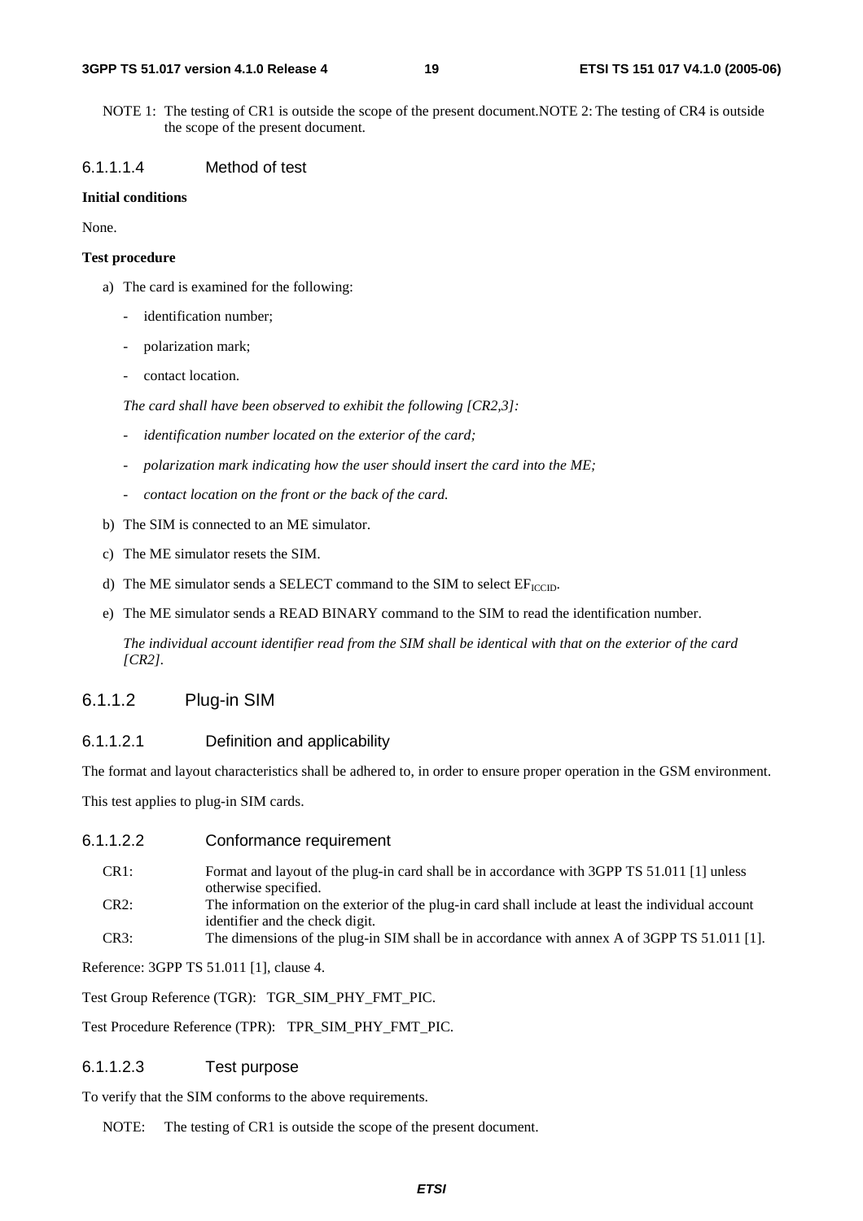NOTE 1: The testing of CR1 is outside the scope of the present document.NOTE 2: The testing of CR4 is outside the scope of the present document.

#### 6.1.1.1.4 Method of test

**Initial conditions**

None.

**Test procedure**

a) The card is examined for the following:

- identification number;
- polarization mark;
- contact location.

*The card shall have been observed to exhibit the following [CR2,3]:*

- *identification number located on the exterior of the card;*
- *polarization mark indicating how the user should insert the card into the ME;*
- *contact location on the front or the back of the card.*

b) The SIM is connected to an ME simulator.

c) The ME simulator resets the SIM.

d) The ME simulator sends a SELECT command to the SIM to select $EF_{ICCID}$.

e) The ME simulator sends a READ BINARY command to the SIM to read the identification number.

*The individual account identifier read from the SIM shall be identical with that on the exterior of the card [CR2].*

### 6.1.1.2 Plug-in SIM

#### 6.1.1.2.1 Definition and applicability

The format and layout characteristics shall be adhered to, in order to ensure proper operation in the GSM environment.

This test applies to plug-in SIM cards.

#### 6.1.1.2.2 Conformance requirement

CR1: Format and layout of the plug-in card shall be in accordance with 3GPP TS 51.011 [1] unless otherwise specified.

CR2: The information on the exterior of the plug-in card shall include at least the individual account identifier and the check digit.

CR3: The dimensions of the plug-in SIM shall be in accordance with annex A of 3GPP TS 51.011 [1].

Reference: 3GPP TS 51.011 [1], clause 4.

Test Group Reference (TGR): TGR_SIM_PHY_FMT_PIC.

Test Procedure Reference (TPR): TPR_SIM_PHY_FMT_PIC.

#### 6.1.1.2.3 Test purpose

To verify that the SIM conforms to the above requirements.

NOTE: The testing of CR1 is outside the scope of the present document.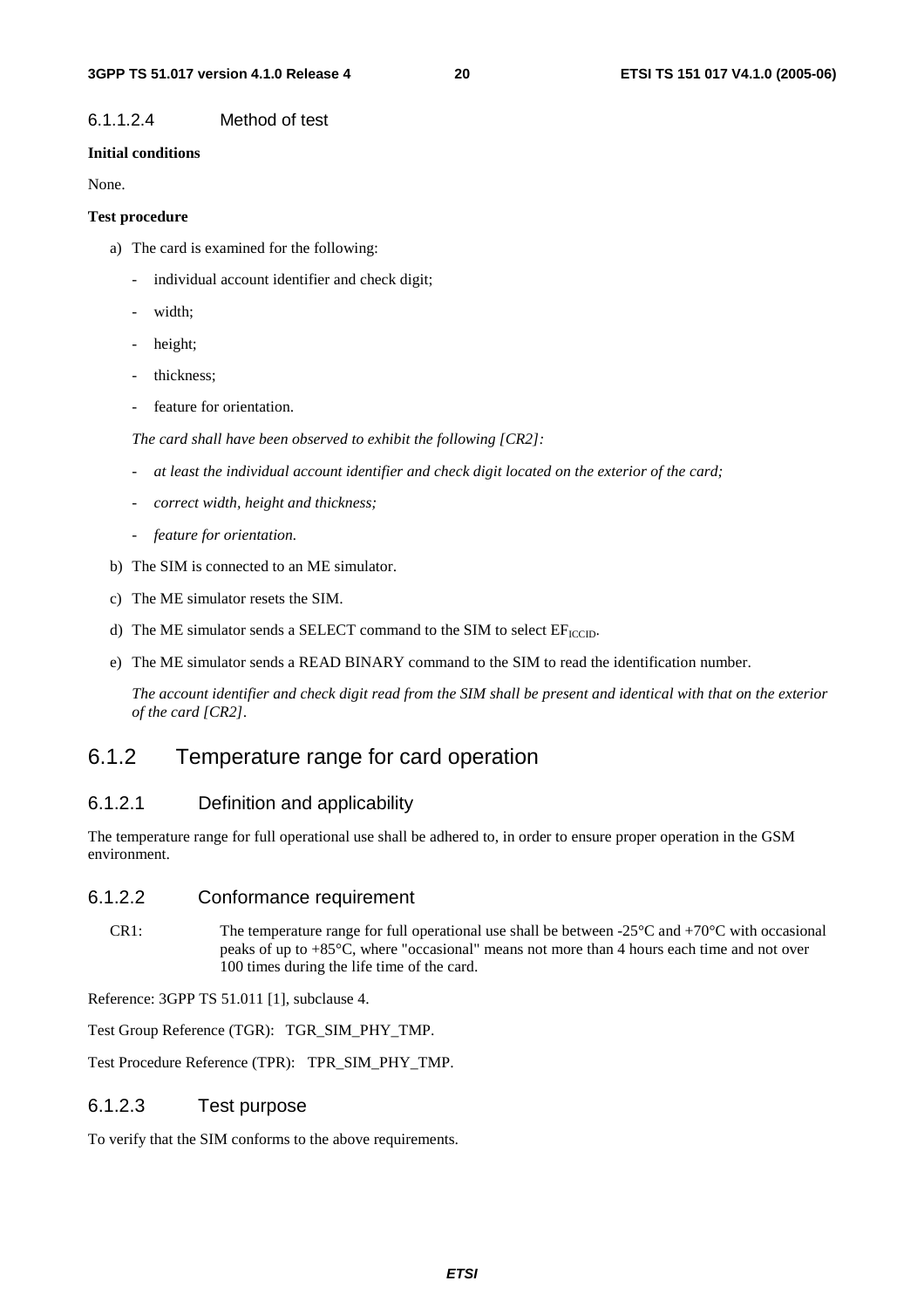#### 6.1.1.2.4 Method of test

**Initial conditions**

None.

**Test procedure**

a) The card is examined for the following:

- individual account identifier and check digit;
- width;
- height;
- thickness;
- feature for orientation.

*The card shall have been observed to exhibit the following [CR2]:*

- *at least the individual account identifier and check digit located on the exterior of the card;*
- *correct width, height and thickness;*
- *feature for orientation.*

b) The SIM is connected to an ME simulator.

c) The ME simulator resets the SIM.

d) The ME simulator sends a SELECT command to the SIM to select $EF_{ICCID}$.

e) The ME simulator sends a READ BINARY command to the SIM to read the identification number.

*The account identifier and check digit read from the SIM shall be present and identical with that on the exterior of the card [CR2].*

## 6.1.2 Temperature range for card operation

### 6.1.2.1 Definition and applicability

The temperature range for full operational use shall be adhered to, in order to ensure proper operation in the GSM environment.

### 6.1.2.2 Conformance requirement

CR1: The temperature range for full operational use shall be between -25°C and +70°C with occasional peaks of up to +85°C, where "occasional" means not more than 4 hours each time and not over 100 times during the life time of the card.

Reference: 3GPP TS 51.011 [1], subclause 4.

Test Group Reference (TGR): TGR_SIM_PHY_TMP.

Test Procedure Reference (TPR): TPR_SIM_PHY_TMP.

### 6.1.2.3 Test purpose

To verify that the SIM conforms to the above requirements.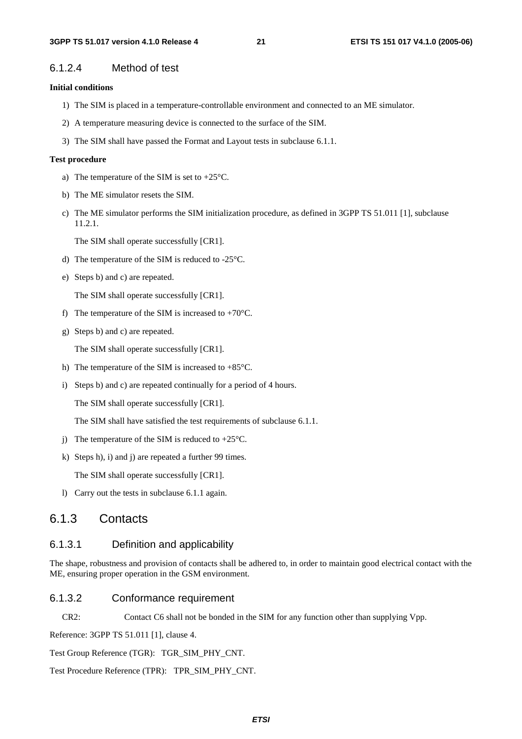#### 6.1.2.4 Method of test

**Initial conditions**

1) The SIM is placed in a temperature-controllable environment and connected to an ME simulator.

2) A temperature measuring device is connected to the surface of the SIM.

3) The SIM shall have passed the Format and Layout tests in subclause 6.1.1.

**Test procedure**

a) The temperature of the SIM is set to +25°C.

b) The ME simulator resets the SIM.

c) The ME simulator performs the SIM initialization procedure, as defined in 3GPP TS 51.011 [1], subclause 11.2.1.

   The SIM shall operate successfully [CR1].

d) The temperature of the SIM is reduced to -25°C.

e) Steps b) and c) are repeated.

   The SIM shall operate successfully [CR1].

f) The temperature of the SIM is increased to +70°C.

g) Steps b) and c) are repeated.

   The SIM shall operate successfully [CR1].

h) The temperature of the SIM is increased to +85°C.

i) Steps b) and c) are repeated continually for a period of 4 hours.

   The SIM shall operate successfully [CR1].

   The SIM shall have satisfied the test requirements of subclause 6.1.1.

j) The temperature of the SIM is reduced to +25°C.

k) Steps h), i) and j) are repeated a further 99 times.

   The SIM shall operate successfully [CR1].

l) Carry out the tests in subclause 6.1.1 again.

### 6.1.3 Contacts

#### 6.1.3.1 Definition and applicability

The shape, robustness and provision of contacts shall be adhered to, in order to maintain good electrical contact with the ME, ensuring proper operation in the GSM environment.

#### 6.1.3.2 Conformance requirement

CR2: Contact C6 shall not be bonded in the SIM for any function other than supplying Vpp.

Reference: 3GPP TS 51.011 [1], clause 4.

Test Group Reference (TGR): TGR_SIM_PHY_CNT.

Test Procedure Reference (TPR): TPR_SIM_PHY_CNT.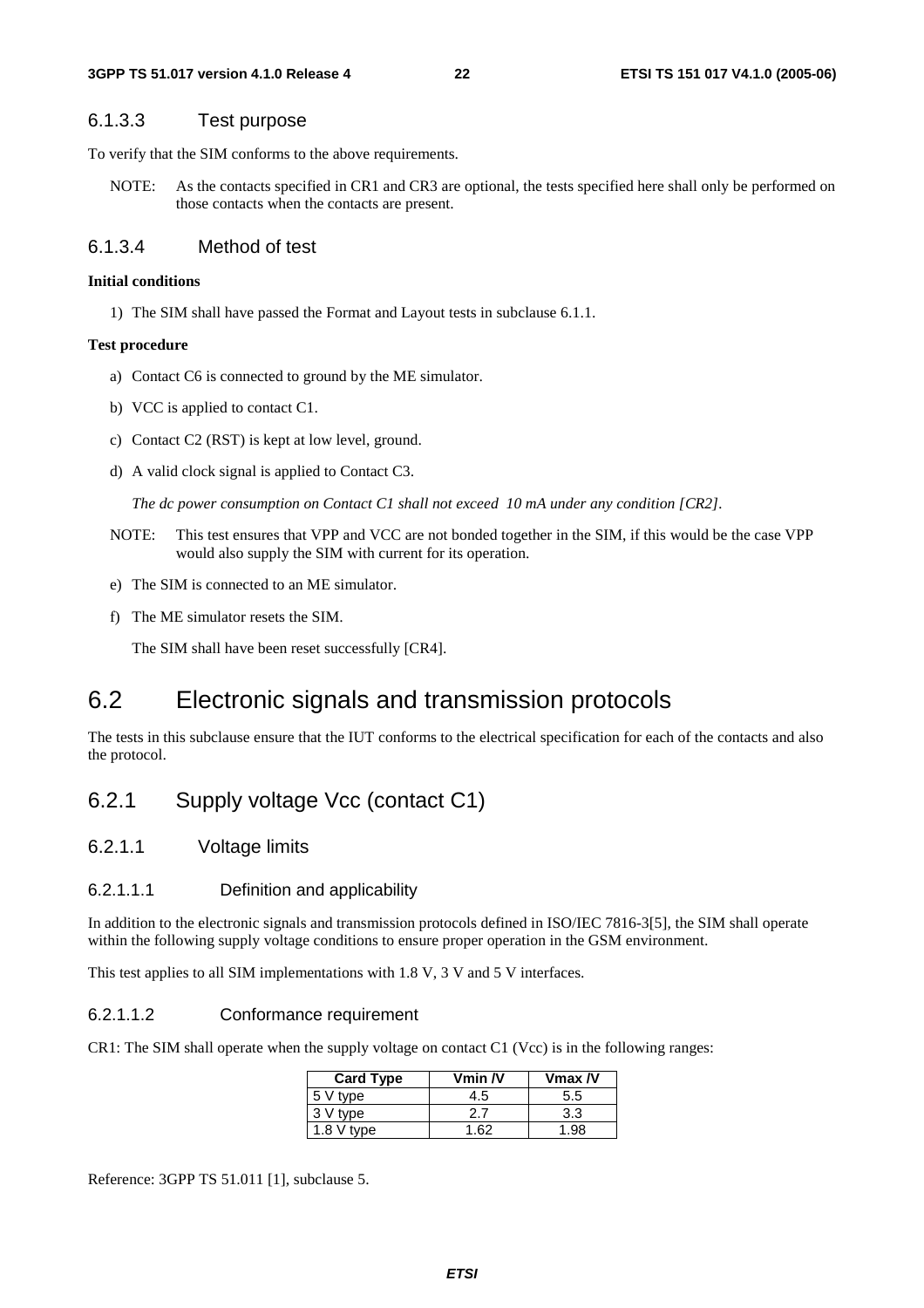#### 6.1.3.3 Test purpose

To verify that the SIM conforms to the above requirements.

NOTE: As the contacts specified in CR1 and CR3 are optional, the tests specified here shall only be performed on those contacts when the contacts are present.

#### 6.1.3.4 Method of test

**Initial conditions**

1) The SIM shall have passed the Format and Layout tests in subclause 6.1.1.

**Test procedure**

a) Contact C6 is connected to ground by the ME simulator.

b) VCC is applied to contact C1.

c) Contact C2 (RST) is kept at low level, ground.

d) A valid clock signal is applied to Contact C3.

*The dc power consumption on Contact C1 shall not exceed 10 mA under any condition [CR2].*

NOTE: This test ensures that VPP and VCC are not bonded together in the SIM, if this would be the case VPP would also supply the SIM with current for its operation.

e) The SIM is connected to an ME simulator.

f) The ME simulator resets the SIM.

The SIM shall have been reset successfully [CR4].

## 6.2 Electronic signals and transmission protocols

The tests in this subclause ensure that the IUT conforms to the electrical specification for each of the contacts and also the protocol.

### 6.2.1 Supply voltage Vcc (contact C1)

#### 6.2.1.1 Voltage limits

##### 6.2.1.1.1 Definition and applicability

In addition to the electronic signals and transmission protocols defined in ISO/IEC 7816-3[5], the SIM shall operate within the following supply voltage conditions to ensure proper operation in the GSM environment.

This test applies to all SIM implementations with 1.8 V, 3 V and 5 V interfaces.

##### 6.2.1.1.2 Conformance requirement

CR1: The SIM shall operate when the supply voltage on contact C1 (Vcc) is in the following ranges:

| Card Type | Vmin /V | Vmax /V |
|---|---|---|
| 5 V type | 4.5 | 5.5 |
| 3 V type | 2.7 | 3.3 |
| 1.8 V type | 1.62 | 1.98 |

Reference: 3GPP TS 51.011 [1], subclause 5.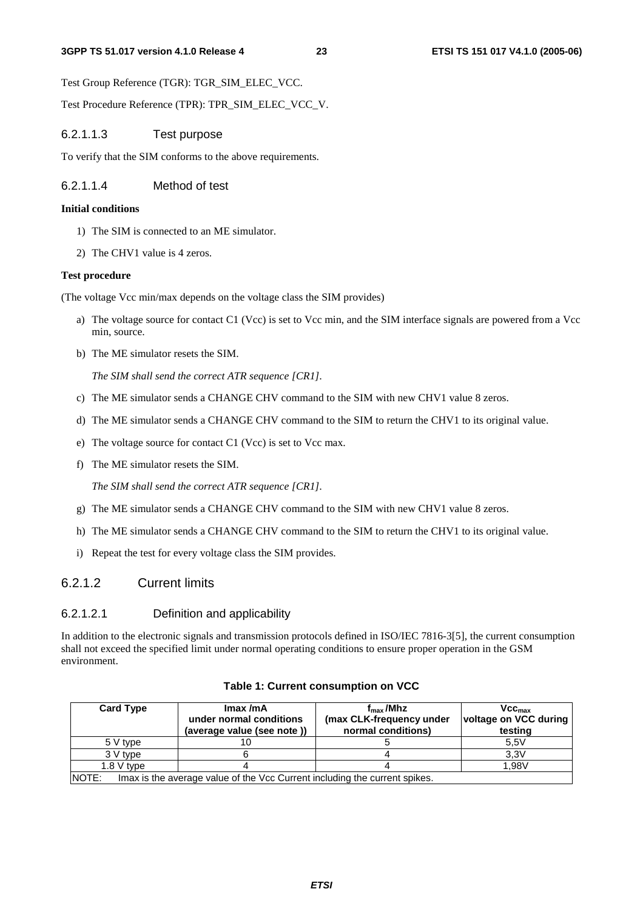Test Group Reference (TGR): TGR_SIM_ELEC_VCC.

Test Procedure Reference (TPR): TPR_SIM_ELEC_VCC_V.

#### 6.2.1.1.3 Test purpose

To verify that the SIM conforms to the above requirements.

#### 6.2.1.1.4 Method of test

**Initial conditions**

1) The SIM is connected to an ME simulator.
2) The CHV1 value is 4 zeros.

**Test procedure**

(The voltage Vcc min/max depends on the voltage class the SIM provides)

a) The voltage source for contact C1 (Vcc) is set to Vcc min, and the SIM interface signals are powered from a Vcc min, source.

b) The ME simulator resets the SIM.

   *The SIM shall send the correct ATR sequence [CR1].*

c) The ME simulator sends a CHANGE CHV command to the SIM with new CHV1 value 8 zeros.

d) The ME simulator sends a CHANGE CHV command to the SIM to return the CHV1 to its original value.

e) The voltage source for contact C1 (Vcc) is set to Vcc max.

f) The ME simulator resets the SIM.

   *The SIM shall send the correct ATR sequence [CR1].*

g) The ME simulator sends a CHANGE CHV command to the SIM with new CHV1 value 8 zeros.

h) The ME simulator sends a CHANGE CHV command to the SIM to return the CHV1 to its original value.

i) Repeat the test for every voltage class the SIM provides.

### 6.2.1.2 Current limits

#### 6.2.1.2.1 Definition and applicability

In addition to the electronic signals and transmission protocols defined in ISO/IEC 7816-3[5], the current consumption shall not exceed the specified limit under normal operating conditions to ensure proper operation in the GSM environment.

**Table 1: Current consumption on VCC**

| Card Type | Imax /mA under normal conditions (average value (see note )) | $f_{max}$ /Mhz (max CLK-frequency under normal conditions) | $Vcc_{max}$ voltage on VCC during testing |
|---|---|---|---|
| 5 V type | 10 | 5 | 5,5V |
| 3 V type | 6 | 4 | 3,3V |
| 1.8 V type | 4 | 4 | 1,98V |
| NOTE: Imax is the average value of the Vcc Current including the current spikes. | | | |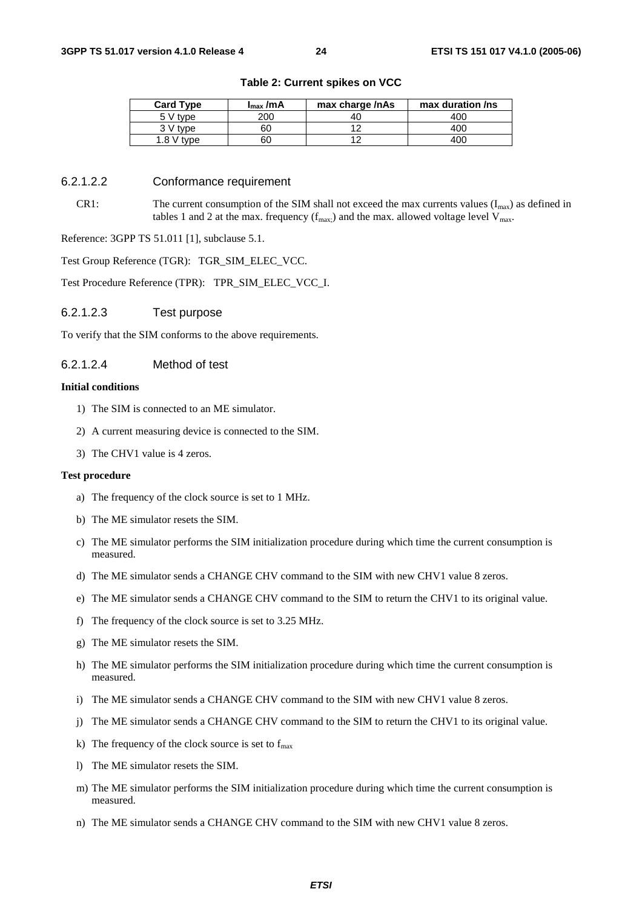**Table 2: Current spikes on VCC**

| Card Type | $I_{max}$ /mA | max charge /nAs | max duration /ns |
|---|---|---|---|
| 5 V type | 200 | 40 | 400 |
| 3 V type | 60 | 12 | 400 |
| 1.8 V type | 60 | 12 | 400 |

#### 6.2.1.2.2 Conformance requirement

CR1: The current consumption of the SIM shall not exceed the max currents values ($I_{max}$) as defined in tables 1 and 2 at the max. frequency ($f_{max;}$) and the max. allowed voltage level $V_{max}$.

Reference: 3GPP TS 51.011 [1], subclause 5.1.

Test Group Reference (TGR): TGR_SIM_ELEC_VCC.

Test Procedure Reference (TPR): TPR_SIM_ELEC_VCC_I.

#### 6.2.1.2.3 Test purpose

To verify that the SIM conforms to the above requirements.

#### 6.2.1.2.4 Method of test

**Initial conditions**

1) The SIM is connected to an ME simulator.
2) A current measuring device is connected to the SIM.
3) The CHV1 value is 4 zeros.

**Test procedure**

a) The frequency of the clock source is set to 1 MHz.

b) The ME simulator resets the SIM.

c) The ME simulator performs the SIM initialization procedure during which time the current consumption is measured.

d) The ME simulator sends a CHANGE CHV command to the SIM with new CHV1 value 8 zeros.

e) The ME simulator sends a CHANGE CHV command to the SIM to return the CHV1 to its original value.

f) The frequency of the clock source is set to 3.25 MHz.

g) The ME simulator resets the SIM.

h) The ME simulator performs the SIM initialization procedure during which time the current consumption is measured.

i) The ME simulator sends a CHANGE CHV command to the SIM with new CHV1 value 8 zeros.

j) The ME simulator sends a CHANGE CHV command to the SIM to return the CHV1 to its original value.

k) The frequency of the clock source is set to $f_{max}$

l) The ME simulator resets the SIM.

m) The ME simulator performs the SIM initialization procedure during which time the current consumption is measured.

n) The ME simulator sends a CHANGE CHV command to the SIM with new CHV1 value 8 zeros.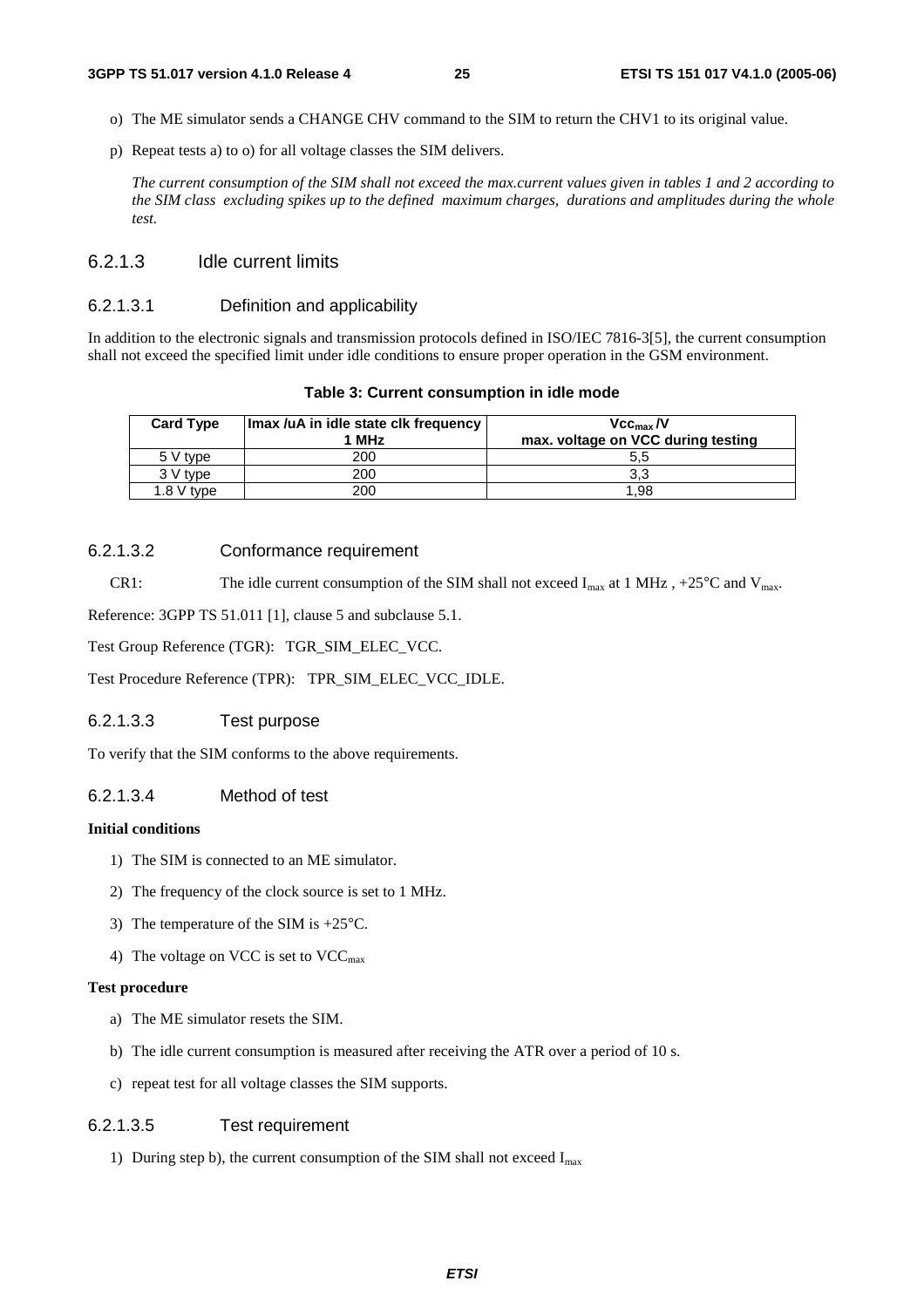o) The ME simulator sends a CHANGE CHV command to the SIM to return the CHV1 to its original value.

p) Repeat tests a) to o) for all voltage classes the SIM delivers.

*The current consumption of the SIM shall not exceed the max.current values given in tables 1 and 2 according to the SIM class excluding spikes up to the defined maximum charges, durations and amplitudes during the whole test.*

### 6.2.1.3 Idle current limits

#### 6.2.1.3.1 Definition and applicability

In addition to the electronic signals and transmission protocols defined in ISO/IEC 7816-3[5], the current consumption shall not exceed the specified limit under idle conditions to ensure proper operation in the GSM environment.

**Table 3: Current consumption in idle mode**

| Card Type | Imax /uA in idle state clk frequency 1 MHz | $Vcc_{max}$ /V max. voltage on VCC during testing |
|---|---|---|
| 5 V type | 200 | 5,5 |
| 3 V type | 200 | 3,3 |
| 1.8 V type | 200 | 1,98 |

#### 6.2.1.3.2 Conformance requirement

CR1: The idle current consumption of the SIM shall not exceed $I_{max}$ at 1 MHz , +25°C and $V_{max}$.

Reference: 3GPP TS 51.011 [1], clause 5 and subclause 5.1.

Test Group Reference (TGR): TGR_SIM_ELEC_VCC.

Test Procedure Reference (TPR): TPR_SIM_ELEC_VCC_IDLE.

#### 6.2.1.3.3 Test purpose

To verify that the SIM conforms to the above requirements.

#### 6.2.1.3.4 Method of test

**Initial conditions**

1) The SIM is connected to an ME simulator.

2) The frequency of the clock source is set to 1 MHz.

3) The temperature of the SIM is +25°C.

4) The voltage on VCC is set to $VCC_{max}$

**Test procedure**

a) The ME simulator resets the SIM.

b) The idle current consumption is measured after receiving the ATR over a period of 10 s.

c) repeat test for all voltage classes the SIM supports.

#### 6.2.1.3.5 Test requirement

1) During step b), the current consumption of the SIM shall not exceed $I_{max}$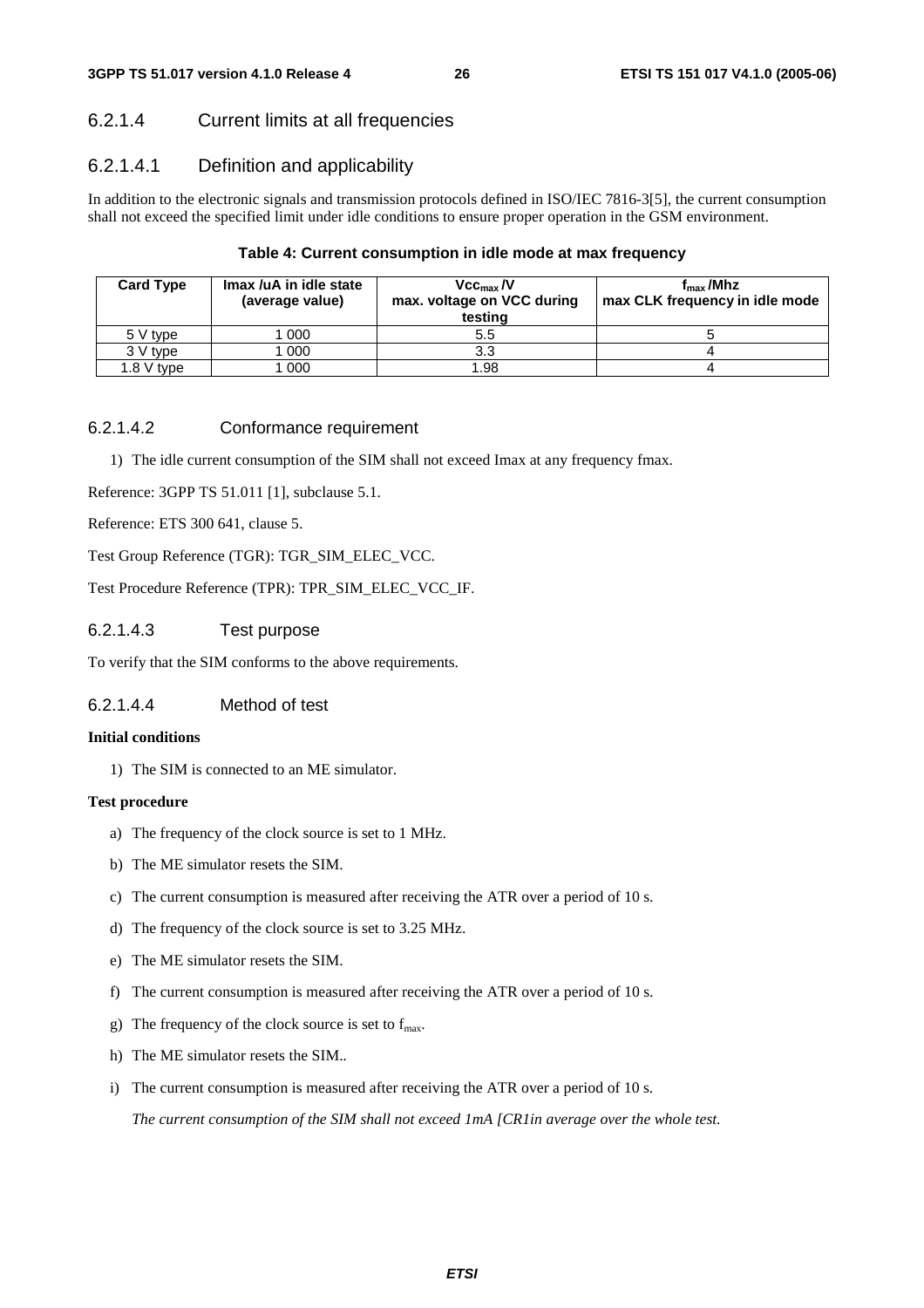### 6.2.1.4 Current limits at all frequencies

#### 6.2.1.4.1 Definition and applicability

In addition to the electronic signals and transmission protocols defined in ISO/IEC 7816-3[5], the current consumption shall not exceed the specified limit under idle conditions to ensure proper operation in the GSM environment.

**Table 4: Current consumption in idle mode at max frequency**

| Card Type | Imax /uA in idle state (average value) | $Vcc_{max}$ /V max. voltage on VCC during testing | $f_{max}$ /Mhz max CLK frequency in idle mode |
|---|---|---|---|
| 5 V type | 1 000 | 5.5 | 5 |
| 3 V type | 1 000 | 3.3 | 4 |
| 1.8 V type | 1 000 | 1.98 | 4 |

#### 6.2.1.4.2 Conformance requirement

1) The idle current consumption of the SIM shall not exceed Imax at any frequency fmax.

Reference: 3GPP TS 51.011 [1], subclause 5.1.

Reference: ETS 300 641, clause 5.

Test Group Reference (TGR): TGR_SIM_ELEC_VCC.

Test Procedure Reference (TPR): TPR_SIM_ELEC_VCC_IF.

#### 6.2.1.4.3 Test purpose

To verify that the SIM conforms to the above requirements.

#### 6.2.1.4.4 Method of test

**Initial conditions**

1) The SIM is connected to an ME simulator.

**Test procedure**

a) The frequency of the clock source is set to 1 MHz.

b) The ME simulator resets the SIM.

c) The current consumption is measured after receiving the ATR over a period of 10 s.

d) The frequency of the clock source is set to 3.25 MHz.

e) The ME simulator resets the SIM.

f) The current consumption is measured after receiving the ATR over a period of 10 s.

g) The frequency of the clock source is set to $f_{max}$.

h) The ME simulator resets the SIM..

i) The current consumption is measured after receiving the ATR over a period of 10 s.

*The current consumption of the SIM shall not exceed 1mA [CR1in average over the whole test.*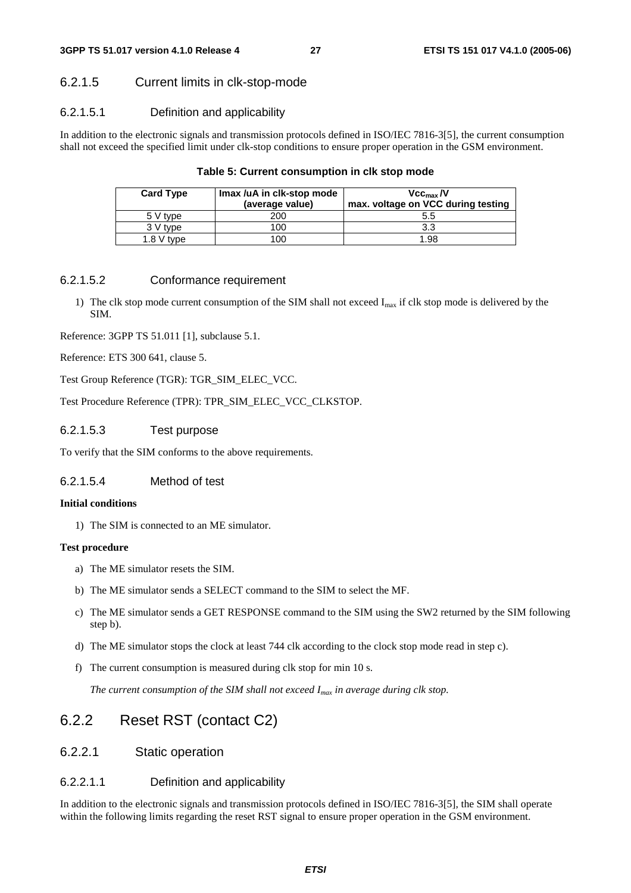### 6.2.1.5 Current limits in clk-stop-mode

#### 6.2.1.5.1 Definition and applicability

In addition to the electronic signals and transmission protocols defined in ISO/IEC 7816-3[5], the current consumption shall not exceed the specified limit under clk-stop conditions to ensure proper operation in the GSM environment.

**Table 5: Current consumption in clk stop mode**

| Card Type | Imax /uA in clk-stop mode (average value) | $Vcc_{max}$ /V max. voltage on VCC during testing |
|---|---|---|
| 5 V type | 200 | 5.5 |
| 3 V type | 100 | 3.3 |
| 1.8 V type | 100 | 1.98 |

#### 6.2.1.5.2 Conformance requirement

1) The clk stop mode current consumption of the SIM shall not exceed $I_{max}$ if clk stop mode is delivered by the SIM.

Reference: 3GPP TS 51.011 [1], subclause 5.1.

Reference: ETS 300 641, clause 5.

Test Group Reference (TGR): TGR_SIM_ELEC_VCC.

Test Procedure Reference (TPR): TPR_SIM_ELEC_VCC_CLKSTOP.

#### 6.2.1.5.3 Test purpose

To verify that the SIM conforms to the above requirements.

#### 6.2.1.5.4 Method of test

**Initial conditions**

1) The SIM is connected to an ME simulator.

**Test procedure**

a) The ME simulator resets the SIM.

b) The ME simulator sends a SELECT command to the SIM to select the MF.

c) The ME simulator sends a GET RESPONSE command to the SIM using the SW2 returned by the SIM following step b).

d) The ME simulator stops the clock at least 744 clk according to the clock stop mode read in step c).

f) The current consumption is measured during clk stop for min 10 s.

*The current consumption of the SIM shall not exceed $I_{max}$ in average during clk stop.*

## 6.2.2 Reset RST (contact C2)

### 6.2.2.1 Static operation

#### 6.2.2.1.1 Definition and applicability

In addition to the electronic signals and transmission protocols defined in ISO/IEC 7816-3[5], the SIM shall operate within the following limits regarding the reset RST signal to ensure proper operation in the GSM environment.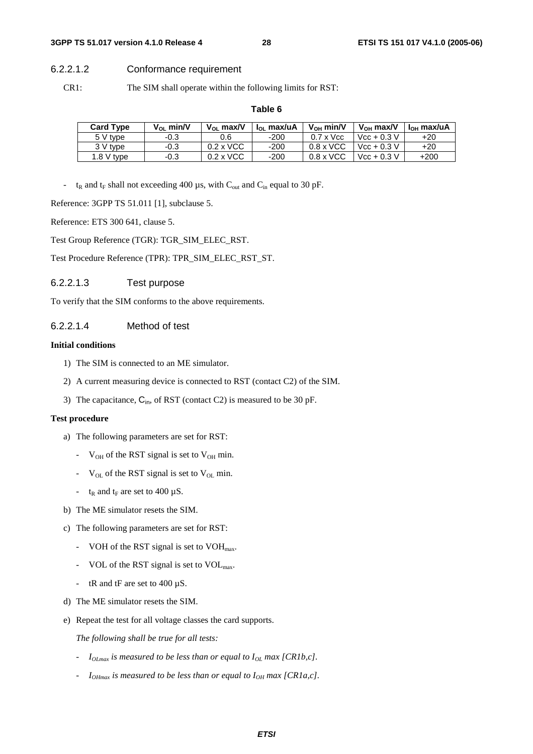#### 6.2.2.1.2 Conformance requirement

CR1: The SIM shall operate within the following limits for RST:

**Table 6**

| Card Type | $V_{OL}$ min/V | $V_{OL}$ max/V | $I_{OL}$ max/uA | $V_{OH}$ min/V | $V_{OH}$ max/V | $I_{OH}$ max/uA |
|---|---|---|---|---|---|---|
| 5 V type | -0.3 | 0.6 | -200 | 0.7 x Vcc | Vcc + 0.3 V | +20 |
| 3 V type | -0.3 | 0.2 x VCC | -200 | 0.8 x VCC | Vcc + 0.3 V | +20 |
| 1.8 V type | -0.3 | 0.2 x VCC | -200 | 0.8 x VCC | Vcc + 0.3 V | +200 |

- $t_R$ and $t_F$ shall not exceeding 400 µs, with $C_{out}$ and $C_{in}$ equal to 30 pF.

Reference: 3GPP TS 51.011 [1], subclause 5.

Reference: ETS 300 641, clause 5.

Test Group Reference (TGR): TGR_SIM_ELEC_RST.

Test Procedure Reference (TPR): TPR_SIM_ELEC_RST_ST.

#### 6.2.2.1.3 Test purpose

To verify that the SIM conforms to the above requirements.

#### 6.2.2.1.4 Method of test

**Initial conditions**

1) The SIM is connected to an ME simulator.
2) A current measuring device is connected to RST (contact C2) of the SIM.
3) The capacitance, $C_{in}$, of RST (contact C2) is measured to be 30 pF.

**Test procedure**

a) The following parameters are set for RST:
   - $V_{OH}$ of the RST signal is set to $V_{OH}$ min.
   - $V_{OL}$ of the RST signal is set to $V_{OL}$ min.
   - $t_R$ and $t_F$ are set to 400 µS.

b) The ME simulator resets the SIM.

c) The following parameters are set for RST:
   - VOH of the RST signal is set to $VOH_{max}$.
   - VOL of the RST signal is set to $VOL_{max}$.
   - tR and tF are set to 400 µS.

d) The ME simulator resets the SIM.

e) Repeat the test for all voltage classes the card supports.

   *The following shall be true for all tests:*

   - *$I_{OLmax}$ is measured to be less than or equal to $I_{OL}$ max [CR1b,c].*
   - *$I_{OHmax}$ is measured to be less than or equal to $I_{OH}$ max [CR1a,c].*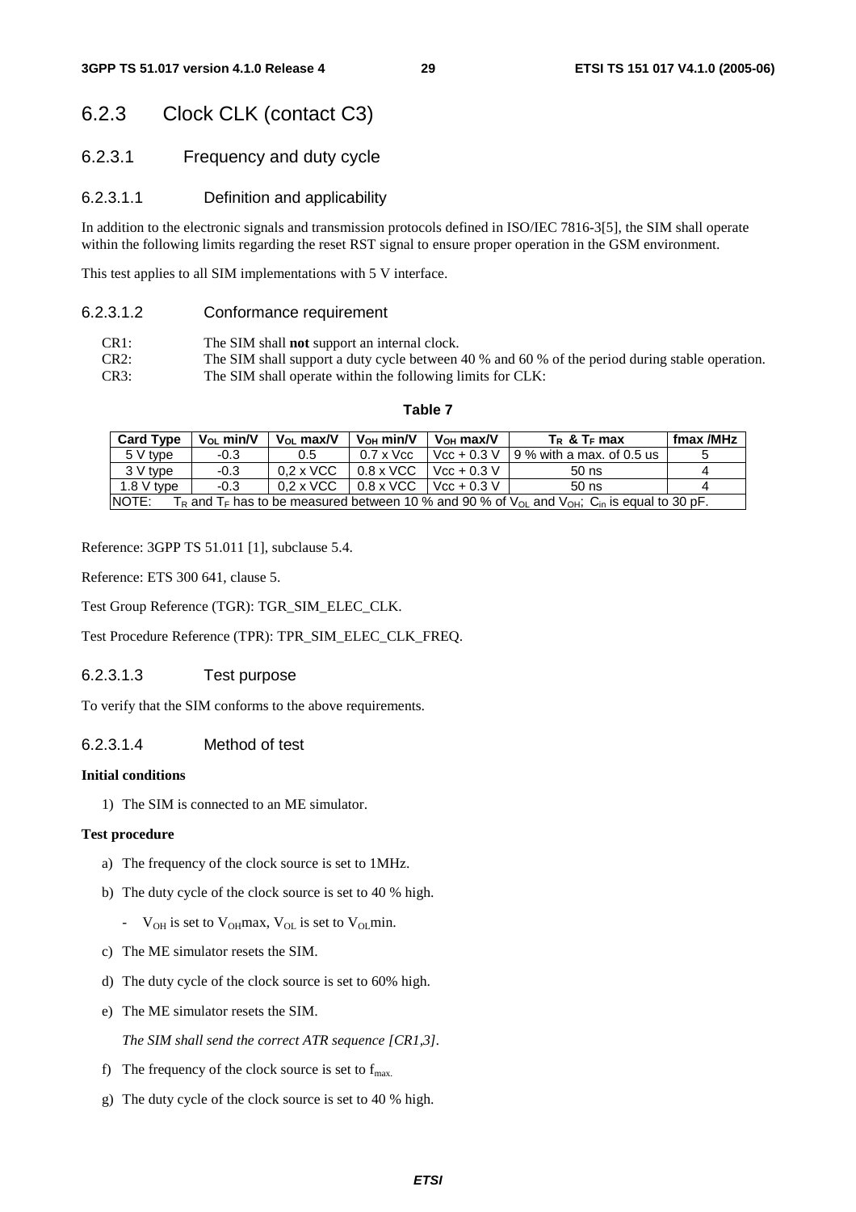## 6.2.3 Clock CLK (contact C3)

### 6.2.3.1 Frequency and duty cycle

#### 6.2.3.1.1 Definition and applicability

In addition to the electronic signals and transmission protocols defined in ISO/IEC 7816-3[5], the SIM shall operate within the following limits regarding the reset RST signal to ensure proper operation in the GSM environment.

This test applies to all SIM implementations with 5 V interface.

#### 6.2.3.1.2 Conformance requirement

CR1: The SIM shall **not** support an internal clock.
CR2: The SIM shall support a duty cycle between 40 % and 60 % of the period during stable operation.
CR3: The SIM shall operate within the following limits for CLK:

**Table 7**

| Card Type | $V_{OL}$ min/V | $V_{OL}$ max/V | $V_{OH}$ min/V | $V_{OH}$ max/V | $T_R$ & $T_F$ max | fmax /MHz |
|---|---|---|---|---|---|---|
| 5 V type | -0.3 | 0.5 | 0.7 x Vcc | Vcc + 0.3 V | 9 % with a max. of 0.5 us | 5 |
| 3 V type | -0.3 | 0,2 x VCC | 0.8 x VCC | Vcc + 0.3 V | 50 ns | 4 |
| 1.8 V type | -0.3 | 0,2 x VCC | 0.8 x VCC | Vcc + 0.3 V | 50 ns | 4 |
| NOTE: $T_R$ and $T_F$ has to be measured between 10 % and 90 % of $V_{OL}$ and $V_{OH}$; $C_{in}$ is equal to 30 pF. | | | | | | |

Reference: 3GPP TS 51.011 [1], subclause 5.4.

Reference: ETS 300 641, clause 5.

Test Group Reference (TGR): TGR_SIM_ELEC_CLK.

Test Procedure Reference (TPR): TPR_SIM_ELEC_CLK_FREQ.

#### 6.2.3.1.3 Test purpose

To verify that the SIM conforms to the above requirements.

#### 6.2.3.1.4 Method of test

**Initial conditions**

1) The SIM is connected to an ME simulator.

**Test procedure**

a) The frequency of the clock source is set to 1MHz.

b) The duty cycle of the clock source is set to 40 % high.

   - $V_{OH}$ is set to $V_{OH}$max, $V_{OL}$ is set to $V_{OL}$min.

c) The ME simulator resets the SIM.

d) The duty cycle of the clock source is set to 60% high.

e) The ME simulator resets the SIM.

   *The SIM shall send the correct ATR sequence [CR1,3].*

f) The frequency of the clock source is set to $f_{max.}$

g) The duty cycle of the clock source is set to 40 % high.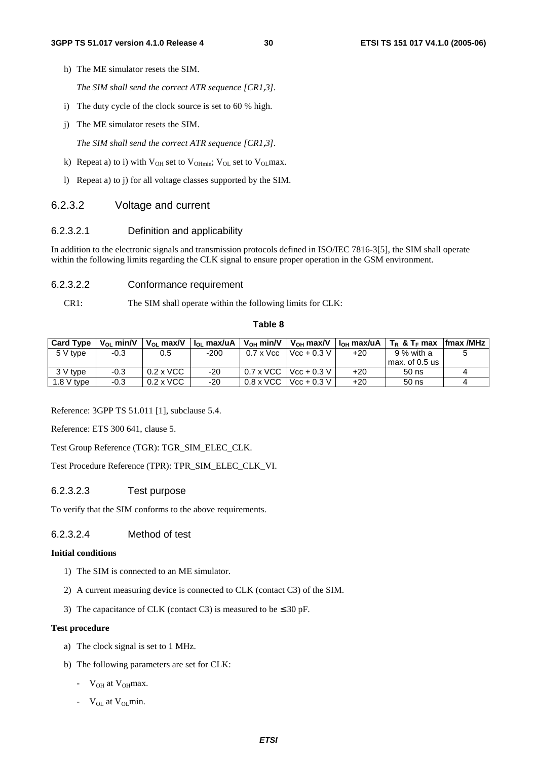h) The ME simulator resets the SIM.

*The SIM shall send the correct ATR sequence [CR1,3].*

i) The duty cycle of the clock source is set to 60 % high.

j) The ME simulator resets the SIM.

*The SIM shall send the correct ATR sequence [CR1,3].*

k) Repeat a) to i) with $V_{OH}$ set to $V_{OHmin}$; $V_{OL}$ set to $V_{OL}$max.

l) Repeat a) to j) for all voltage classes supported by the SIM.

### 6.2.3.2 Voltage and current

#### 6.2.3.2.1 Definition and applicability

In addition to the electronic signals and transmission protocols defined in ISO/IEC 7816-3[5], the SIM shall operate within the following limits regarding the CLK signal to ensure proper operation in the GSM environment.

#### 6.2.3.2.2 Conformance requirement

CR1: The SIM shall operate within the following limits for CLK:

**Table 8**

| Card Type | $V_{OL}$ min/V | $V_{OL}$ max/V | $I_{OL}$ max/uA | $V_{OH}$ min/V | $V_{OH}$ max/V | $I_{OH}$ max/uA | $T_R$ & $T_F$ max | fmax /MHz |
|---|---|---|---|---|---|---|---|---|
| 5 V type | -0.3 | 0.5 | -200 | 0.7 x Vcc | Vcc + 0.3 V | +20 | 9 % with a max. of 0.5 us | 5 |
| 3 V type | -0.3 | 0.2 x VCC | -20 | 0.7 x VCC | Vcc + 0.3 V | +20 | 50 ns | 4 |
| 1.8 V type | -0.3 | 0.2 x VCC | -20 | 0.8 x VCC | Vcc + 0.3 V | +20 | 50 ns | 4 |

Reference: 3GPP TS 51.011 [1], subclause 5.4.

Reference: ETS 300 641, clause 5.

Test Group Reference (TGR): TGR_SIM_ELEC_CLK.

Test Procedure Reference (TPR): TPR_SIM_ELEC_CLK_VI.

#### 6.2.3.2.3 Test purpose

To verify that the SIM conforms to the above requirements.

#### 6.2.3.2.4 Method of test

**Initial conditions**

1) The SIM is connected to an ME simulator.

2) A current measuring device is connected to CLK (contact C3) of the SIM.

3) The capacitance of CLK (contact C3) is measured to be ≤ 30 pF.

**Test procedure**

a) The clock signal is set to 1 MHz.

b) The following parameters are set for CLK:

- $V_{OH}$ at $V_{OH}$max.
- $V_{OL}$ at $V_{OL}$min.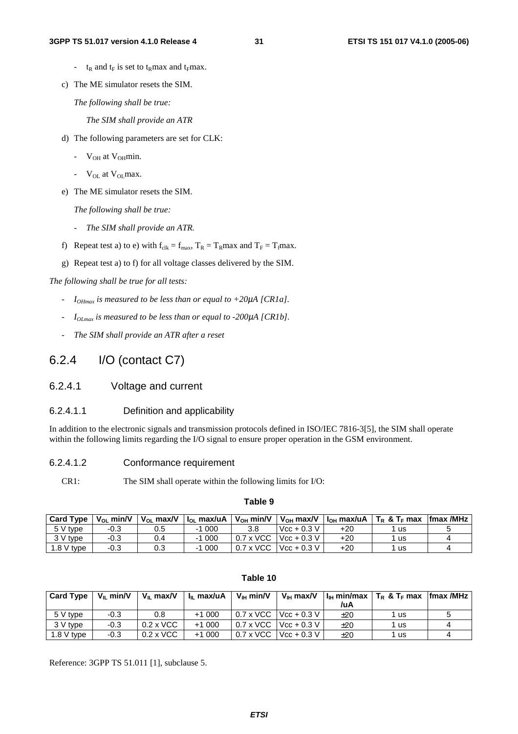- $t_R$ and $t_F$ is set to $t_R$max and $t_F$max.

c) The ME simulator resets the SIM.

*The following shall be true:*

*The SIM shall provide an ATR*

d) The following parameters are set for CLK:

- $V_{OH}$ at $V_{OH}$min.
- $V_{OL}$ at $V_{OL}$max.

e) The ME simulator resets the SIM.

*The following shall be true:*

- *The SIM shall provide an ATR.*

f) Repeat test a) to e) with $f_{clk} = f_{max}$, $T_R = T_R$max and $T_F = T_f$max.

g) Repeat test a) to f) for all voltage classes delivered by the SIM.

*The following shall be true for all tests:*

- *$I_{OHmax}$ is measured to be less than or equal to +20μA [CR1a].*
- *$I_{OLmax}$ is measured to be less than or equal to -200μA [CR1b].*
- *The SIM shall provide an ATR after a reset*

## 6.2.4 I/O (contact C7)

### 6.2.4.1 Voltage and current

#### 6.2.4.1.1 Definition and applicability

In addition to the electronic signals and transmission protocols defined in ISO/IEC 7816-3[5], the SIM shall operate within the following limits regarding the I/O signal to ensure proper operation in the GSM environment.

#### 6.2.4.1.2 Conformance requirement

CR1: The SIM shall operate within the following limits for I/O:

**Table 9**

| Card Type | $V_{OL}$ min/V | $V_{OL}$ max/V | $I_{OL}$ max/uA | $V_{OH}$ min/V | $V_{OH}$ max/V | $I_{OH}$ max/uA | $T_R$ & $T_F$ max | fmax /MHz |
|---|---|---|---|---|---|---|---|---|
| 5 V type | -0.3 | 0.5 | -1 000 | 3.8 | Vcc + 0.3 V | +20 | 1 us | 5 |
| 3 V type | -0.3 | 0.4 | -1 000 | 0.7 x VCC | Vcc + 0.3 V | +20 | 1 us | 4 |
| 1.8 V type | -0.3 | 0.3 | -1 000 | 0.7 x VCC | Vcc + 0.3 V | +20 | 1 us | 4 |

**Table 10**

| Card Type | $V_{IL}$ min/V | $V_{IL}$ max/V | $I_{IL}$ max/uA | $V_{IH}$ min/V | $V_{IH}$ max/V | $I_{IH}$ min/max /uA | $T_R$ & $T_F$ max | fmax /MHz |
|---|---|---|---|---|---|---|---|---|
| 5 V type | -0.3 | 0.8 | +1 000 | 0.7 x VCC | Vcc + 0.3 V | ±20 | 1 us | 5 |
| 3 V type | -0.3 | 0.2 x VCC | +1 000 | 0.7 x VCC | Vcc + 0.3 V | ±20 | 1 us | 4 |
| 1.8 V type | -0.3 | 0.2 x VCC | +1 000 | 0.7 x VCC | Vcc + 0.3 V | ±20 | 1 us | 4 |

Reference: 3GPP TS 51.011 [1], subclause 5.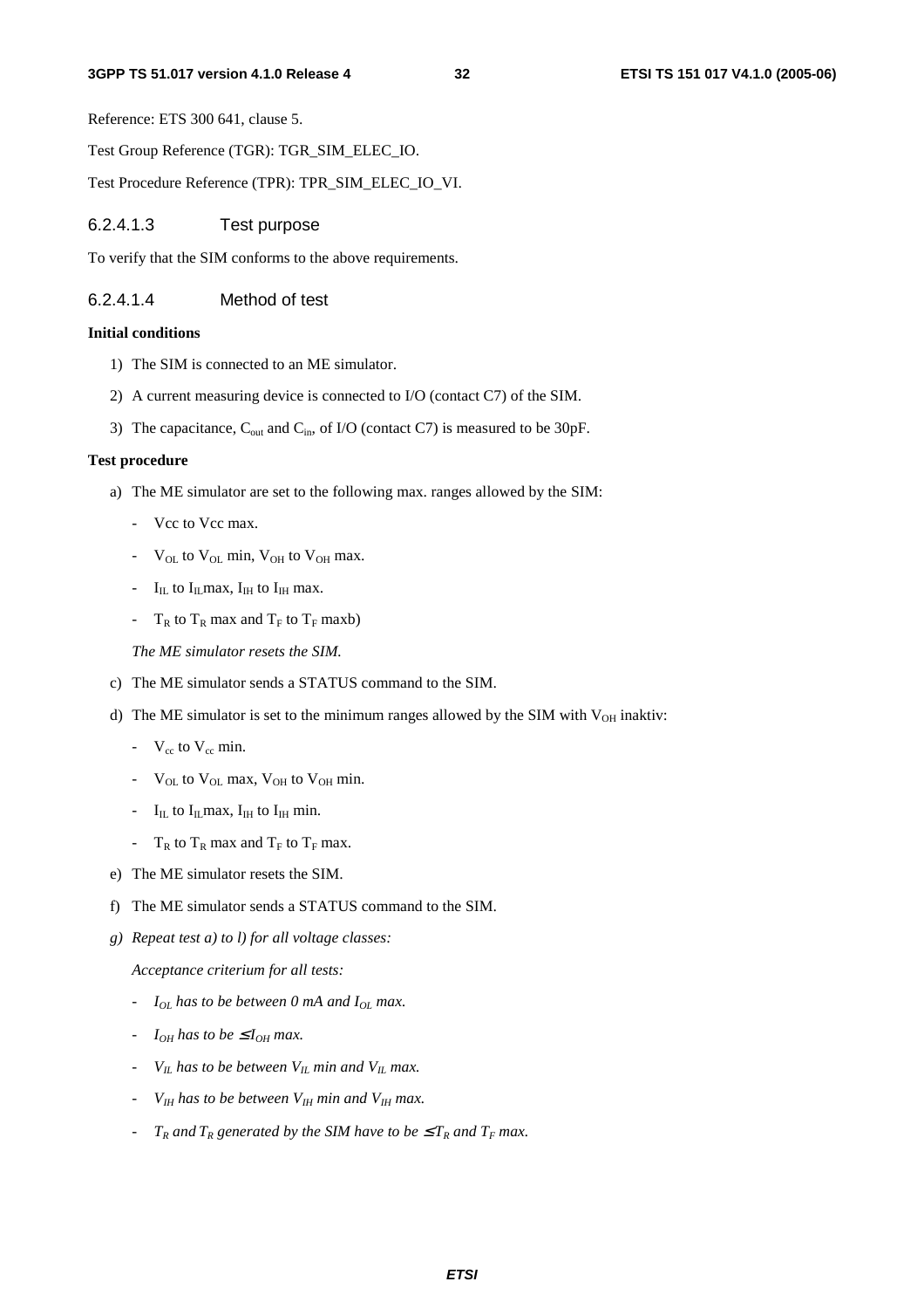Reference: ETS 300 641, clause 5.

Test Group Reference (TGR): TGR_SIM_ELEC_IO.

Test Procedure Reference (TPR): TPR_SIM_ELEC_IO_VI.

#### 6.2.4.1.3 Test purpose

To verify that the SIM conforms to the above requirements.

#### 6.2.4.1.4 Method of test

**Initial conditions**

1) The SIM is connected to an ME simulator.
2) A current measuring device is connected to I/O (contact C7) of the SIM.
3) The capacitance, $C_{out}$ and $C_{in}$, of I/O (contact C7) is measured to be 30pF.

**Test procedure**

a) The ME simulator are set to the following max. ranges allowed by the SIM:
   - Vcc to Vcc max.
   - $V_{OL}$ to $V_{OL}$ min, $V_{OH}$ to $V_{OH}$ max.
   - $I_{IL}$ to $I_{IL}$max, $I_{IH}$ to $I_{IH}$ max.
   - $T_R$ to $T_R$ max and $T_F$ to $T_F$ maxb)

   *The ME simulator resets the SIM.*

c) The ME simulator sends a STATUS command to the SIM.
d) The ME simulator is set to the minimum ranges allowed by the SIM with $V_{OH}$ inaktiv:
   - $V_{cc}$ to $V_{cc}$ min.
   - $V_{OL}$ to $V_{OL}$ max, $V_{OH}$ to $V_{OH}$ min.
   - $I_{IL}$ to $I_{IL}$max, $I_{IH}$ to $I_{IH}$ min.
   - $T_R$ to $T_R$ max and $T_F$ to $T_F$ max.
e) The ME simulator resets the SIM.
f) The ME simulator sends a STATUS command to the SIM.
g) *Repeat test a) to l) for all voltage classes:*

   *Acceptance criterium for all tests:*
   - *$I_{OL}$ has to be between 0 mA and $I_{OL}$ max.*
   - *$I_{OH}$ has to be $\leq I_{OH}$ max.*
   - *$V_{IL}$ has to be between $V_{IL}$ min and $V_{IL}$ max.*
   - *$V_{IH}$ has to be between $V_{IH}$ min and $V_{IH}$ max.*
   - *$T_R$ and $T_R$ generated by the SIM have to be $\leq T_R$ and $T_F$ max.*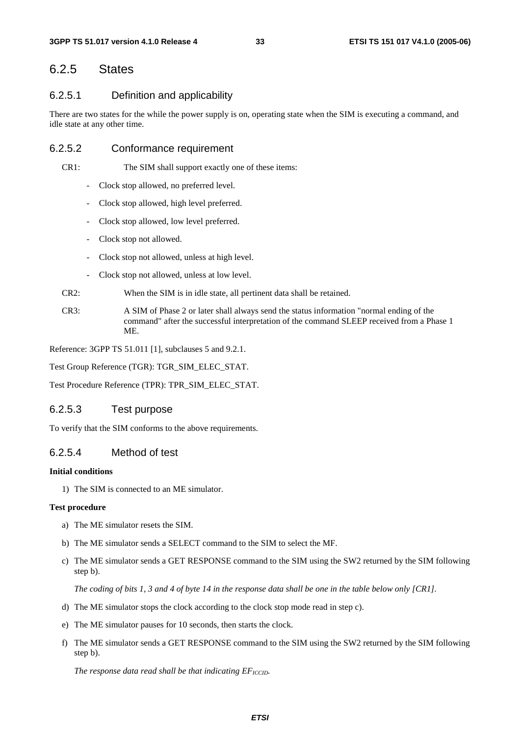### 6.2.5 States

#### 6.2.5.1 Definition and applicability

There are two states for the while the power supply is on, operating state when the SIM is executing a command, and idle state at any other time.

#### 6.2.5.2 Conformance requirement

CR1: The SIM shall support exactly one of these items:

- Clock stop allowed, no preferred level.
- Clock stop allowed, high level preferred.
- Clock stop allowed, low level preferred.
- Clock stop not allowed.
- Clock stop not allowed, unless at high level.
- Clock stop not allowed, unless at low level.

CR2: When the SIM is in idle state, all pertinent data shall be retained.

CR3: A SIM of Phase 2 or later shall always send the status information "normal ending of the command" after the successful interpretation of the command SLEEP received from a Phase 1 ME.

Reference: 3GPP TS 51.011 [1], subclauses 5 and 9.2.1.

Test Group Reference (TGR): TGR_SIM_ELEC_STAT.

Test Procedure Reference (TPR): TPR_SIM_ELEC_STAT.

#### 6.2.5.3 Test purpose

To verify that the SIM conforms to the above requirements.

#### 6.2.5.4 Method of test

**Initial conditions**

1) The SIM is connected to an ME simulator.

**Test procedure**

a) The ME simulator resets the SIM.

b) The ME simulator sends a SELECT command to the SIM to select the MF.

c) The ME simulator sends a GET RESPONSE command to the SIM using the SW2 returned by the SIM following step b).

   *The coding of bits 1, 3 and 4 of byte 14 in the response data shall be one in the table below only [CR1].*

d) The ME simulator stops the clock according to the clock stop mode read in step c).

e) The ME simulator pauses for 10 seconds, then starts the clock.

f) The ME simulator sends a GET RESPONSE command to the SIM using the SW2 returned by the SIM following step b).

   *The response data read shall be that indicating $EF_{ICCID}$.*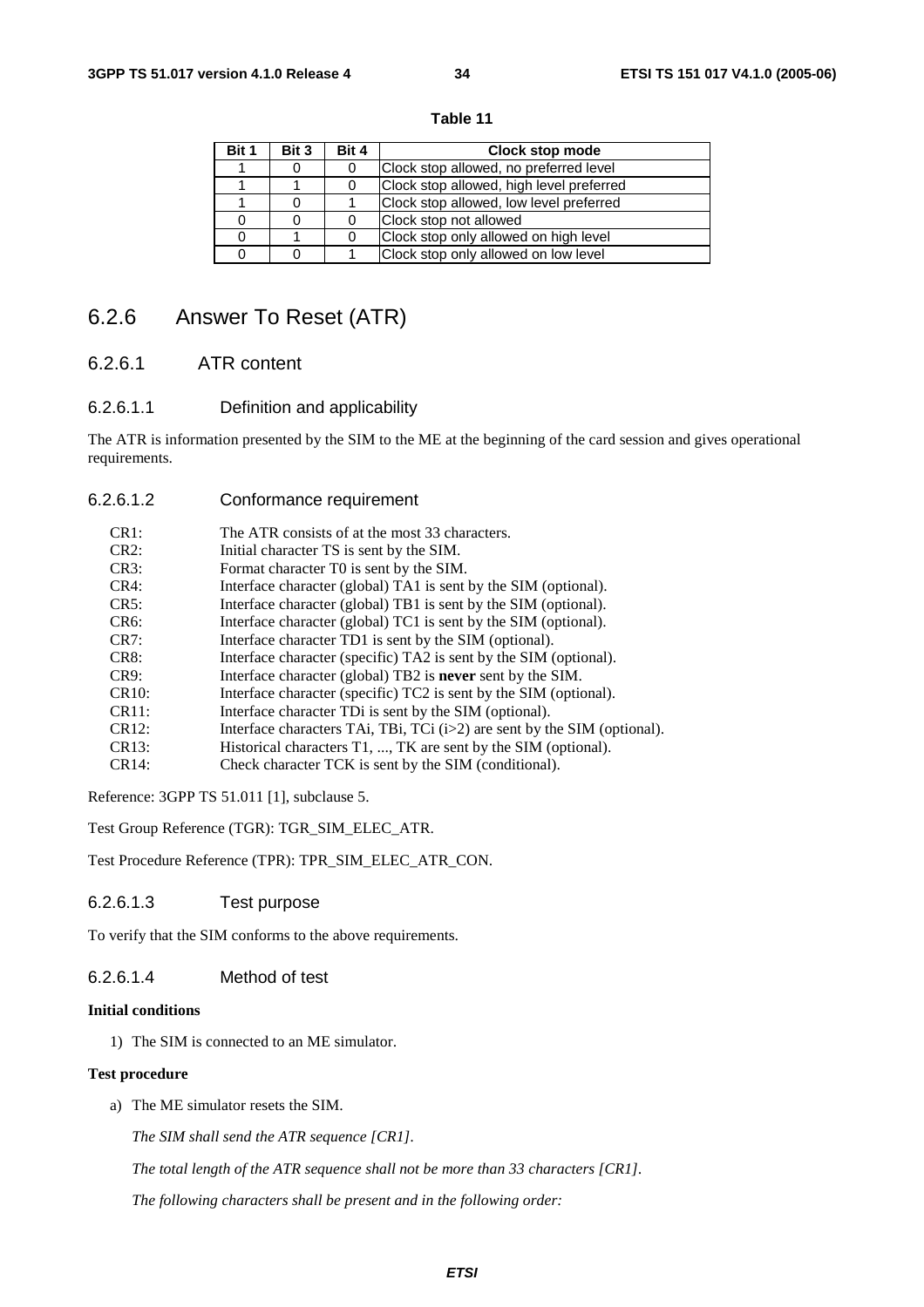**Table 11**

| Bit 1 | Bit 3 | Bit 4 | Clock stop mode |
|---|---|---|---|
| 1 | 0 | 0 | Clock stop allowed, no preferred level |
| 1 | 1 | 0 | Clock stop allowed, high level preferred |
| 1 | 0 | 1 | Clock stop allowed, low level preferred |
| 0 | 0 | 0 | Clock stop not allowed |
| 0 | 1 | 0 | Clock stop only allowed on high level |
| 0 | 0 | 1 | Clock stop only allowed on low level |

## 6.2.6 Answer To Reset (ATR)

### 6.2.6.1 ATR content

#### 6.2.6.1.1 Definition and applicability

The ATR is information presented by the SIM to the ME at the beginning of the card session and gives operational requirements.

#### 6.2.6.1.2 Conformance requirement

CR1: The ATR consists of at the most 33 characters.
CR2: Initial character TS is sent by the SIM.
CR3: Format character T0 is sent by the SIM.
CR4: Interface character (global) TA1 is sent by the SIM (optional).
CR5: Interface character (global) TB1 is sent by the SIM (optional).
CR6: Interface character (global) TC1 is sent by the SIM (optional).
CR7: Interface character TD1 is sent by the SIM (optional).
CR8: Interface character (specific) TA2 is sent by the SIM (optional).
CR9: Interface character (global) TB2 is **never** sent by the SIM.
CR10: Interface character (specific) TC2 is sent by the SIM (optional).
CR11: Interface character TDi is sent by the SIM (optional).
CR12: Interface characters TAi, TBi, TCi (i>2) are sent by the SIM (optional).
CR13: Historical characters T1, ..., TK are sent by the SIM (optional).
CR14: Check character TCK is sent by the SIM (conditional).

Reference: 3GPP TS 51.011 [1], subclause 5.

Test Group Reference (TGR): TGR_SIM_ELEC_ATR.

Test Procedure Reference (TPR): TPR_SIM_ELEC_ATR_CON.

#### 6.2.6.1.3 Test purpose

To verify that the SIM conforms to the above requirements.

#### 6.2.6.1.4 Method of test

**Initial conditions**

1) The SIM is connected to an ME simulator.

**Test procedure**

a) The ME simulator resets the SIM.

*The SIM shall send the ATR sequence [CR1].*

*The total length of the ATR sequence shall not be more than 33 characters [CR1].*

*The following characters shall be present and in the following order:*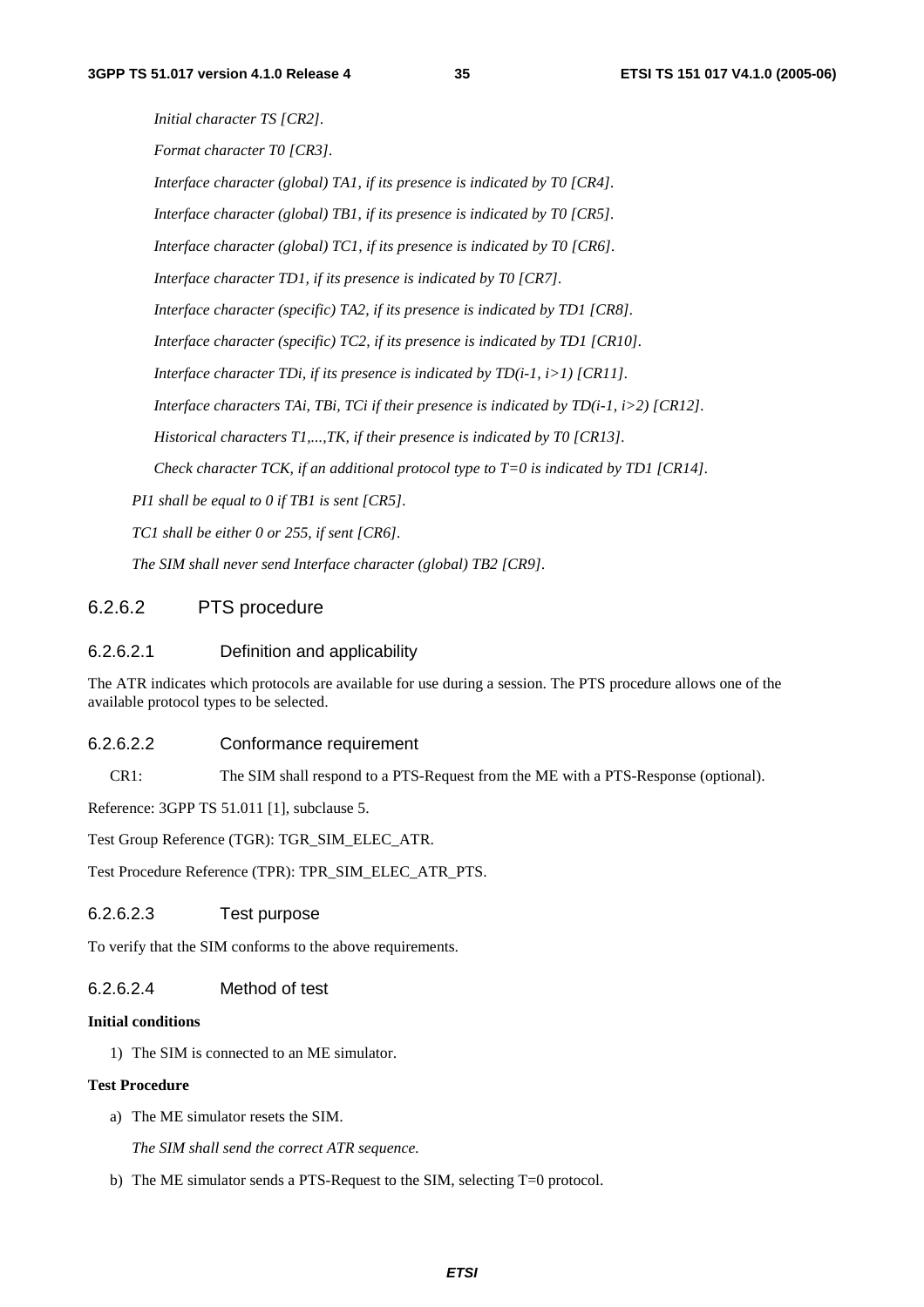*Initial character TS [CR2].*

*Format character T0 [CR3].*

*Interface character (global) TA1, if its presence is indicated by T0 [CR4].*

*Interface character (global) TB1, if its presence is indicated by T0 [CR5].*

*Interface character (global) TC1, if its presence is indicated by T0 [CR6].*

*Interface character TD1, if its presence is indicated by T0 [CR7].*

*Interface character (specific) TA2, if its presence is indicated by TD1 [CR8].*

*Interface character (specific) TC2, if its presence is indicated by TD1 [CR10].*

*Interface character TDi, if its presence is indicated by TD(i-1, i>1) [CR11].*

*Interface characters TAi, TBi, TCi if their presence is indicated by TD(i-1, i>2) [CR12].*

*Historical characters T1,...,TK, if their presence is indicated by T0 [CR13].*

*Check character TCK, if an additional protocol type to T=0 is indicated by TD1 [CR14].*

*PI1 shall be equal to 0 if TB1 is sent [CR5].*

*TC1 shall be either 0 or 255, if sent [CR6].*

*The SIM shall never send Interface character (global) TB2 [CR9].*

### 6.2.6.2 PTS procedure

#### 6.2.6.2.1 Definition and applicability

The ATR indicates which protocols are available for use during a session. The PTS procedure allows one of the available protocol types to be selected.

#### 6.2.6.2.2 Conformance requirement

CR1: The SIM shall respond to a PTS-Request from the ME with a PTS-Response (optional).

Reference: 3GPP TS 51.011 [1], subclause 5.

Test Group Reference (TGR): TGR_SIM_ELEC_ATR.

Test Procedure Reference (TPR): TPR_SIM_ELEC_ATR_PTS.

#### 6.2.6.2.3 Test purpose

To verify that the SIM conforms to the above requirements.

#### 6.2.6.2.4 Method of test

**Initial conditions**

1) The SIM is connected to an ME simulator.

**Test Procedure**

a) The ME simulator resets the SIM.

   *The SIM shall send the correct ATR sequence.*

b) The ME simulator sends a PTS-Request to the SIM, selecting T=0 protocol.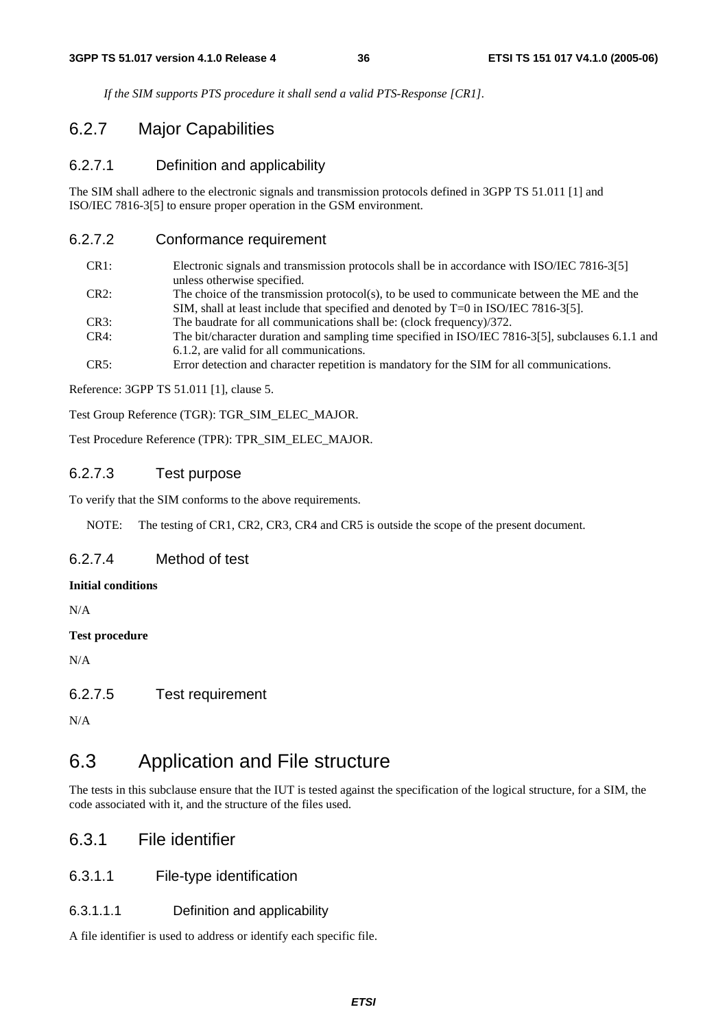*If the SIM supports PTS procedure it shall send a valid PTS-Response [CR1].*

### 6.2.7 Major Capabilities

#### 6.2.7.1 Definition and applicability

The SIM shall adhere to the electronic signals and transmission protocols defined in 3GPP TS 51.011 [1] and ISO/IEC 7816-3[5] to ensure proper operation in the GSM environment.

#### 6.2.7.2 Conformance requirement

CR1: Electronic signals and transmission protocols shall be in accordance with ISO/IEC 7816-3[5] unless otherwise specified.

CR2: The choice of the transmission protocol(s), to be used to communicate between the ME and the SIM, shall at least include that specified and denoted by T=0 in ISO/IEC 7816-3[5].

CR3: The baudrate for all communications shall be: (clock frequency)/372.

CR4: The bit/character duration and sampling time specified in ISO/IEC 7816-3[5], subclauses 6.1.1 and 6.1.2, are valid for all communications.

CR5: Error detection and character repetition is mandatory for the SIM for all communications.

Reference: 3GPP TS 51.011 [1], clause 5.

Test Group Reference (TGR): TGR_SIM_ELEC_MAJOR.

Test Procedure Reference (TPR): TPR_SIM_ELEC_MAJOR.

#### 6.2.7.3 Test purpose

To verify that the SIM conforms to the above requirements.

NOTE: The testing of CR1, CR2, CR3, CR4 and CR5 is outside the scope of the present document.

#### 6.2.7.4 Method of test

**Initial conditions**

N/A

**Test procedure**

N/A

#### 6.2.7.5 Test requirement

N/A

## 6.3 Application and File structure

The tests in this subclause ensure that the IUT is tested against the specification of the logical structure, for a SIM, the code associated with it, and the structure of the files used.

### 6.3.1 File identifier

#### 6.3.1.1 File-type identification

##### 6.3.1.1.1 Definition and applicability

A file identifier is used to address or identify each specific file.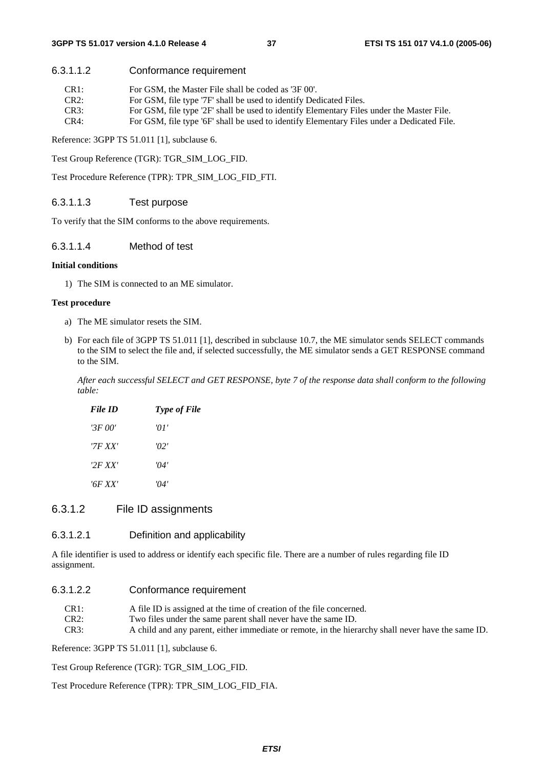#### 6.3.1.1.2 Conformance requirement

CR1: For GSM, the Master File shall be coded as '3F 00'.
CR2: For GSM, file type '7F' shall be used to identify Dedicated Files.
CR3: For GSM, file type '2F' shall be used to identify Elementary Files under the Master File.
CR4: For GSM, file type '6F' shall be used to identify Elementary Files under a Dedicated File.

Reference: 3GPP TS 51.011 [1], subclause 6.

Test Group Reference (TGR): TGR_SIM_LOG_FID.

Test Procedure Reference (TPR): TPR_SIM_LOG_FID_FTI.

#### 6.3.1.1.3 Test purpose

To verify that the SIM conforms to the above requirements.

#### 6.3.1.1.4 Method of test

**Initial conditions**

1) The SIM is connected to an ME simulator.

**Test procedure**

a) The ME simulator resets the SIM.

b) For each file of 3GPP TS 51.011 [1], described in subclause 10.7, the ME simulator sends SELECT commands to the SIM to select the file and, if selected successfully, the ME simulator sends a GET RESPONSE command to the SIM.

*After each successful SELECT and GET RESPONSE, byte 7 of the response data shall conform to the following table:*

| *File ID* | *Type of File* |
|---|---|
| *'3F 00'* | *'01'* |
| *'7F XX'* | *'02'* |
| *'2F XX'* | *'04'* |
| *'6F XX'* | *'04'* |

### 6.3.1.2 File ID assignments

#### 6.3.1.2.1 Definition and applicability

A file identifier is used to address or identify each specific file. There are a number of rules regarding file ID assignment.

#### 6.3.1.2.2 Conformance requirement

CR1: A file ID is assigned at the time of creation of the file concerned.
CR2: Two files under the same parent shall never have the same ID.
CR3: A child and any parent, either immediate or remote, in the hierarchy shall never have the same ID.

Reference: 3GPP TS 51.011 [1], subclause 6.

Test Group Reference (TGR): TGR_SIM_LOG_FID.

Test Procedure Reference (TPR): TPR_SIM_LOG_FID_FIA.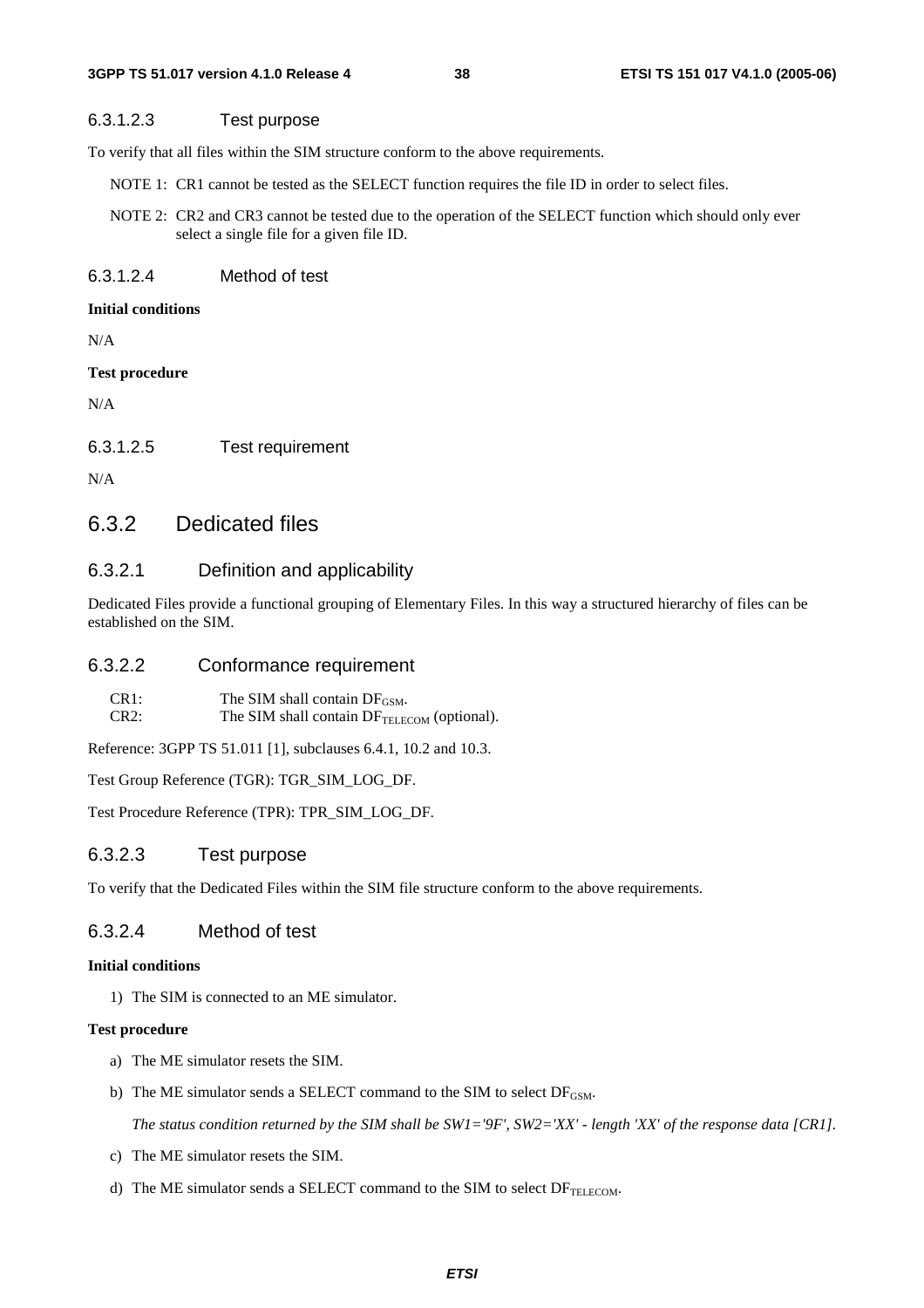#### 6.3.1.2.3 Test purpose

To verify that all files within the SIM structure conform to the above requirements.

NOTE 1: CR1 cannot be tested as the SELECT function requires the file ID in order to select files.

NOTE 2: CR2 and CR3 cannot be tested due to the operation of the SELECT function which should only ever select a single file for a given file ID.

#### 6.3.1.2.4 Method of test

**Initial conditions**

N/A

**Test procedure**

N/A

#### 6.3.1.2.5 Test requirement

N/A

## 6.3.2 Dedicated files

### 6.3.2.1 Definition and applicability

Dedicated Files provide a functional grouping of Elementary Files. In this way a structured hierarchy of files can be established on the SIM.

### 6.3.2.2 Conformance requirement

CR1: The SIM shall contain $DF_{GSM}$.
CR2: The SIM shall contain $DF_{TELECOM}$ (optional).

Reference: 3GPP TS 51.011 [1], subclauses 6.4.1, 10.2 and 10.3.

Test Group Reference (TGR): TGR_SIM_LOG_DF.

Test Procedure Reference (TPR): TPR_SIM_LOG_DF.

### 6.3.2.3 Test purpose

To verify that the Dedicated Files within the SIM file structure conform to the above requirements.

### 6.3.2.4 Method of test

**Initial conditions**

1) The SIM is connected to an ME simulator.

**Test procedure**

a) The ME simulator resets the SIM.

b) The ME simulator sends a SELECT command to the SIM to select $DF_{GSM}$.

   *The status condition returned by the SIM shall be SW1='9F', SW2='XX' - length 'XX' of the response data [CR1].*

c) The ME simulator resets the SIM.

d) The ME simulator sends a SELECT command to the SIM to select $DF_{TELECOM}$.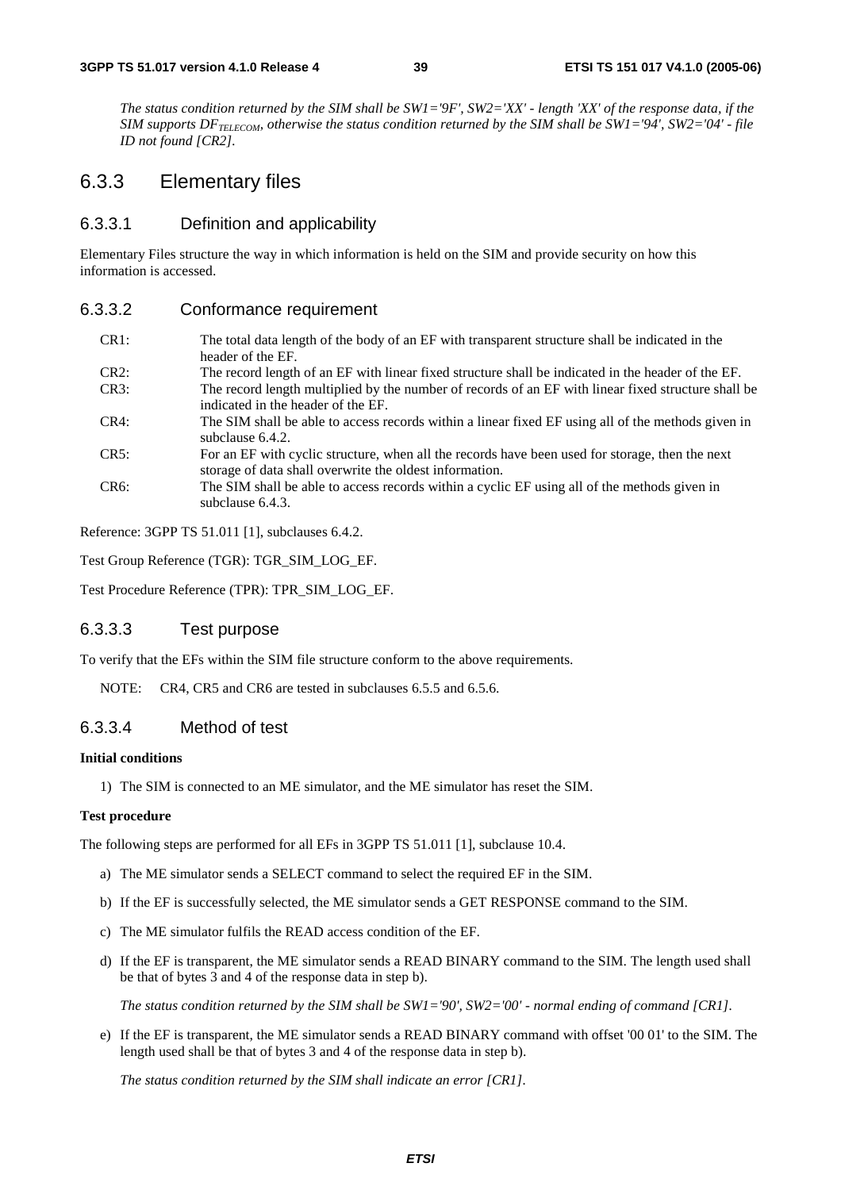*The status condition returned by the SIM shall be SW1='9F', SW2='XX' - length 'XX' of the response data, if the SIM supports $DF_{TELECOM}$, otherwise the status condition returned by the SIM shall be SW1='94', SW2='04' - file ID not found [CR2].*

## 6.3.3 Elementary files

### 6.3.3.1 Definition and applicability

Elementary Files structure the way in which information is held on the SIM and provide security on how this information is accessed.

### 6.3.3.2 Conformance requirement

| | |
|---|---|
| CR1: | The total data length of the body of an EF with transparent structure shall be indicated in the header of the EF. |
| CR2: | The record length of an EF with linear fixed structure shall be indicated in the header of the EF. |
| CR3: | The record length multiplied by the number of records of an EF with linear fixed structure shall be indicated in the header of the EF. |
| CR4: | The SIM shall be able to access records within a linear fixed EF using all of the methods given in subclause 6.4.2. |
| CR5: | For an EF with cyclic structure, when all the records have been used for storage, then the next storage of data shall overwrite the oldest information. |
| CR6: | The SIM shall be able to access records within a cyclic EF using all of the methods given in subclause 6.4.3. |

Reference: 3GPP TS 51.011 [1], subclauses 6.4.2.

Test Group Reference (TGR): TGR_SIM_LOG_EF.

Test Procedure Reference (TPR): TPR_SIM_LOG_EF.

### 6.3.3.3 Test purpose

To verify that the EFs within the SIM file structure conform to the above requirements.

NOTE: CR4, CR5 and CR6 are tested in subclauses 6.5.5 and 6.5.6.

### 6.3.3.4 Method of test

**Initial conditions**

1) The SIM is connected to an ME simulator, and the ME simulator has reset the SIM.

**Test procedure**

The following steps are performed for all EFs in 3GPP TS 51.011 [1], subclause 10.4.

a) The ME simulator sends a SELECT command to select the required EF in the SIM.

b) If the EF is successfully selected, the ME simulator sends a GET RESPONSE command to the SIM.

c) The ME simulator fulfils the READ access condition of the EF.

d) If the EF is transparent, the ME simulator sends a READ BINARY command to the SIM. The length used shall be that of bytes 3 and 4 of the response data in step b).

   *The status condition returned by the SIM shall be SW1='90', SW2='00' - normal ending of command [CR1].*

e) If the EF is transparent, the ME simulator sends a READ BINARY command with offset '00 01' to the SIM. The length used shall be that of bytes 3 and 4 of the response data in step b).

   *The status condition returned by the SIM shall indicate an error [CR1].*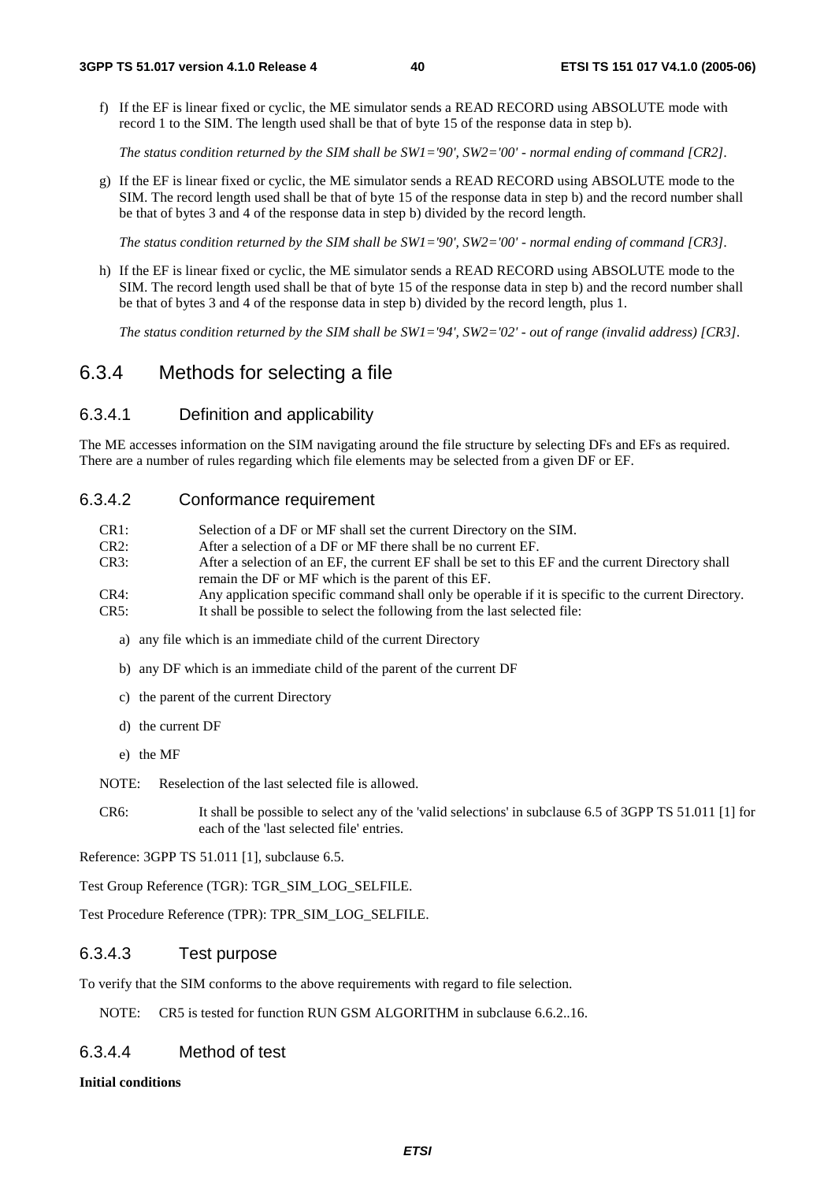f) If the EF is linear fixed or cyclic, the ME simulator sends a READ RECORD using ABSOLUTE mode with record 1 to the SIM. The length used shall be that of byte 15 of the response data in step b).

*The status condition returned by the SIM shall be SW1='90', SW2='00' - normal ending of command [CR2].*

g) If the EF is linear fixed or cyclic, the ME simulator sends a READ RECORD using ABSOLUTE mode to the SIM. The record length used shall be that of byte 15 of the response data in step b) and the record number shall be that of bytes 3 and 4 of the response data in step b) divided by the record length.

*The status condition returned by the SIM shall be SW1='90', SW2='00' - normal ending of command [CR3].*

h) If the EF is linear fixed or cyclic, the ME simulator sends a READ RECORD using ABSOLUTE mode to the SIM. The record length used shall be that of byte 15 of the response data in step b) and the record number shall be that of bytes 3 and 4 of the response data in step b) divided by the record length, plus 1.

*The status condition returned by the SIM shall be SW1='94', SW2='02' - out of range (invalid address) [CR3].*

## 6.3.4 Methods for selecting a file

### 6.3.4.1 Definition and applicability

The ME accesses information on the SIM navigating around the file structure by selecting DFs and EFs as required. There are a number of rules regarding which file elements may be selected from a given DF or EF.

### 6.3.4.2 Conformance requirement

CR1: Selection of a DF or MF shall set the current Directory on the SIM.

CR2: After a selection of a DF or MF there shall be no current EF.

CR3: After a selection of an EF, the current EF shall be set to this EF and the current Directory shall remain the DF or MF which is the parent of this EF.

CR4: Any application specific command shall only be operable if it is specific to the current Directory.

CR5: It shall be possible to select the following from the last selected file:

a) any file which is an immediate child of the current Directory

b) any DF which is an immediate child of the parent of the current DF

c) the parent of the current Directory

d) the current DF

e) the MF

NOTE: Reselection of the last selected file is allowed.

CR6: It shall be possible to select any of the 'valid selections' in subclause 6.5 of 3GPP TS 51.011 [1] for each of the 'last selected file' entries.

Reference: 3GPP TS 51.011 [1], subclause 6.5.

Test Group Reference (TGR): TGR_SIM_LOG_SELFILE.

Test Procedure Reference (TPR): TPR_SIM_LOG_SELFILE.

### 6.3.4.3 Test purpose

To verify that the SIM conforms to the above requirements with regard to file selection.

NOTE: CR5 is tested for function RUN GSM ALGORITHM in subclause 6.6.2..16.

### 6.3.4.4 Method of test

**Initial conditions**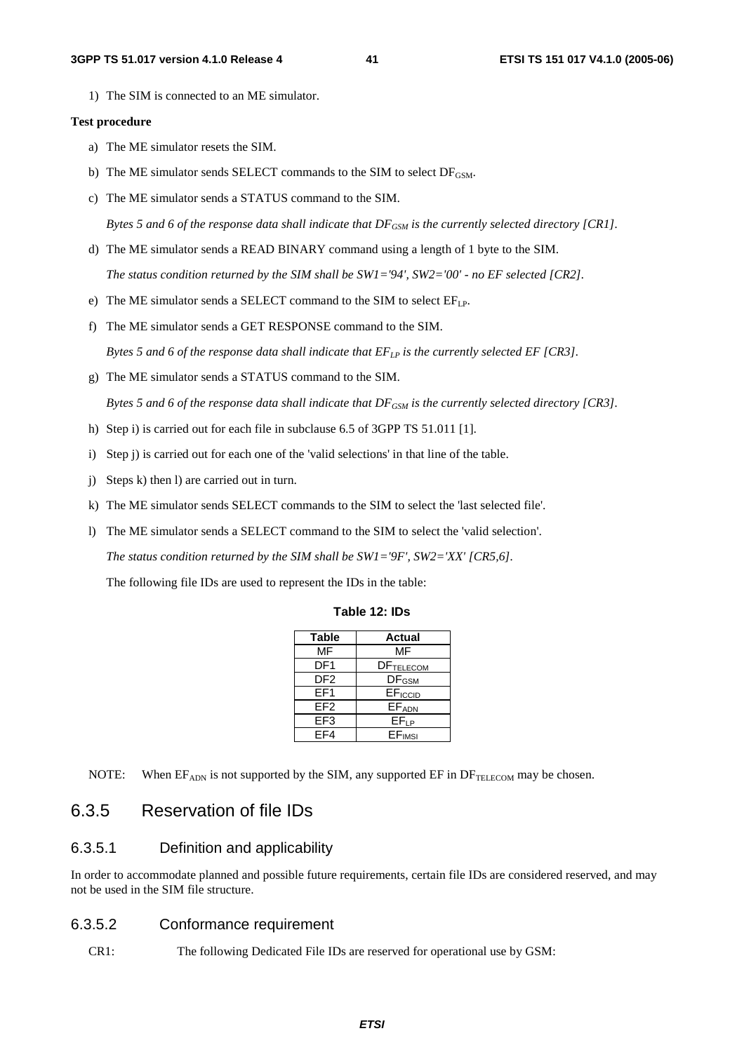1) The SIM is connected to an ME simulator.

**Test procedure**

a) The ME simulator resets the SIM.

b) The ME simulator sends SELECT commands to the SIM to select $DF_{GSM}$.

c) The ME simulator sends a STATUS command to the SIM.

*Bytes 5 and 6 of the response data shall indicate that $DF_{GSM}$ is the currently selected directory [CR1].*

d) The ME simulator sends a READ BINARY command using a length of 1 byte to the SIM.

*The status condition returned by the SIM shall be SW1='94', SW2='00' - no EF selected [CR2].*

e) The ME simulator sends a SELECT command to the SIM to select $EF_{LP}$.

f) The ME simulator sends a GET RESPONSE command to the SIM.

*Bytes 5 and 6 of the response data shall indicate that $EF_{LP}$ is the currently selected EF [CR3].*

g) The ME simulator sends a STATUS command to the SIM.

*Bytes 5 and 6 of the response data shall indicate that $DF_{GSM}$ is the currently selected directory [CR3].*

h) Step i) is carried out for each file in subclause 6.5 of 3GPP TS 51.011 [1].

i) Step j) is carried out for each one of the 'valid selections' in that line of the table.

j) Steps k) then l) are carried out in turn.

k) The ME simulator sends SELECT commands to the SIM to select the 'last selected file'.

l) The ME simulator sends a SELECT command to the SIM to select the 'valid selection'.

*The status condition returned by the SIM shall be SW1='9F', SW2='XX' [CR5,6].*

The following file IDs are used to represent the IDs in the table:

**Table 12: IDs**

| Table | Actual |
|---|---|
| MF | MF |
| DF1 | $DF_{TELECOM}$ |
| DF2 | $DF_{GSM}$ |
| EF1 | $EF_{ICCID}$ |
| EF2 | $EF_{ADN}$ |
| EF3 | $EF_{LP}$ |
| EF4 | $EF_{IMSI}$ |

NOTE: When $EF_{ADN}$ is not supported by the SIM, any supported EF in $DF_{TELECOM}$ may be chosen.

## 6.3.5 Reservation of file IDs

### 6.3.5.1 Definition and applicability

In order to accommodate planned and possible future requirements, certain file IDs are considered reserved, and may not be used in the SIM file structure.

### 6.3.5.2 Conformance requirement

CR1: The following Dedicated File IDs are reserved for operational use by GSM: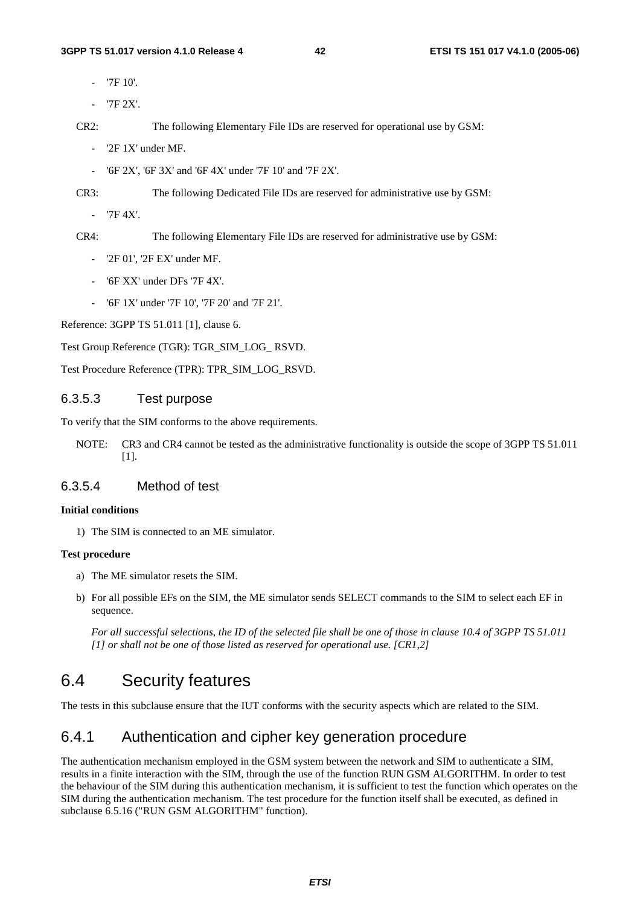- '7F 10'.
- '7F 2X'.

CR2: The following Elementary File IDs are reserved for operational use by GSM:

- '2F 1X' under MF.
- '6F 2X', '6F 3X' and '6F 4X' under '7F 10' and '7F 2X'.

CR3: The following Dedicated File IDs are reserved for administrative use by GSM:

- '7F 4X'.

CR4: The following Elementary File IDs are reserved for administrative use by GSM:

- '2F 01', '2F EX' under MF.
- '6F XX' under DFs '7F 4X'.
- '6F 1X' under '7F 10', '7F 20' and '7F 21'.

Reference: 3GPP TS 51.011 [1], clause 6.

Test Group Reference (TGR): TGR_SIM_LOG_ RSVD.

Test Procedure Reference (TPR): TPR_SIM_LOG_RSVD.

### 6.3.5.3 Test purpose

To verify that the SIM conforms to the above requirements.

NOTE: CR3 and CR4 cannot be tested as the administrative functionality is outside the scope of 3GPP TS 51.011 [1].

### 6.3.5.4 Method of test

**Initial conditions**

1) The SIM is connected to an ME simulator.

**Test procedure**

a) The ME simulator resets the SIM.

b) For all possible EFs on the SIM, the ME simulator sends SELECT commands to the SIM to select each EF in sequence.

*For all successful selections, the ID of the selected file shall be one of those in clause 10.4 of 3GPP TS 51.011 [1] or shall not be one of those listed as reserved for operational use. [CR1,2]*

## 6.4 Security features

The tests in this subclause ensure that the IUT conforms with the security aspects which are related to the SIM.

### 6.4.1 Authentication and cipher key generation procedure

The authentication mechanism employed in the GSM system between the network and SIM to authenticate a SIM, results in a finite interaction with the SIM, through the use of the function RUN GSM ALGORITHM. In order to test the behaviour of the SIM during this authentication mechanism, it is sufficient to test the function which operates on the SIM during the authentication mechanism. The test procedure for the function itself shall be executed, as defined in subclause 6.5.16 ("RUN GSM ALGORITHM" function).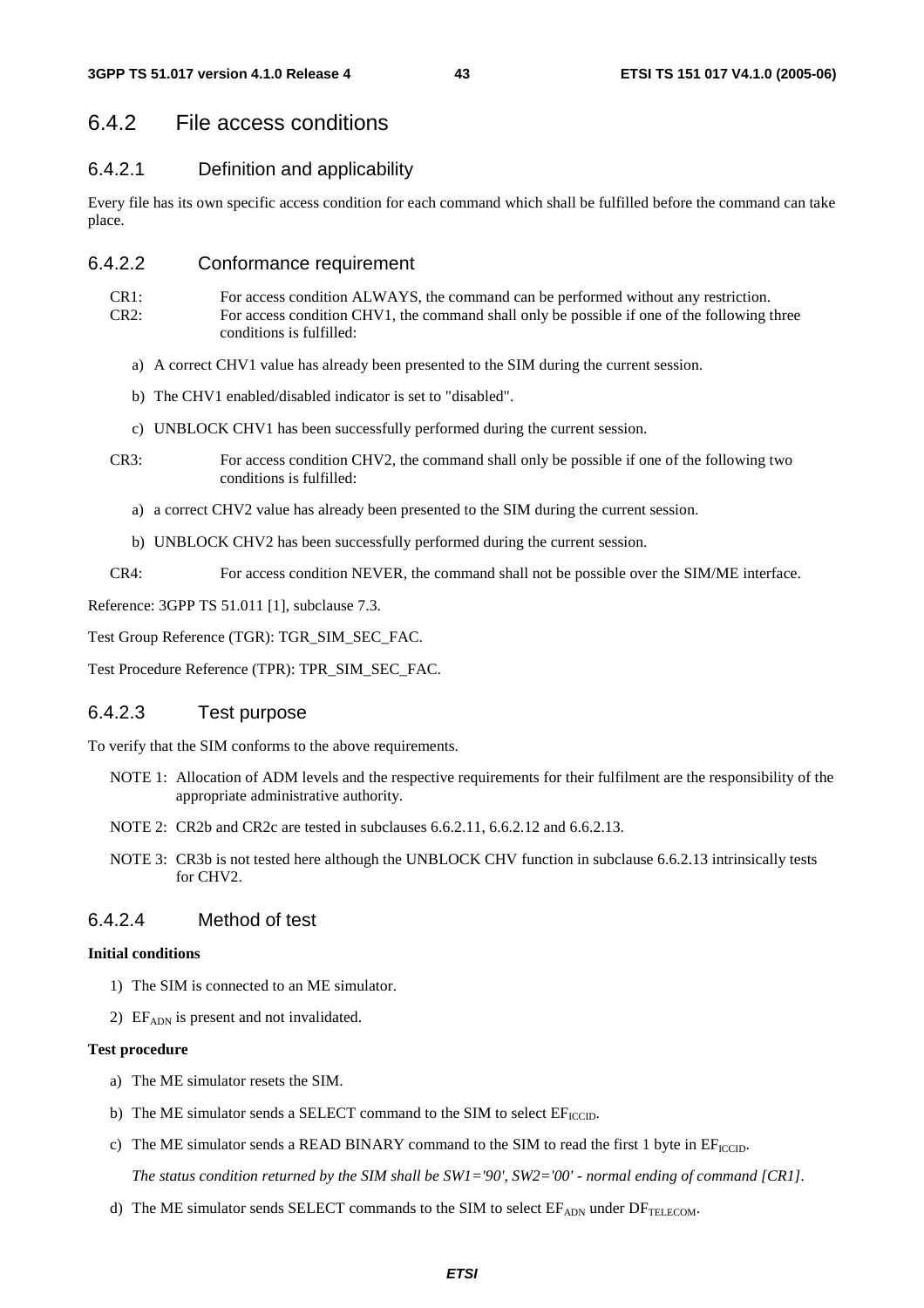## 6.4.2 File access conditions

### 6.4.2.1 Definition and applicability

Every file has its own specific access condition for each command which shall be fulfilled before the command can take place.

### 6.4.2.2 Conformance requirement

CR1: For access condition ALWAYS, the command can be performed without any restriction.

CR2: For access condition CHV1, the command shall only be possible if one of the following three conditions is fulfilled:

a) A correct CHV1 value has already been presented to the SIM during the current session.

b) The CHV1 enabled/disabled indicator is set to "disabled".

c) UNBLOCK CHV1 has been successfully performed during the current session.

CR3: For access condition CHV2, the command shall only be possible if one of the following two conditions is fulfilled:

a) a correct CHV2 value has already been presented to the SIM during the current session.

b) UNBLOCK CHV2 has been successfully performed during the current session.

CR4: For access condition NEVER, the command shall not be possible over the SIM/ME interface.

Reference: 3GPP TS 51.011 [1], subclause 7.3.

Test Group Reference (TGR): TGR_SIM_SEC_FAC.

Test Procedure Reference (TPR): TPR_SIM_SEC_FAC.

### 6.4.2.3 Test purpose

To verify that the SIM conforms to the above requirements.

NOTE 1: Allocation of ADM levels and the respective requirements for their fulfilment are the responsibility of the appropriate administrative authority.

NOTE 2: CR2b and CR2c are tested in subclauses 6.6.2.11, 6.6.2.12 and 6.6.2.13.

NOTE 3: CR3b is not tested here although the UNBLOCK CHV function in subclause 6.6.2.13 intrinsically tests for CHV2.

### 6.4.2.4 Method of test

**Initial conditions**

1) The SIM is connected to an ME simulator.

2) $EF_{ADN}$ is present and not invalidated.

**Test procedure**

a) The ME simulator resets the SIM.

b) The ME simulator sends a SELECT command to the SIM to select $EF_{ICCID}$.

c) The ME simulator sends a READ BINARY command to the SIM to read the first 1 byte in $EF_{ICCID}$.

*The status condition returned by the SIM shall be SW1='90', SW2='00' - normal ending of command [CR1].*

d) The ME simulator sends SELECT commands to the SIM to select $EF_{ADN}$ under $DF_{TELECOM}$.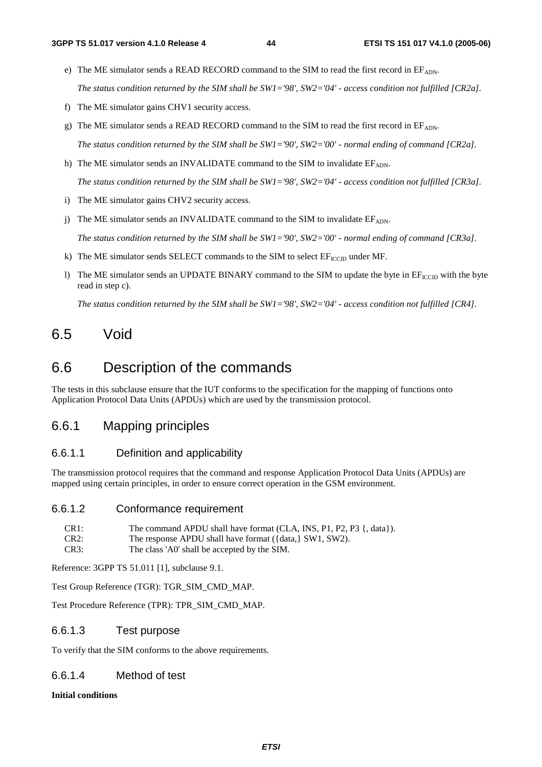e) The ME simulator sends a READ RECORD command to the SIM to read the first record in $EF_{ADN}$.

   *The status condition returned by the SIM shall be SW1='98', SW2='04' - access condition not fulfilled [CR2a].*

f) The ME simulator gains CHV1 security access.

g) The ME simulator sends a READ RECORD command to the SIM to read the first record in $EF_{ADN}$.

   *The status condition returned by the SIM shall be SW1='90', SW2='00' - normal ending of command [CR2a].*

h) The ME simulator sends an INVALIDATE command to the SIM to invalidate $EF_{ADN}$.

   *The status condition returned by the SIM shall be SW1='98', SW2='04' - access condition not fulfilled [CR3a].*

i) The ME simulator gains CHV2 security access.

j) The ME simulator sends an INVALIDATE command to the SIM to invalidate $EF_{ADN}$.

   *The status condition returned by the SIM shall be SW1='90', SW2='00' - normal ending of command [CR3a].*

k) The ME simulator sends SELECT commands to the SIM to select $EF_{ICCID}$ under MF.

l) The ME simulator sends an UPDATE BINARY command to the SIM to update the byte in $EF_{ICCID}$ with the byte read in step c).

   *The status condition returned by the SIM shall be SW1='98', SW2='04' - access condition not fulfilled [CR4].*

# 6.5 Void

# 6.6 Description of the commands

The tests in this subclause ensure that the IUT conforms to the specification for the mapping of functions onto Application Protocol Data Units (APDUs) which are used by the transmission protocol.

## 6.6.1 Mapping principles

### 6.6.1.1 Definition and applicability

The transmission protocol requires that the command and response Application Protocol Data Units (APDUs) are mapped using certain principles, in order to ensure correct operation in the GSM environment.

### 6.6.1.2 Conformance requirement

CR1: The command APDU shall have format (CLA, INS, P1, P2, P3 {, data}).
CR2: The response APDU shall have format ({data,} SW1, SW2).
CR3: The class 'A0' shall be accepted by the SIM.

Reference: 3GPP TS 51.011 [1], subclause 9.1.

Test Group Reference (TGR): TGR_SIM_CMD_MAP.

Test Procedure Reference (TPR): TPR_SIM_CMD_MAP.

### 6.6.1.3 Test purpose

To verify that the SIM conforms to the above requirements.

### 6.6.1.4 Method of test

**Initial conditions**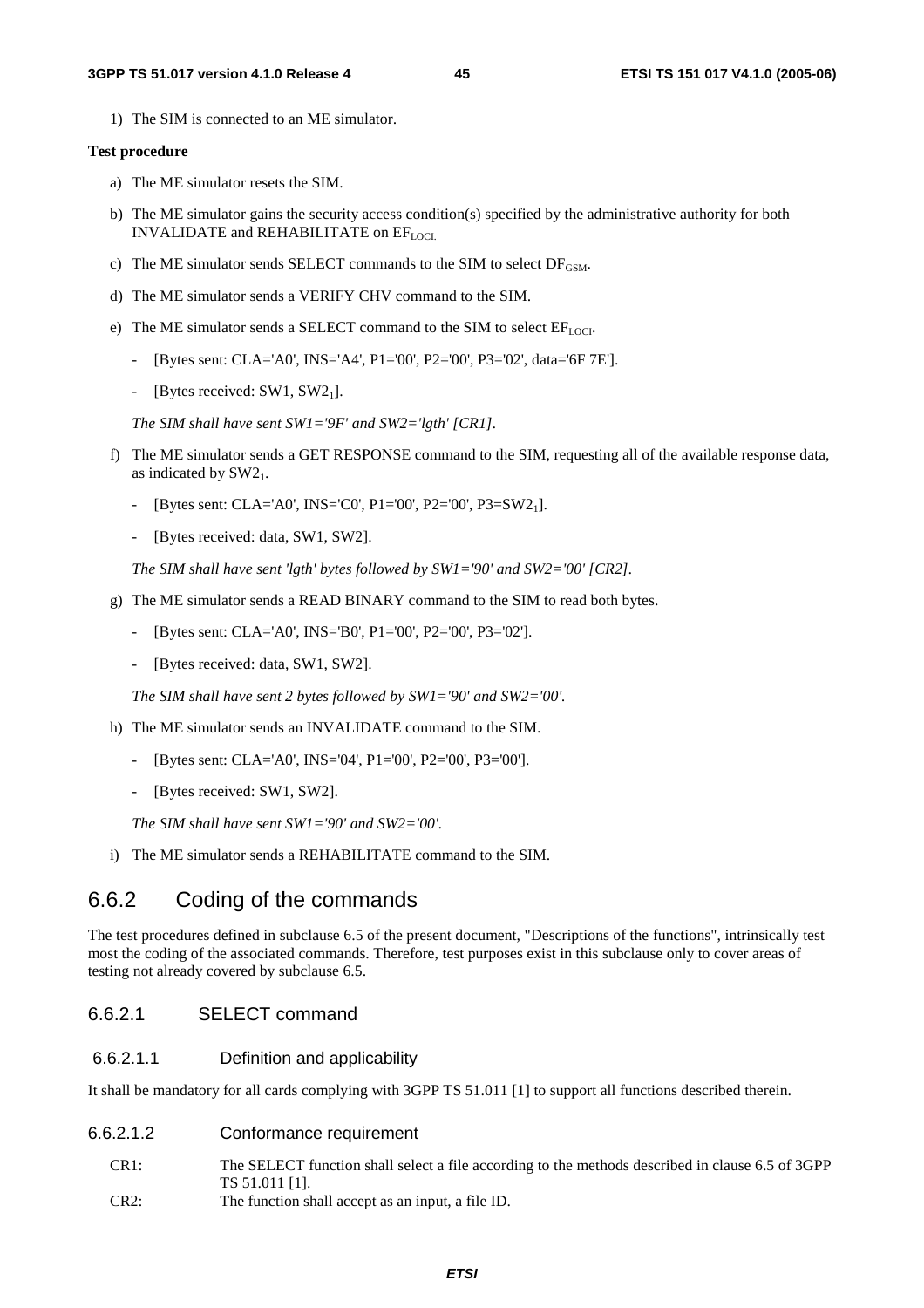1) The SIM is connected to an ME simulator.

**Test procedure**

a) The ME simulator resets the SIM.

b) The ME simulator gains the security access condition(s) specified by the administrative authority for both INVALIDATE and REHABILITATE on $EF_{LOCI}$.

c) The ME simulator sends SELECT commands to the SIM to select $DF_{GSM}$.

d) The ME simulator sends a VERIFY CHV command to the SIM.

e) The ME simulator sends a SELECT command to the SIM to select $EF_{LOCI}$.

- [Bytes sent: CLA='A0', INS='A4', P1='00', P2='00', P3='02', data='6F 7E'].
- [Bytes received: SW1, $SW2_1$].

*The SIM shall have sent SW1='9F' and SW2='lgth' [CR1].*

f) The ME simulator sends a GET RESPONSE command to the SIM, requesting all of the available response data, as indicated by $SW2_1$.

- [Bytes sent: CLA='A0', INS='C0', P1='00', P2='00', P3=$SW2_1$].
- [Bytes received: data, SW1, SW2].

*The SIM shall have sent 'lgth' bytes followed by SW1='90' and SW2='00' [CR2].*

g) The ME simulator sends a READ BINARY command to the SIM to read both bytes.

- [Bytes sent: CLA='A0', INS='B0', P1='00', P2='00', P3='02'].
- [Bytes received: data, SW1, SW2].

*The SIM shall have sent 2 bytes followed by SW1='90' and SW2='00'.*

h) The ME simulator sends an INVALIDATE command to the SIM.

- [Bytes sent: CLA='A0', INS='04', P1='00', P2='00', P3='00'].
- [Bytes received: SW1, SW2].

*The SIM shall have sent SW1='90' and SW2='00'.*

i) The ME simulator sends a REHABILITATE command to the SIM.

## 6.6.2 Coding of the commands

The test procedures defined in subclause 6.5 of the present document, "Descriptions of the functions", intrinsically test most the coding of the associated commands. Therefore, test purposes exist in this subclause only to cover areas of testing not already covered by subclause 6.5.

### 6.6.2.1 SELECT command

#### 6.6.2.1.1 Definition and applicability

It shall be mandatory for all cards complying with 3GPP TS 51.011 [1] to support all functions described therein.

#### 6.6.2.1.2 Conformance requirement

CR1: The SELECT function shall select a file according to the methods described in clause 6.5 of 3GPP TS 51.011 [1].

CR2: The function shall accept as an input, a file ID.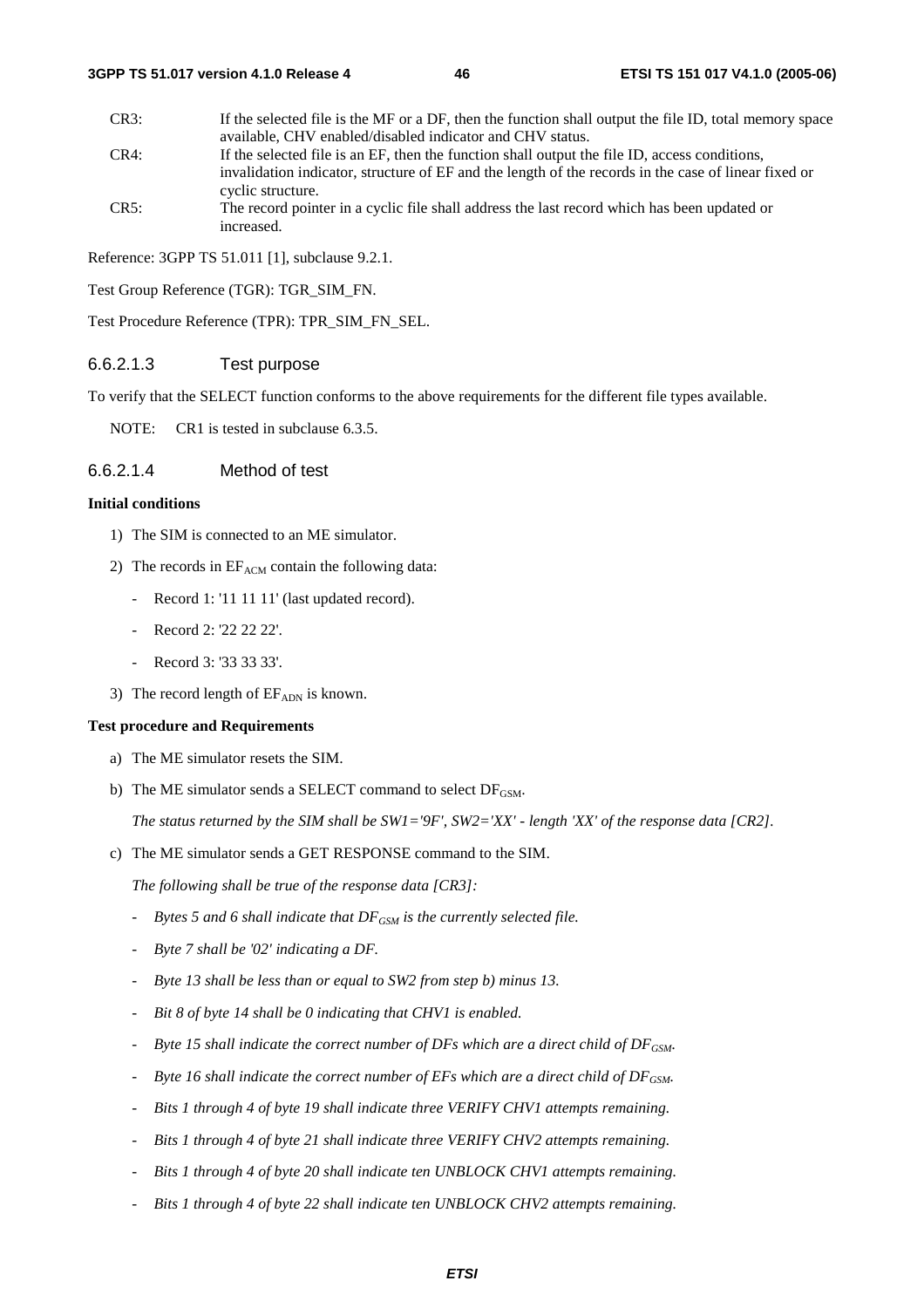CR3: If the selected file is the MF or a DF, then the function shall output the file ID, total memory space available, CHV enabled/disabled indicator and CHV status.

CR4: If the selected file is an EF, then the function shall output the file ID, access conditions, invalidation indicator, structure of EF and the length of the records in the case of linear fixed or cyclic structure.

CR5: The record pointer in a cyclic file shall address the last record which has been updated or increased.

Reference: 3GPP TS 51.011 [1], subclause 9.2.1.

Test Group Reference (TGR): TGR_SIM_FN.

Test Procedure Reference (TPR): TPR_SIM_FN_SEL.

#### 6.6.2.1.3 Test purpose

To verify that the SELECT function conforms to the above requirements for the different file types available.

NOTE: CR1 is tested in subclause 6.3.5.

#### 6.6.2.1.4 Method of test

**Initial conditions**

1) The SIM is connected to an ME simulator.
2) The records in $EF_{ACM}$ contain the following data:
   - Record 1: '11 11 11' (last updated record).
   - Record 2: '22 22 22'.
   - Record 3: '33 33 33'.
3) The record length of $EF_{ADN}$ is known.

**Test procedure and Requirements**

a) The ME simulator resets the SIM.

b) The ME simulator sends a SELECT command to select $DF_{GSM}$.

   *The status returned by the SIM shall be SW1='9F', SW2='XX' - length 'XX' of the response data [CR2].*

c) The ME simulator sends a GET RESPONSE command to the SIM.

   *The following shall be true of the response data [CR3]:*

   - *Bytes 5 and 6 shall indicate that $DF_{GSM}$ is the currently selected file.*
   - *Byte 7 shall be '02' indicating a DF.*
   - *Byte 13 shall be less than or equal to SW2 from step b) minus 13.*
   - *Bit 8 of byte 14 shall be 0 indicating that CHV1 is enabled.*
   - *Byte 15 shall indicate the correct number of DFs which are a direct child of $DF_{GSM}$.*
   - *Byte 16 shall indicate the correct number of EFs which are a direct child of $DF_{GSM}$.*
   - *Bits 1 through 4 of byte 19 shall indicate three VERIFY CHV1 attempts remaining.*
   - *Bits 1 through 4 of byte 21 shall indicate three VERIFY CHV2 attempts remaining.*
   - *Bits 1 through 4 of byte 20 shall indicate ten UNBLOCK CHV1 attempts remaining.*
   - *Bits 1 through 4 of byte 22 shall indicate ten UNBLOCK CHV2 attempts remaining.*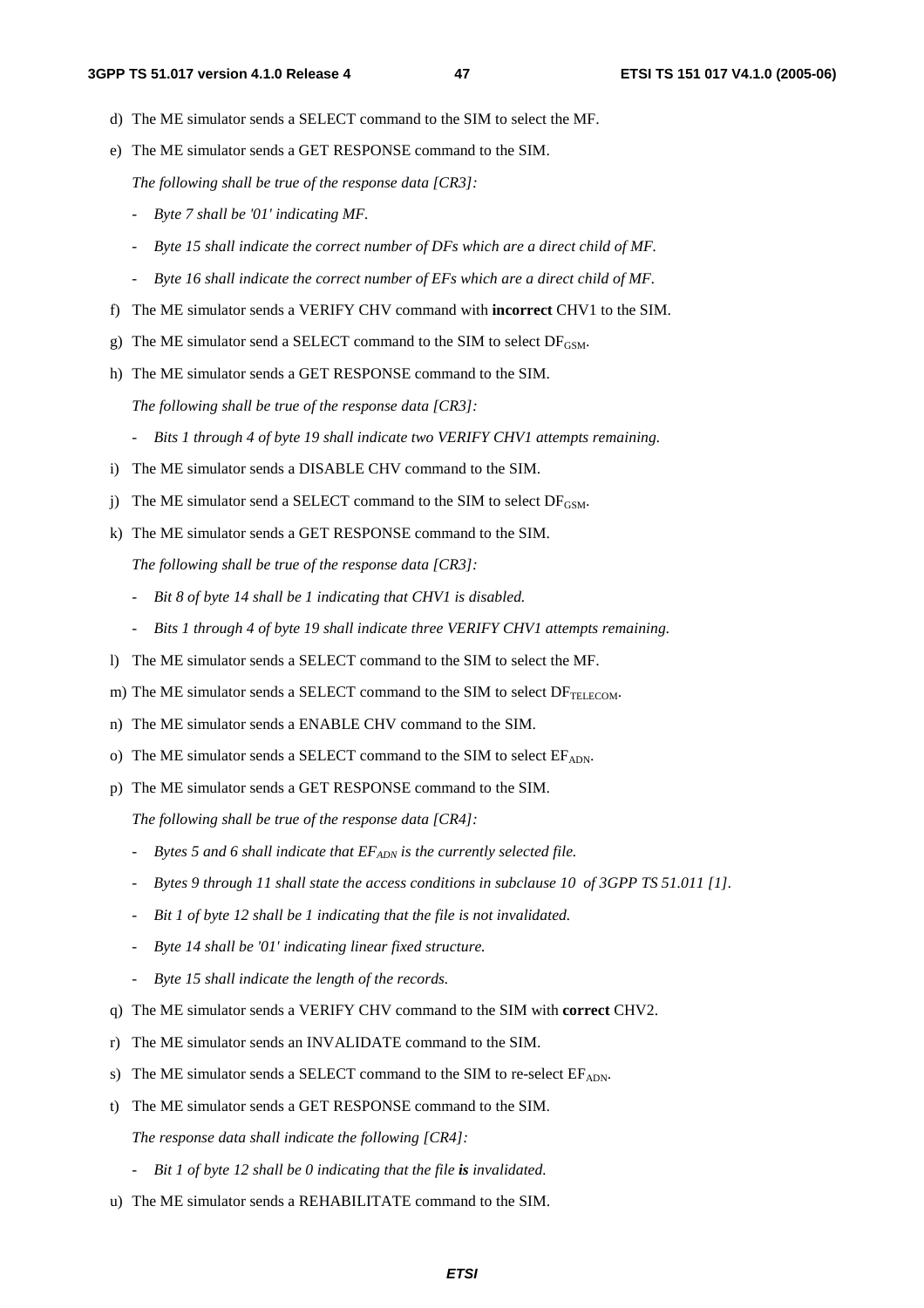d) The ME simulator sends a SELECT command to the SIM to select the MF.

e) The ME simulator sends a GET RESPONSE command to the SIM.

   *The following shall be true of the response data [CR3]:*

   - *Byte 7 shall be '01' indicating MF.*
   - *Byte 15 shall indicate the correct number of DFs which are a direct child of MF.*
   - *Byte 16 shall indicate the correct number of EFs which are a direct child of MF.*

f) The ME simulator sends a VERIFY CHV command with **incorrect** CHV1 to the SIM.

g) The ME simulator send a SELECT command to the SIM to select $DF_{GSM}$.

h) The ME simulator sends a GET RESPONSE command to the SIM.

   *The following shall be true of the response data [CR3]:*

   - *Bits 1 through 4 of byte 19 shall indicate two VERIFY CHV1 attempts remaining.*

i) The ME simulator sends a DISABLE CHV command to the SIM.

j) The ME simulator send a SELECT command to the SIM to select $DF_{GSM}$.

k) The ME simulator sends a GET RESPONSE command to the SIM.

   *The following shall be true of the response data [CR3]:*

   - *Bit 8 of byte 14 shall be 1 indicating that CHV1 is disabled.*
   - *Bits 1 through 4 of byte 19 shall indicate three VERIFY CHV1 attempts remaining.*

l) The ME simulator sends a SELECT command to the SIM to select the MF.

m) The ME simulator sends a SELECT command to the SIM to select $DF_{TELECOM}$.

n) The ME simulator sends a ENABLE CHV command to the SIM.

o) The ME simulator sends a SELECT command to the SIM to select $EF_{ADN}$.

p) The ME simulator sends a GET RESPONSE command to the SIM.

   *The following shall be true of the response data [CR4]:*

   - *Bytes 5 and 6 shall indicate that $EF_{ADN}$ is the currently selected file.*
   - *Bytes 9 through 11 shall state the access conditions in subclause 10 of 3GPP TS 51.011 [1].*
   - *Bit 1 of byte 12 shall be 1 indicating that the file is not invalidated.*
   - *Byte 14 shall be '01' indicating linear fixed structure.*
   - *Byte 15 shall indicate the length of the records.*

q) The ME simulator sends a VERIFY CHV command to the SIM with **correct** CHV2.

r) The ME simulator sends an INVALIDATE command to the SIM.

s) The ME simulator sends a SELECT command to the SIM to re-select $EF_{ADN}$.

t) The ME simulator sends a GET RESPONSE command to the SIM.

   *The response data shall indicate the following [CR4]:*

   - *Bit 1 of byte 12 shall be 0 indicating that the file **is** invalidated.*

u) The ME simulator sends a REHABILITATE command to the SIM.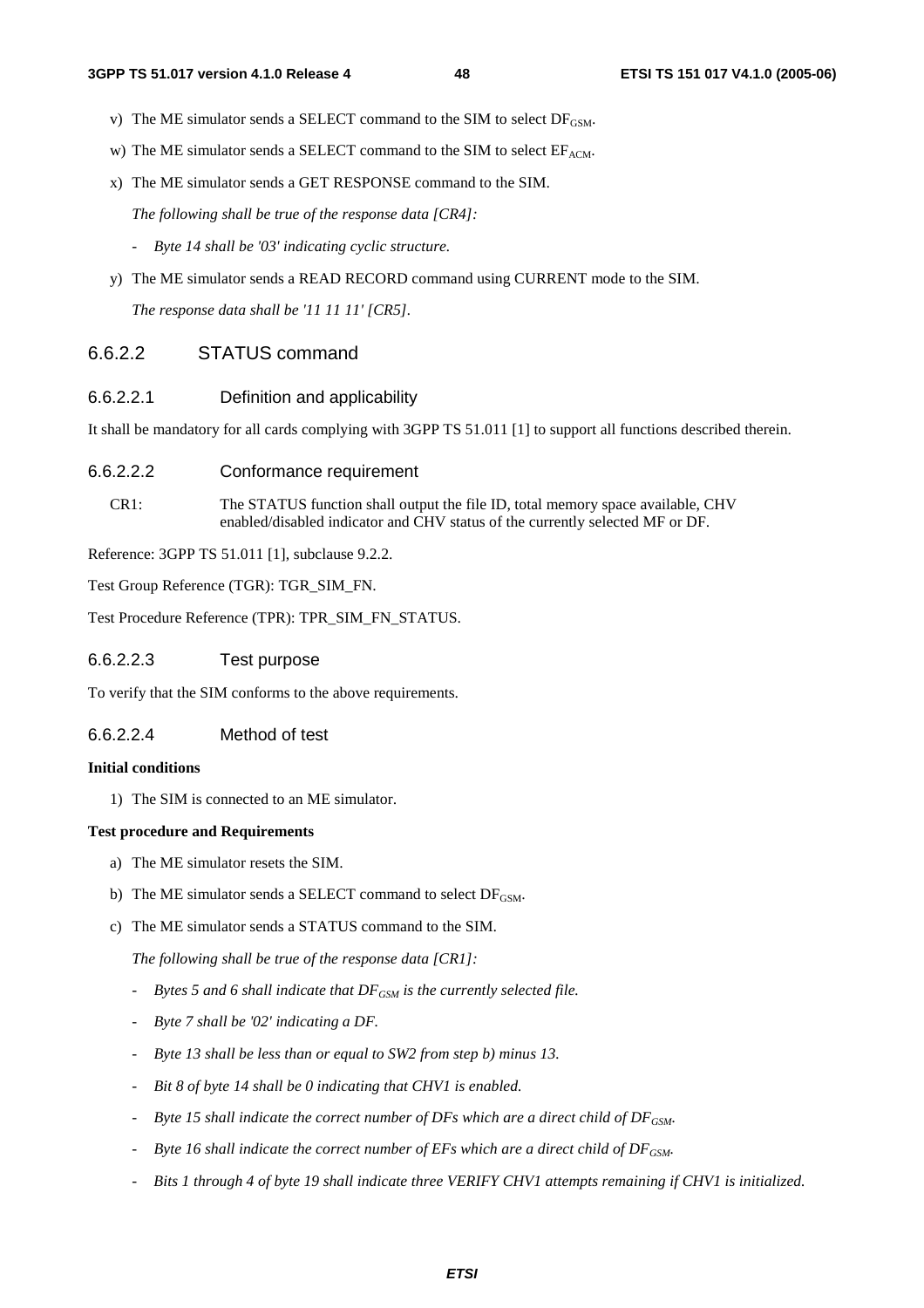v) The ME simulator sends a SELECT command to the SIM to select $DF_{GSM}$.

w) The ME simulator sends a SELECT command to the SIM to select $EF_{ACM}$.

x) The ME simulator sends a GET RESPONSE command to the SIM.

*The following shall be true of the response data [CR4]:*

- *Byte 14 shall be '03' indicating cyclic structure.*

y) The ME simulator sends a READ RECORD command using CURRENT mode to the SIM.

*The response data shall be '11 11 11' [CR5].*

### 6.6.2.2 STATUS command

#### 6.6.2.2.1 Definition and applicability

It shall be mandatory for all cards complying with 3GPP TS 51.011 [1] to support all functions described therein.

#### 6.6.2.2.2 Conformance requirement

CR1: The STATUS function shall output the file ID, total memory space available, CHV enabled/disabled indicator and CHV status of the currently selected MF or DF.

Reference: 3GPP TS 51.011 [1], subclause 9.2.2.

Test Group Reference (TGR): TGR_SIM_FN.

Test Procedure Reference (TPR): TPR_SIM_FN_STATUS.

#### 6.6.2.2.3 Test purpose

To verify that the SIM conforms to the above requirements.

#### 6.6.2.2.4 Method of test

**Initial conditions**

1) The SIM is connected to an ME simulator.

**Test procedure and Requirements**

a) The ME simulator resets the SIM.

b) The ME simulator sends a SELECT command to select $DF_{GSM}$.

c) The ME simulator sends a STATUS command to the SIM.

*The following shall be true of the response data [CR1]:*

- *Bytes 5 and 6 shall indicate that $DF_{GSM}$ is the currently selected file.*
- *Byte 7 shall be '02' indicating a DF.*
- *Byte 13 shall be less than or equal to SW2 from step b) minus 13.*
- *Bit 8 of byte 14 shall be 0 indicating that CHV1 is enabled.*
- *Byte 15 shall indicate the correct number of DFs which are a direct child of $DF_{GSM}$.*
- *Byte 16 shall indicate the correct number of EFs which are a direct child of $DF_{GSM}$.*
- *Bits 1 through 4 of byte 19 shall indicate three VERIFY CHV1 attempts remaining if CHV1 is initialized.*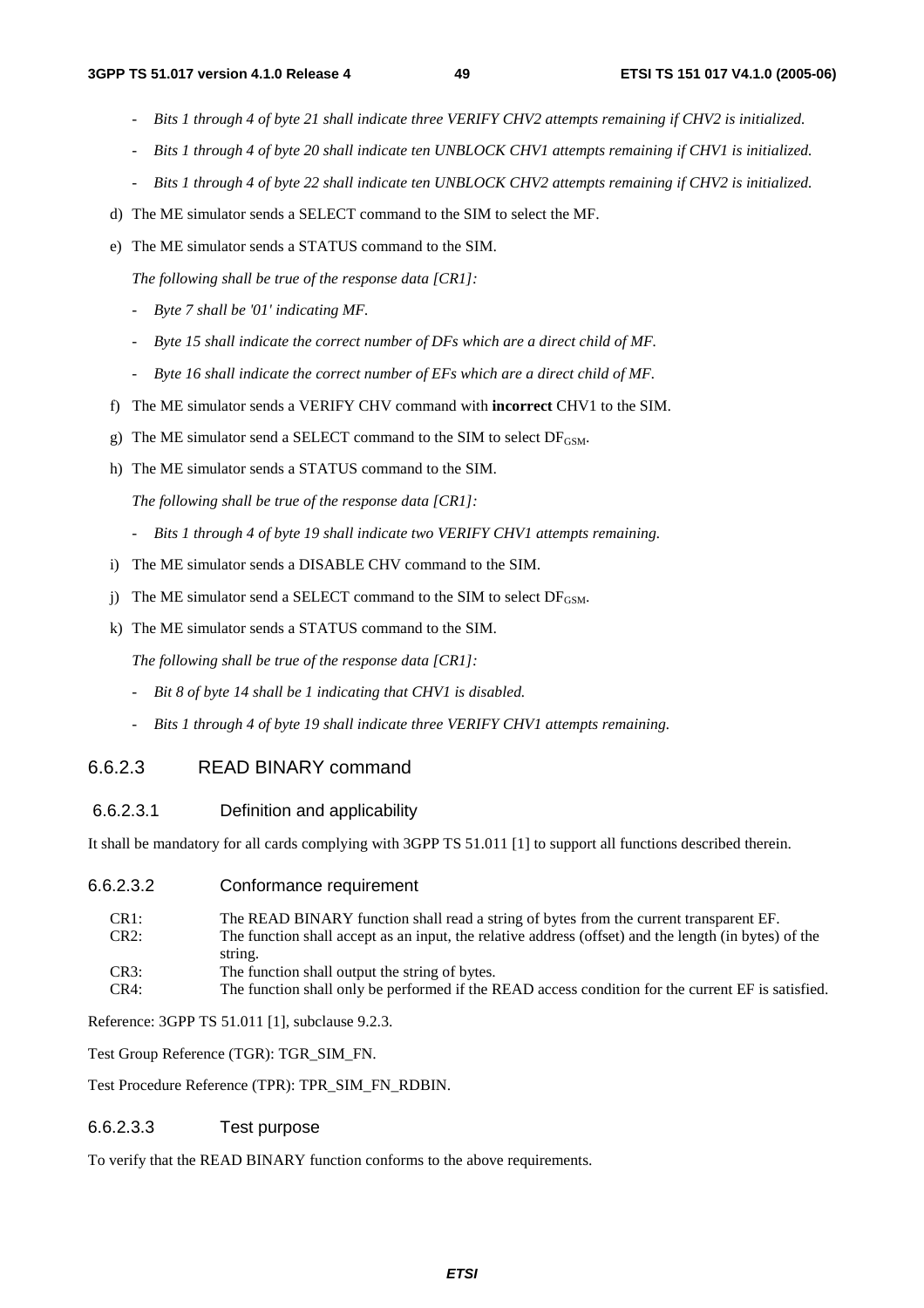- *Bits 1 through 4 of byte 21 shall indicate three VERIFY CHV2 attempts remaining if CHV2 is initialized.*
- *Bits 1 through 4 of byte 20 shall indicate ten UNBLOCK CHV1 attempts remaining if CHV1 is initialized.*
- *Bits 1 through 4 of byte 22 shall indicate ten UNBLOCK CHV2 attempts remaining if CHV2 is initialized.*

d) The ME simulator sends a SELECT command to the SIM to select the MF.

e) The ME simulator sends a STATUS command to the SIM.

   *The following shall be true of the response data [CR1]:*

   - *Byte 7 shall be '01' indicating MF.*
   - *Byte 15 shall indicate the correct number of DFs which are a direct child of MF.*
   - *Byte 16 shall indicate the correct number of EFs which are a direct child of MF.*

f) The ME simulator sends a VERIFY CHV command with **incorrect** CHV1 to the SIM.

g) The ME simulator send a SELECT command to the SIM to select $DF_{GSM}$.

h) The ME simulator sends a STATUS command to the SIM.

   *The following shall be true of the response data [CR1]:*

   - *Bits 1 through 4 of byte 19 shall indicate two VERIFY CHV1 attempts remaining.*

i) The ME simulator sends a DISABLE CHV command to the SIM.

j) The ME simulator send a SELECT command to the SIM to select $DF_{GSM}$.

k) The ME simulator sends a STATUS command to the SIM.

   *The following shall be true of the response data [CR1]:*

   - *Bit 8 of byte 14 shall be 1 indicating that CHV1 is disabled.*
   - *Bits 1 through 4 of byte 19 shall indicate three VERIFY CHV1 attempts remaining.*

### 6.6.2.3 READ BINARY command

#### 6.6.2.3.1 Definition and applicability

It shall be mandatory for all cards complying with 3GPP TS 51.011 [1] to support all functions described therein.

#### 6.6.2.3.2 Conformance requirement

CR1: The READ BINARY function shall read a string of bytes from the current transparent EF.

CR2: The function shall accept as an input, the relative address (offset) and the length (in bytes) of the string.

CR3: The function shall output the string of bytes.

CR4: The function shall only be performed if the READ access condition for the current EF is satisfied.

Reference: 3GPP TS 51.011 [1], subclause 9.2.3.

Test Group Reference (TGR): TGR_SIM_FN.

Test Procedure Reference (TPR): TPR_SIM_FN_RDBIN.

#### 6.6.2.3.3 Test purpose

To verify that the READ BINARY function conforms to the above requirements.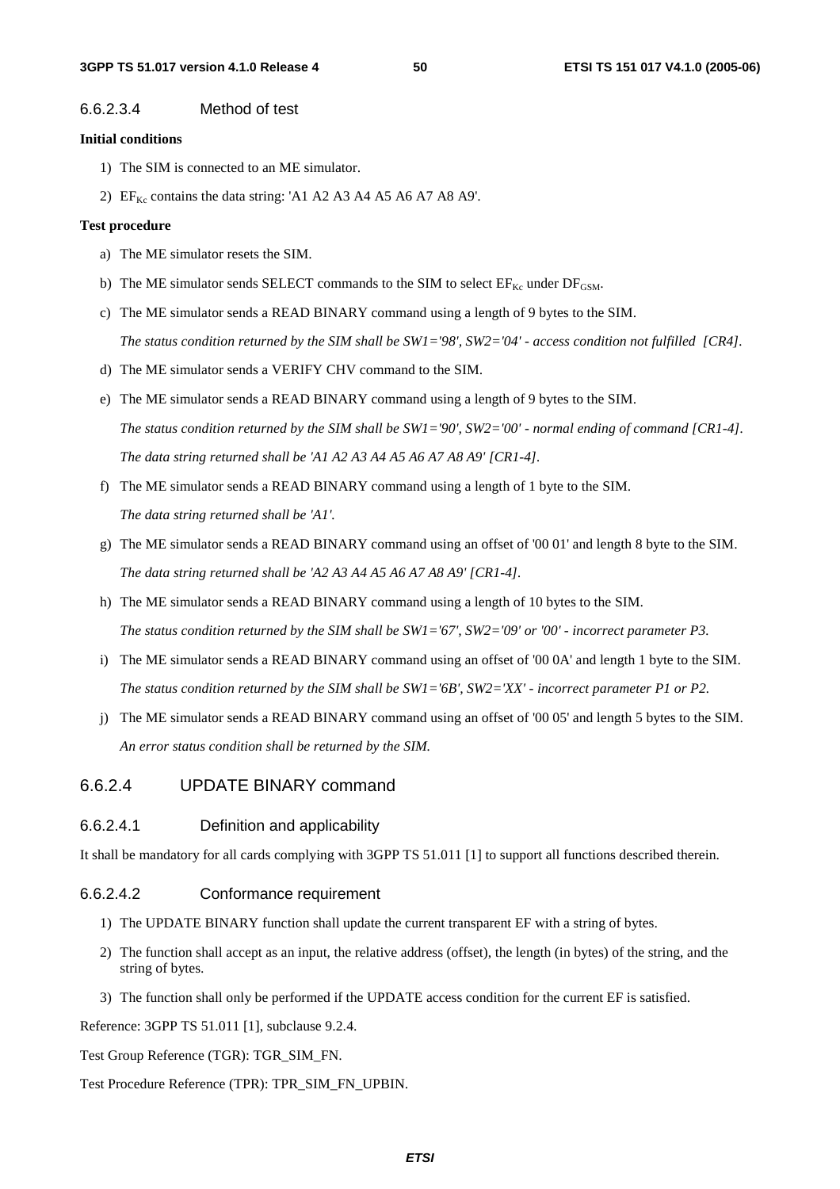#### 6.6.2.3.4 Method of test

**Initial conditions**

1) The SIM is connected to an ME simulator.
2) $EF_{Kc}$ contains the data string: 'A1 A2 A3 A4 A5 A6 A7 A8 A9'.

**Test procedure**

a) The ME simulator resets the SIM.

b) The ME simulator sends SELECT commands to the SIM to select $EF_{Kc}$ under $DF_{GSM}$.

c) The ME simulator sends a READ BINARY command using a length of 9 bytes to the SIM.

   *The status condition returned by the SIM shall be SW1='98', SW2='04' - access condition not fulfilled [CR4].*

d) The ME simulator sends a VERIFY CHV command to the SIM.

e) The ME simulator sends a READ BINARY command using a length of 9 bytes to the SIM.

   *The status condition returned by the SIM shall be SW1='90', SW2='00' - normal ending of command [CR1-4].*

   *The data string returned shall be 'A1 A2 A3 A4 A5 A6 A7 A8 A9' [CR1-4].*

f) The ME simulator sends a READ BINARY command using a length of 1 byte to the SIM.

   *The data string returned shall be 'A1'.*

g) The ME simulator sends a READ BINARY command using an offset of '00 01' and length 8 byte to the SIM.

   *The data string returned shall be 'A2 A3 A4 A5 A6 A7 A8 A9' [CR1-4].*

h) The ME simulator sends a READ BINARY command using a length of 10 bytes to the SIM.

   *The status condition returned by the SIM shall be SW1='67', SW2='09' or '00' - incorrect parameter P3.*

i) The ME simulator sends a READ BINARY command using an offset of '00 0A' and length 1 byte to the SIM.

   *The status condition returned by the SIM shall be SW1='6B', SW2='XX' - incorrect parameter P1 or P2.*

j) The ME simulator sends a READ BINARY command using an offset of '00 05' and length 5 bytes to the SIM.

   *An error status condition shall be returned by the SIM.*

### 6.6.2.4 UPDATE BINARY command

#### 6.6.2.4.1 Definition and applicability

It shall be mandatory for all cards complying with 3GPP TS 51.011 [1] to support all functions described therein.

#### 6.6.2.4.2 Conformance requirement

1) The UPDATE BINARY function shall update the current transparent EF with a string of bytes.
2) The function shall accept as an input, the relative address (offset), the length (in bytes) of the string, and the string of bytes.
3) The function shall only be performed if the UPDATE access condition for the current EF is satisfied.

Reference: 3GPP TS 51.011 [1], subclause 9.2.4.

Test Group Reference (TGR): TGR_SIM_FN.

Test Procedure Reference (TPR): TPR_SIM_FN_UPBIN.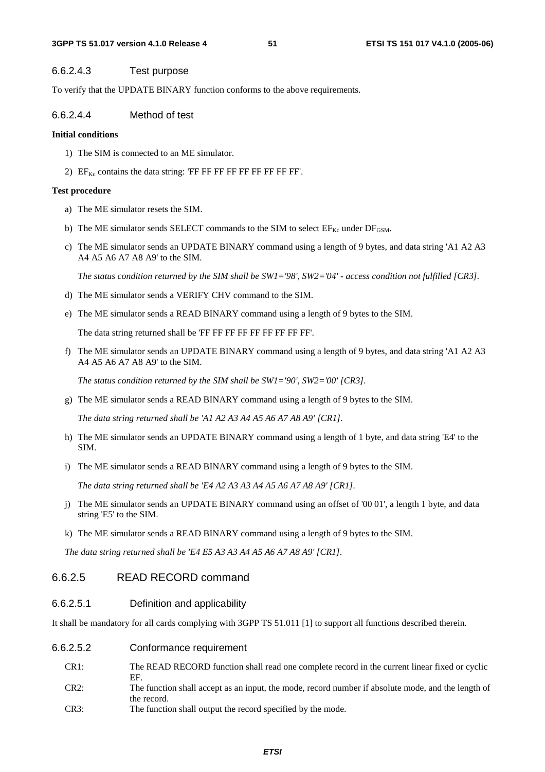#### 6.6.2.4.3 Test purpose

To verify that the UPDATE BINARY function conforms to the above requirements.

#### 6.6.2.4.4 Method of test

**Initial conditions**

1) The SIM is connected to an ME simulator.
2) $EF_{Kc}$ contains the data string: 'FF FF FF FF FF FF FF FF FF'.

**Test procedure**

a) The ME simulator resets the SIM.

b) The ME simulator sends SELECT commands to the SIM to select $EF_{Kc}$ under $DF_{GSM}$.

c) The ME simulator sends an UPDATE BINARY command using a length of 9 bytes, and data string 'A1 A2 A3 A4 A5 A6 A7 A8 A9' to the SIM.

   *The status condition returned by the SIM shall be SW1='98', SW2='04' - access condition not fulfilled [CR3].*

d) The ME simulator sends a VERIFY CHV command to the SIM.

e) The ME simulator sends a READ BINARY command using a length of 9 bytes to the SIM.

   The data string returned shall be 'FF FF FF FF FF FF FF FF FF'.

f) The ME simulator sends an UPDATE BINARY command using a length of 9 bytes, and data string 'A1 A2 A3 A4 A5 A6 A7 A8 A9' to the SIM.

   *The status condition returned by the SIM shall be SW1='90', SW2='00' [CR3].*

g) The ME simulator sends a READ BINARY command using a length of 9 bytes to the SIM.

   *The data string returned shall be 'A1 A2 A3 A4 A5 A6 A7 A8 A9' [CR1].*

h) The ME simulator sends an UPDATE BINARY command using a length of 1 byte, and data string 'E4' to the SIM.

i) The ME simulator sends a READ BINARY command using a length of 9 bytes to the SIM.

   *The data string returned shall be 'E4 A2 A3 A3 A4 A5 A6 A7 A8 A9' [CR1].*

j) The ME simulator sends an UPDATE BINARY command using an offset of '00 01', a length 1 byte, and data string 'E5' to the SIM.

k) The ME simulator sends a READ BINARY command using a length of 9 bytes to the SIM.

*The data string returned shall be 'E4 E5 A3 A3 A4 A5 A6 A7 A8 A9' [CR1].*

### 6.6.2.5 READ RECORD command

#### 6.6.2.5.1 Definition and applicability

It shall be mandatory for all cards complying with 3GPP TS 51.011 [1] to support all functions described therein.

#### 6.6.2.5.2 Conformance requirement

CR1: The READ RECORD function shall read one complete record in the current linear fixed or cyclic EF.

CR2: The function shall accept as an input, the mode, record number if absolute mode, and the length of the record.

CR3: The function shall output the record specified by the mode.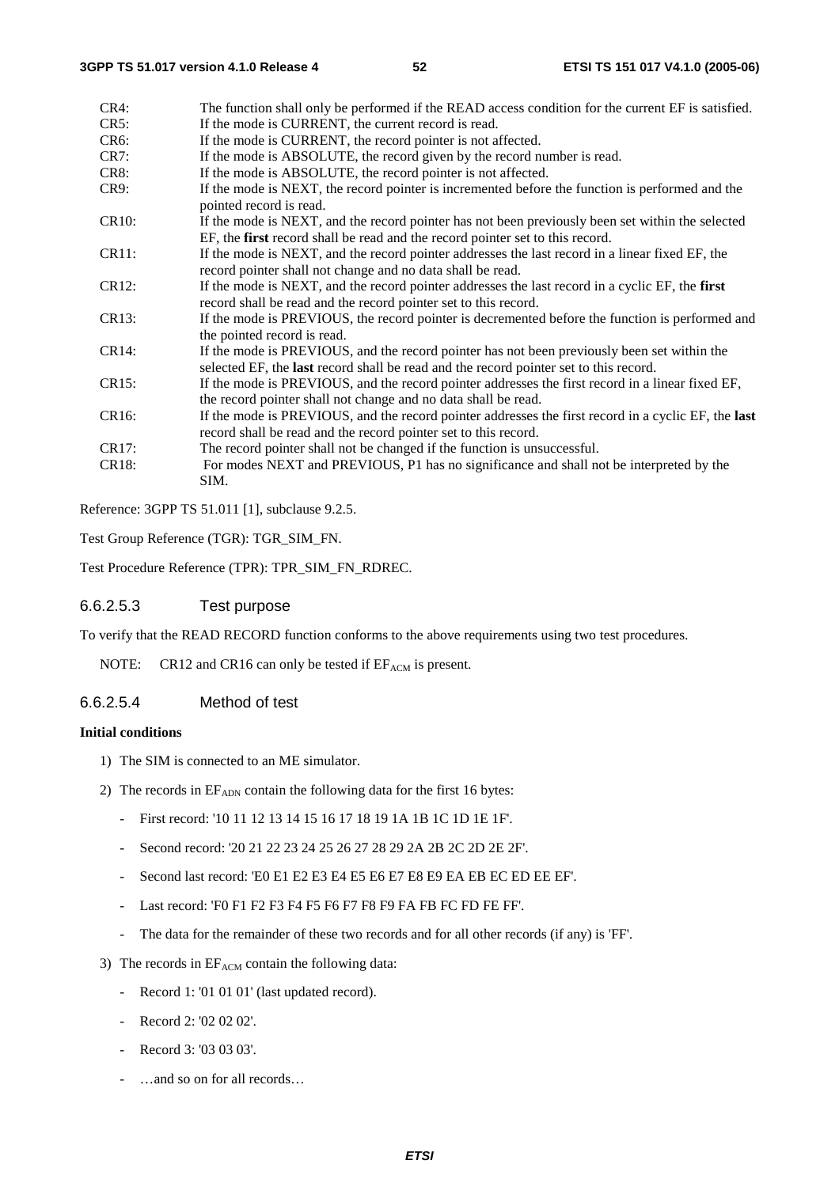CR4: The function shall only be performed if the READ access condition for the current EF is satisfied.

CR5: If the mode is CURRENT, the current record is read.

CR6: If the mode is CURRENT, the record pointer is not affected.

CR7: If the mode is ABSOLUTE, the record given by the record number is read.

CR8: If the mode is ABSOLUTE, the record pointer is not affected.

CR9: If the mode is NEXT, the record pointer is incremented before the function is performed and the pointed record is read.

CR10: If the mode is NEXT, and the record pointer has not been previously been set within the selected EF, the **first** record shall be read and the record pointer set to this record.

CR11: If the mode is NEXT, and the record pointer addresses the last record in a linear fixed EF, the record pointer shall not change and no data shall be read.

CR12: If the mode is NEXT, and the record pointer addresses the last record in a cyclic EF, the **first** record shall be read and the record pointer set to this record.

CR13: If the mode is PREVIOUS, the record pointer is decremented before the function is performed and the pointed record is read.

CR14: If the mode is PREVIOUS, and the record pointer has not been previously been set within the selected EF, the **last** record shall be read and the record pointer set to this record.

CR15: If the mode is PREVIOUS, and the record pointer addresses the first record in a linear fixed EF, the record pointer shall not change and no data shall be read.

CR16: If the mode is PREVIOUS, and the record pointer addresses the first record in a cyclic EF, the **last** record shall be read and the record pointer set to this record.

CR17: The record pointer shall not be changed if the function is unsuccessful.

CR18: For modes NEXT and PREVIOUS, P1 has no significance and shall not be interpreted by the SIM.

Reference: 3GPP TS 51.011 [1], subclause 9.2.5.

Test Group Reference (TGR): TGR_SIM_FN.

Test Procedure Reference (TPR): TPR_SIM_FN_RDREC.

### 6.6.2.5.3 Test purpose

To verify that the READ RECORD function conforms to the above requirements using two test procedures.

NOTE: CR12 and CR16 can only be tested if $EF_{ACM}$ is present.

### 6.6.2.5.4 Method of test

**Initial conditions**

1) The SIM is connected to an ME simulator.

2) The records in $EF_{ADN}$ contain the following data for the first 16 bytes:

   - First record: '10 11 12 13 14 15 16 17 18 19 1A 1B 1C 1D 1E 1F'.
   - Second record: '20 21 22 23 24 25 26 27 28 29 2A 2B 2C 2D 2E 2F'.
   - Second last record: 'E0 E1 E2 E3 E4 E5 E6 E7 E8 E9 EA EB EC ED EE EF'.
   - Last record: 'F0 F1 F2 F3 F4 F5 F6 F7 F8 F9 FA FB FC FD FE FF'.
   - The data for the remainder of these two records and for all other records (if any) is 'FF'.

3) The records in $EF_{ACM}$ contain the following data:

   - Record 1: '01 01 01' (last updated record).
   - Record 2: '02 02 02'.
   - Record 3: '03 03 03'.
   - …and so on for all records…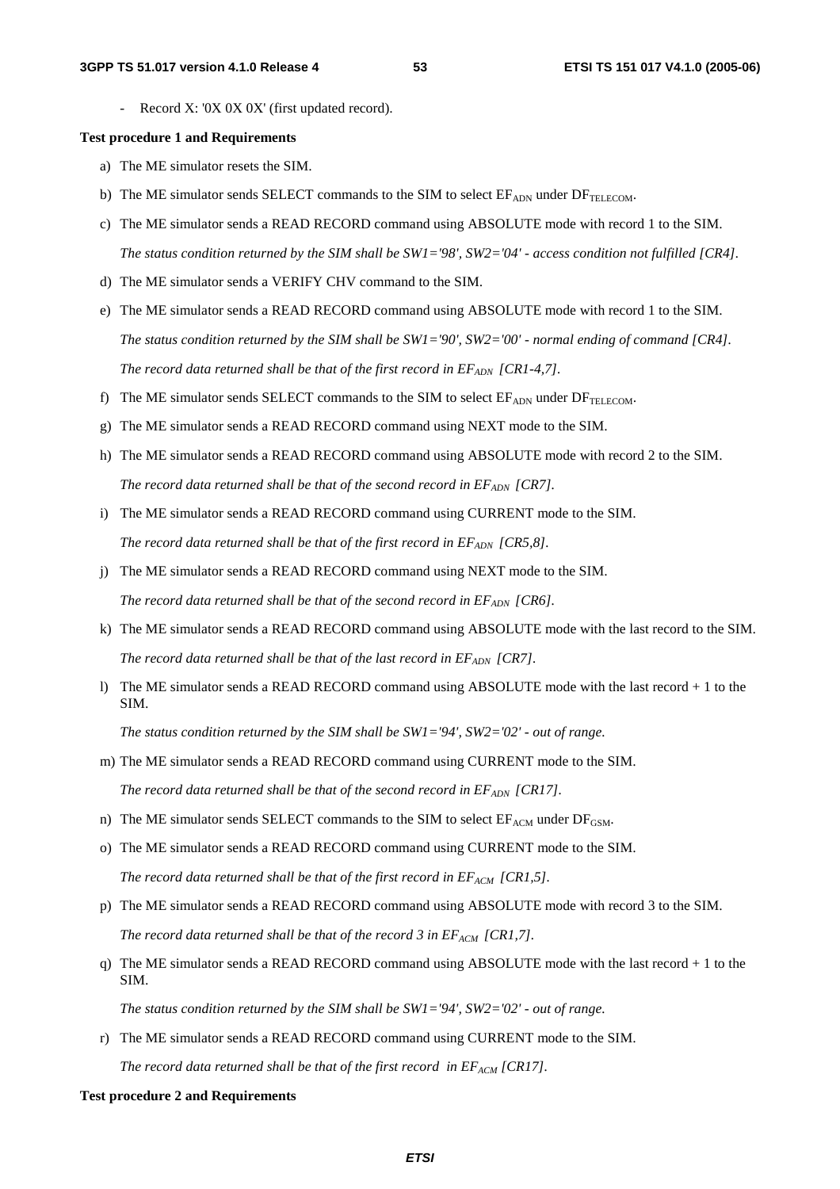- Record X: '0X 0X 0X' (first updated record).

**Test procedure 1 and Requirements**

a) The ME simulator resets the SIM.

b) The ME simulator sends SELECT commands to the SIM to select $EF_{ADN}$ under $DF_{TELECOM}$.

c) The ME simulator sends a READ RECORD command using ABSOLUTE mode with record 1 to the SIM.

   *The status condition returned by the SIM shall be SW1='98', SW2='04' - access condition not fulfilled [CR4].*

d) The ME simulator sends a VERIFY CHV command to the SIM.

e) The ME simulator sends a READ RECORD command using ABSOLUTE mode with record 1 to the SIM.

   *The status condition returned by the SIM shall be SW1='90', SW2='00' - normal ending of command [CR4].*

   *The record data returned shall be that of the first record in $EF_{ADN}$ [CR1-4,7].*

f) The ME simulator sends SELECT commands to the SIM to select $EF_{ADN}$ under $DF_{TELECOM}$.

g) The ME simulator sends a READ RECORD command using NEXT mode to the SIM.

h) The ME simulator sends a READ RECORD command using ABSOLUTE mode with record 2 to the SIM.

   *The record data returned shall be that of the second record in $EF_{ADN}$ [CR7].*

i) The ME simulator sends a READ RECORD command using CURRENT mode to the SIM.

   *The record data returned shall be that of the first record in $EF_{ADN}$ [CR5,8].*

j) The ME simulator sends a READ RECORD command using NEXT mode to the SIM.

   *The record data returned shall be that of the second record in $EF_{ADN}$ [CR6].*

k) The ME simulator sends a READ RECORD command using ABSOLUTE mode with the last record to the SIM.

   *The record data returned shall be that of the last record in $EF_{ADN}$ [CR7].*

l) The ME simulator sends a READ RECORD command using ABSOLUTE mode with the last record + 1 to the SIM.

   *The status condition returned by the SIM shall be SW1='94', SW2='02' - out of range.*

m) The ME simulator sends a READ RECORD command using CURRENT mode to the SIM.

   *The record data returned shall be that of the second record in $EF_{ADN}$ [CR17].*

n) The ME simulator sends SELECT commands to the SIM to select $EF_{ACM}$ under $DF_{GSM}$.

o) The ME simulator sends a READ RECORD command using CURRENT mode to the SIM.

   *The record data returned shall be that of the first record in $EF_{ACM}$ [CR1,5].*

p) The ME simulator sends a READ RECORD command using ABSOLUTE mode with record 3 to the SIM.

   *The record data returned shall be that of the record 3 in $EF_{ACM}$ [CR1,7].*

q) The ME simulator sends a READ RECORD command using ABSOLUTE mode with the last record + 1 to the SIM.

   *The status condition returned by the SIM shall be SW1='94', SW2='02' - out of range.*

r) The ME simulator sends a READ RECORD command using CURRENT mode to the SIM.

   *The record data returned shall be that of the first record in $EF_{ACM}$ [CR17].*

**Test procedure 2 and Requirements**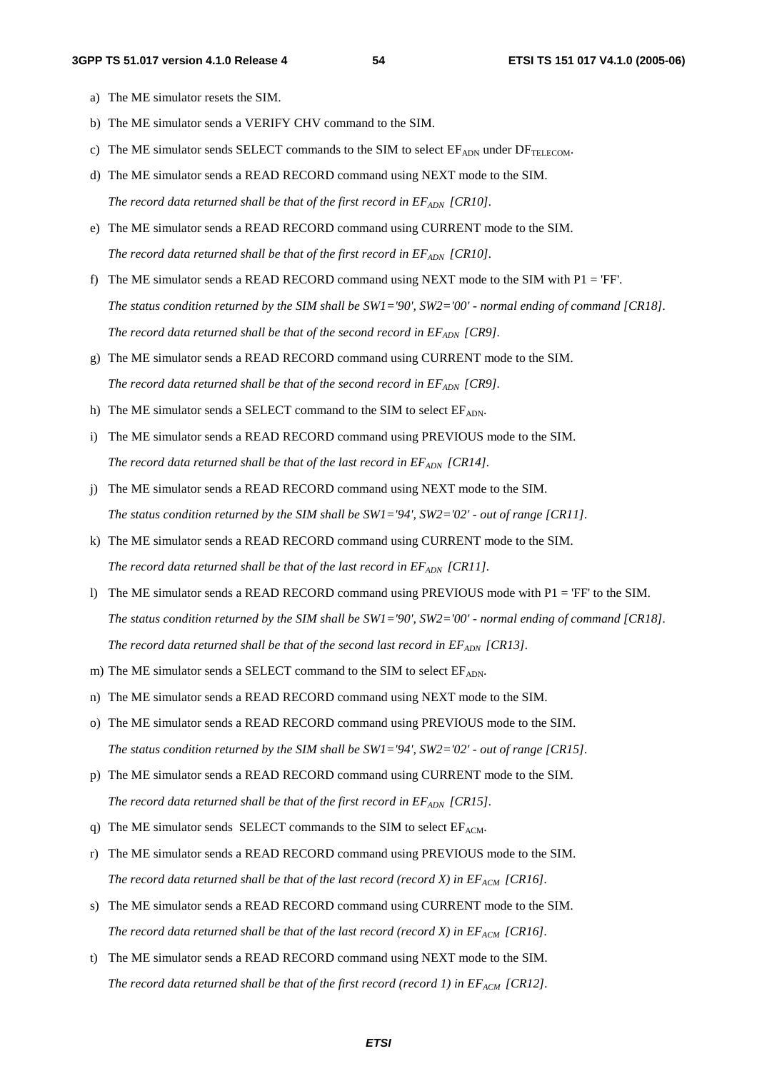a) The ME simulator resets the SIM.

b) The ME simulator sends a VERIFY CHV command to the SIM.

c) The ME simulator sends SELECT commands to the SIM to select $EF_{ADN}$ under $DF_{TELECOM}$.

d) The ME simulator sends a READ RECORD command using NEXT mode to the SIM.

   *The record data returned shall be that of the first record in $EF_{ADN}$ [CR10].*

e) The ME simulator sends a READ RECORD command using CURRENT mode to the SIM.

   *The record data returned shall be that of the first record in $EF_{ADN}$ [CR10].*

f) The ME simulator sends a READ RECORD command using NEXT mode to the SIM with P1 = 'FF'.

   *The status condition returned by the SIM shall be SW1='90', SW2='00' - normal ending of command [CR18].*

   *The record data returned shall be that of the second record in $EF_{ADN}$ [CR9].*

g) The ME simulator sends a READ RECORD command using CURRENT mode to the SIM.

   *The record data returned shall be that of the second record in $EF_{ADN}$ [CR9].*

h) The ME simulator sends a SELECT command to the SIM to select $EF_{ADN}$.

i) The ME simulator sends a READ RECORD command using PREVIOUS mode to the SIM.

   *The record data returned shall be that of the last record in $EF_{ADN}$ [CR14].*

j) The ME simulator sends a READ RECORD command using NEXT mode to the SIM.

   *The status condition returned by the SIM shall be SW1='94', SW2='02' - out of range [CR11].*

k) The ME simulator sends a READ RECORD command using CURRENT mode to the SIM.

   *The record data returned shall be that of the last record in $EF_{ADN}$ [CR11].*

l) The ME simulator sends a READ RECORD command using PREVIOUS mode with P1 = 'FF' to the SIM.

   *The status condition returned by the SIM shall be SW1='90', SW2='00' - normal ending of command [CR18].*

   *The record data returned shall be that of the second last record in $EF_{ADN}$ [CR13].*

m) The ME simulator sends a SELECT command to the SIM to select $EF_{ADN}$.

n) The ME simulator sends a READ RECORD command using NEXT mode to the SIM.

o) The ME simulator sends a READ RECORD command using PREVIOUS mode to the SIM.

   *The status condition returned by the SIM shall be SW1='94', SW2='02' - out of range [CR15].*

p) The ME simulator sends a READ RECORD command using CURRENT mode to the SIM.

   *The record data returned shall be that of the first record in $EF_{ADN}$ [CR15].*

q) The ME simulator sends SELECT commands to the SIM to select $EF_{ACM}$.

r) The ME simulator sends a READ RECORD command using PREVIOUS mode to the SIM.

   *The record data returned shall be that of the last record (record X) in $EF_{ACM}$ [CR16].*

s) The ME simulator sends a READ RECORD command using CURRENT mode to the SIM.

   *The record data returned shall be that of the last record (record X) in $EF_{ACM}$ [CR16].*

t) The ME simulator sends a READ RECORD command using NEXT mode to the SIM.

   *The record data returned shall be that of the first record (record 1) in $EF_{ACM}$ [CR12].*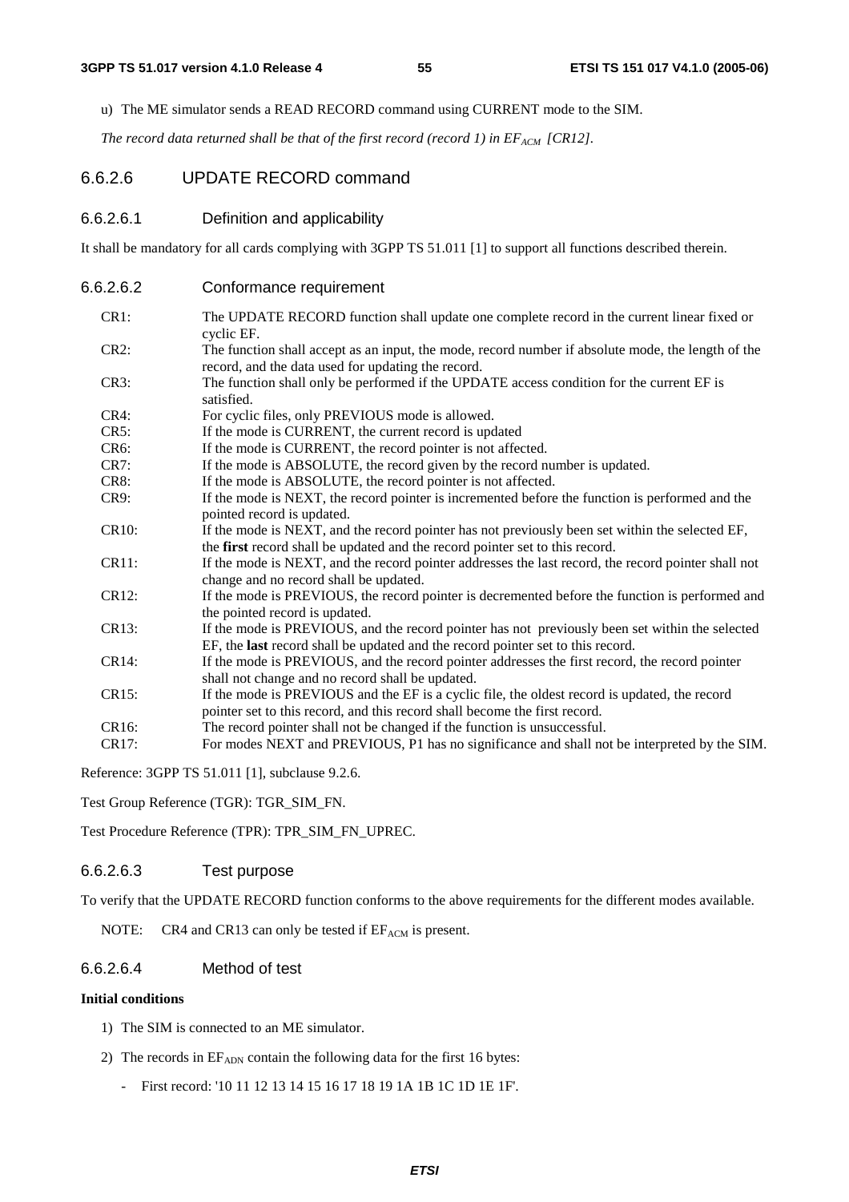u) The ME simulator sends a READ RECORD command using CURRENT mode to the SIM.

*The record data returned shall be that of the first record (record 1) in $EF_{ACM}$ [CR12].*

#### 6.6.2.6 UPDATE RECORD command

##### 6.6.2.6.1 Definition and applicability

It shall be mandatory for all cards complying with 3GPP TS 51.011 [1] to support all functions described therein.

##### 6.6.2.6.2 Conformance requirement

| | |
|---|---|
| CR1: | The UPDATE RECORD function shall update one complete record in the current linear fixed or cyclic EF. |
| CR2: | The function shall accept as an input, the mode, record number if absolute mode, the length of the record, and the data used for updating the record. |
| CR3: | The function shall only be performed if the UPDATE access condition for the current EF is satisfied. |
| CR4: | For cyclic files, only PREVIOUS mode is allowed. |
| CR5: | If the mode is CURRENT, the current record is updated |
| CR6: | If the mode is CURRENT, the record pointer is not affected. |
| CR7: | If the mode is ABSOLUTE, the record given by the record number is updated. |
| CR8: | If the mode is ABSOLUTE, the record pointer is not affected. |
| CR9: | If the mode is NEXT, the record pointer is incremented before the function is performed and the pointed record is updated. |
| CR10: | If the mode is NEXT, and the record pointer has not previously been set within the selected EF, the **first** record shall be updated and the record pointer set to this record. |
| CR11: | If the mode is NEXT, and the record pointer addresses the last record, the record pointer shall not change and no record shall be updated. |
| CR12: | If the mode is PREVIOUS, the record pointer is decremented before the function is performed and the pointed record is updated. |
| CR13: | If the mode is PREVIOUS, and the record pointer has not previously been set within the selected EF, the **last** record shall be updated and the record pointer set to this record. |
| CR14: | If the mode is PREVIOUS, and the record pointer addresses the first record, the record pointer shall not change and no record shall be updated. |
| CR15: | If the mode is PREVIOUS and the EF is a cyclic file, the oldest record is updated, the record pointer set to this record, and this record shall become the first record. |
| CR16: | The record pointer shall not be changed if the function is unsuccessful. |
| CR17: | For modes NEXT and PREVIOUS, P1 has no significance and shall not be interpreted by the SIM. |

Reference: 3GPP TS 51.011 [1], subclause 9.2.6.

Test Group Reference (TGR): TGR_SIM_FN.

Test Procedure Reference (TPR): TPR_SIM_FN_UPREC.

##### 6.6.2.6.3 Test purpose

To verify that the UPDATE RECORD function conforms to the above requirements for the different modes available.

NOTE: CR4 and CR13 can only be tested if $EF_{ACM}$ is present.

##### 6.6.2.6.4 Method of test

**Initial conditions**

1) The SIM is connected to an ME simulator.

2) The records in $EF_{ADN}$ contain the following data for the first 16 bytes:

   - First record: '10 11 12 13 14 15 16 17 18 19 1A 1B 1C 1D 1E 1F'.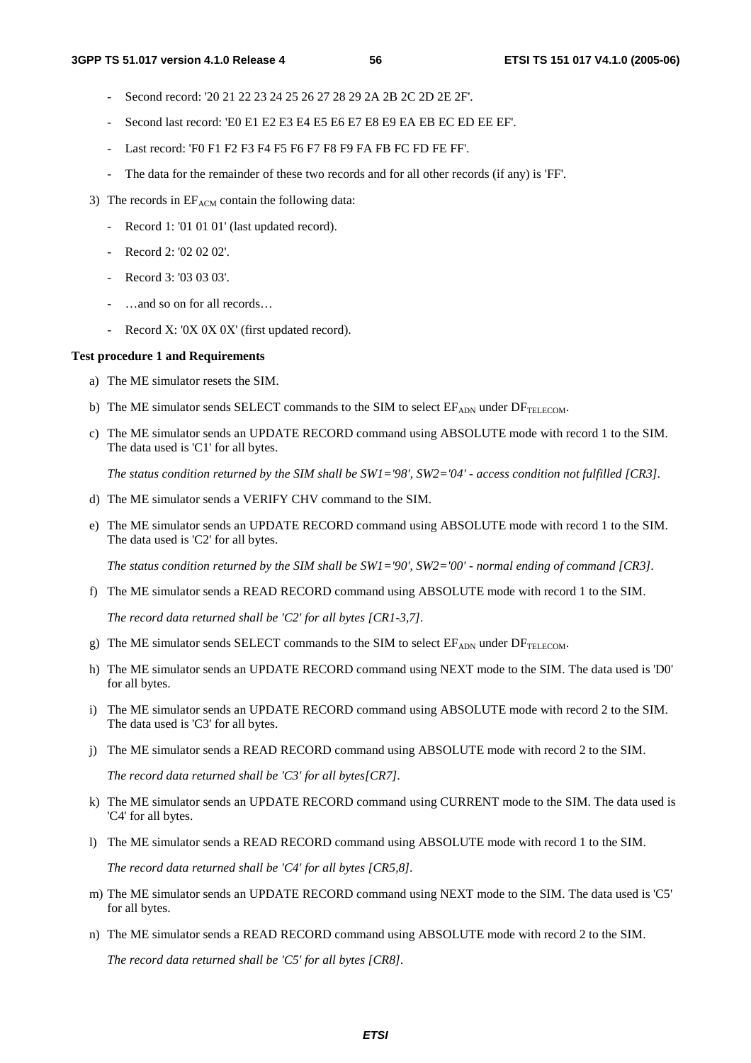- Second record: '20 21 22 23 24 25 26 27 28 29 2A 2B 2C 2D 2E 2F'.
- Second last record: 'E0 E1 E2 E3 E4 E5 E6 E7 E8 E9 EA EB EC ED EE EF'.
- Last record: 'F0 F1 F2 F3 F4 F5 F6 F7 F8 F9 FA FB FC FD FE FF'.
- The data for the remainder of these two records and for all other records (if any) is 'FF'.

3) The records in $EF_{ACM}$ contain the following data:

- Record 1: '01 01 01' (last updated record).
- Record 2: '02 02 02'.
- Record 3: '03 03 03'.
- …and so on for all records…
- Record X: '0X 0X 0X' (first updated record).

**Test procedure 1 and Requirements**

a) The ME simulator resets the SIM.

b) The ME simulator sends SELECT commands to the SIM to select $EF_{ADN}$ under $DF_{TELECOM}$.

c) The ME simulator sends an UPDATE RECORD command using ABSOLUTE mode with record 1 to the SIM. The data used is 'C1' for all bytes.

*The status condition returned by the SIM shall be SW1='98', SW2='04' - access condition not fulfilled [CR3].*

d) The ME simulator sends a VERIFY CHV command to the SIM.

e) The ME simulator sends an UPDATE RECORD command using ABSOLUTE mode with record 1 to the SIM. The data used is 'C2' for all bytes.

*The status condition returned by the SIM shall be SW1='90', SW2='00' - normal ending of command [CR3].*

f) The ME simulator sends a READ RECORD command using ABSOLUTE mode with record 1 to the SIM.

*The record data returned shall be 'C2' for all bytes [CR1-3,7].*

g) The ME simulator sends SELECT commands to the SIM to select $EF_{ADN}$ under $DF_{TELECOM}$.

h) The ME simulator sends an UPDATE RECORD command using NEXT mode to the SIM. The data used is 'D0' for all bytes.

i) The ME simulator sends an UPDATE RECORD command using ABSOLUTE mode with record 2 to the SIM. The data used is 'C3' for all bytes.

j) The ME simulator sends a READ RECORD command using ABSOLUTE mode with record 2 to the SIM.

*The record data returned shall be 'C3' for all bytes[CR7].*

k) The ME simulator sends an UPDATE RECORD command using CURRENT mode to the SIM. The data used is 'C4' for all bytes.

l) The ME simulator sends a READ RECORD command using ABSOLUTE mode with record 1 to the SIM.

*The record data returned shall be 'C4' for all bytes [CR5,8].*

m) The ME simulator sends an UPDATE RECORD command using NEXT mode to the SIM. The data used is 'C5' for all bytes.

n) The ME simulator sends a READ RECORD command using ABSOLUTE mode with record 2 to the SIM.

*The record data returned shall be 'C5' for all bytes [CR8].*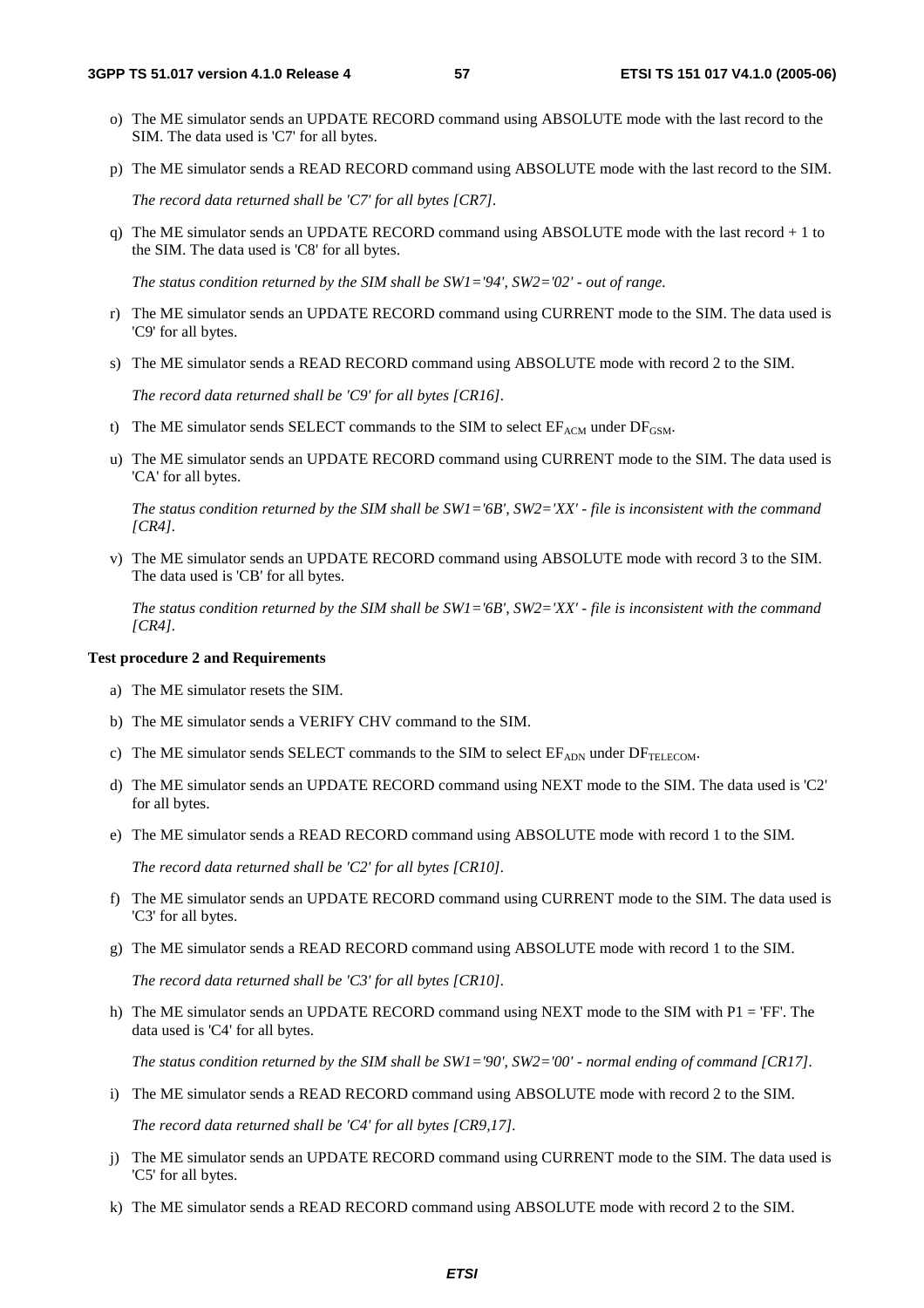o) The ME simulator sends an UPDATE RECORD command using ABSOLUTE mode with the last record to the SIM. The data used is 'C7' for all bytes.

p) The ME simulator sends a READ RECORD command using ABSOLUTE mode with the last record to the SIM.

*The record data returned shall be 'C7' for all bytes [CR7].*

q) The ME simulator sends an UPDATE RECORD command using ABSOLUTE mode with the last record + 1 to the SIM. The data used is 'C8' for all bytes.

*The status condition returned by the SIM shall be SW1='94', SW2='02' - out of range.*

r) The ME simulator sends an UPDATE RECORD command using CURRENT mode to the SIM. The data used is 'C9' for all bytes.

s) The ME simulator sends a READ RECORD command using ABSOLUTE mode with record 2 to the SIM.

*The record data returned shall be 'C9' for all bytes [CR16].*

t) The ME simulator sends SELECT commands to the SIM to select $EF_{ACM}$ under $DF_{GSM}$.

u) The ME simulator sends an UPDATE RECORD command using CURRENT mode to the SIM. The data used is 'CA' for all bytes.

*The status condition returned by the SIM shall be SW1='6B', SW2='XX' - file is inconsistent with the command [CR4].*

v) The ME simulator sends an UPDATE RECORD command using ABSOLUTE mode with record 3 to the SIM. The data used is 'CB' for all bytes.

*The status condition returned by the SIM shall be SW1='6B', SW2='XX' - file is inconsistent with the command [CR4].*

**Test procedure 2 and Requirements**

a) The ME simulator resets the SIM.

b) The ME simulator sends a VERIFY CHV command to the SIM.

c) The ME simulator sends SELECT commands to the SIM to select $EF_{ADN}$ under $DF_{TELECOM}$.

d) The ME simulator sends an UPDATE RECORD command using NEXT mode to the SIM. The data used is 'C2' for all bytes.

e) The ME simulator sends a READ RECORD command using ABSOLUTE mode with record 1 to the SIM.

*The record data returned shall be 'C2' for all bytes [CR10].*

f) The ME simulator sends an UPDATE RECORD command using CURRENT mode to the SIM. The data used is 'C3' for all bytes.

g) The ME simulator sends a READ RECORD command using ABSOLUTE mode with record 1 to the SIM.

*The record data returned shall be 'C3' for all bytes [CR10].*

h) The ME simulator sends an UPDATE RECORD command using NEXT mode to the SIM with P1 = 'FF'. The data used is 'C4' for all bytes.

*The status condition returned by the SIM shall be SW1='90', SW2='00' - normal ending of command [CR17].*

i) The ME simulator sends a READ RECORD command using ABSOLUTE mode with record 2 to the SIM.

*The record data returned shall be 'C4' for all bytes [CR9,17].*

j) The ME simulator sends an UPDATE RECORD command using CURRENT mode to the SIM. The data used is 'C5' for all bytes.

k) The ME simulator sends a READ RECORD command using ABSOLUTE mode with record 2 to the SIM.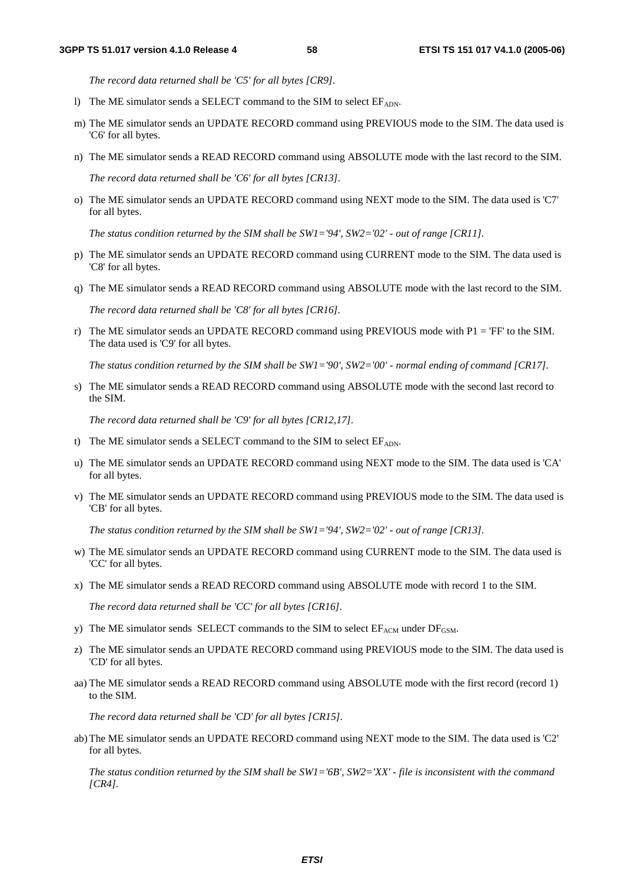*The record data returned shall be 'C5' for all bytes [CR9].*

l) The ME simulator sends a SELECT command to the SIM to select $EF_{ADN}$.

m) The ME simulator sends an UPDATE RECORD command using PREVIOUS mode to the SIM. The data used is 'C6' for all bytes.

n) The ME simulator sends a READ RECORD command using ABSOLUTE mode with the last record to the SIM.

*The record data returned shall be 'C6' for all bytes [CR13].*

o) The ME simulator sends an UPDATE RECORD command using NEXT mode to the SIM. The data used is 'C7' for all bytes.

*The status condition returned by the SIM shall be SW1='94', SW2='02' - out of range [CR11].*

p) The ME simulator sends an UPDATE RECORD command using CURRENT mode to the SIM. The data used is 'C8' for all bytes.

q) The ME simulator sends a READ RECORD command using ABSOLUTE mode with the last record to the SIM.

*The record data returned shall be 'C8' for all bytes [CR16].*

r) The ME simulator sends an UPDATE RECORD command using PREVIOUS mode with P1 = 'FF' to the SIM. The data used is 'C9' for all bytes.

*The status condition returned by the SIM shall be SW1='90', SW2='00' - normal ending of command [CR17].*

s) The ME simulator sends a READ RECORD command using ABSOLUTE mode with the second last record to the SIM.

*The record data returned shall be 'C9' for all bytes [CR12,17].*

t) The ME simulator sends a SELECT command to the SIM to select $EF_{ADN}$.

u) The ME simulator sends an UPDATE RECORD command using NEXT mode to the SIM. The data used is 'CA' for all bytes.

v) The ME simulator sends an UPDATE RECORD command using PREVIOUS mode to the SIM. The data used is 'CB' for all bytes.

*The status condition returned by the SIM shall be SW1='94', SW2='02' - out of range [CR13].*

w) The ME simulator sends an UPDATE RECORD command using CURRENT mode to the SIM. The data used is 'CC' for all bytes.

x) The ME simulator sends a READ RECORD command using ABSOLUTE mode with record 1 to the SIM.

*The record data returned shall be 'CC' for all bytes [CR16].*

y) The ME simulator sends SELECT commands to the SIM to select $EF_{ACM}$ under $DF_{GSM}$.

z) The ME simulator sends an UPDATE RECORD command using PREVIOUS mode to the SIM. The data used is 'CD' for all bytes.

aa) The ME simulator sends a READ RECORD command using ABSOLUTE mode with the first record (record 1) to the SIM.

*The record data returned shall be 'CD' for all bytes [CR15].*

ab) The ME simulator sends an UPDATE RECORD command using NEXT mode to the SIM. The data used is 'C2' for all bytes.

*The status condition returned by the SIM shall be SW1='6B', SW2='XX' - file is inconsistent with the command [CR4].*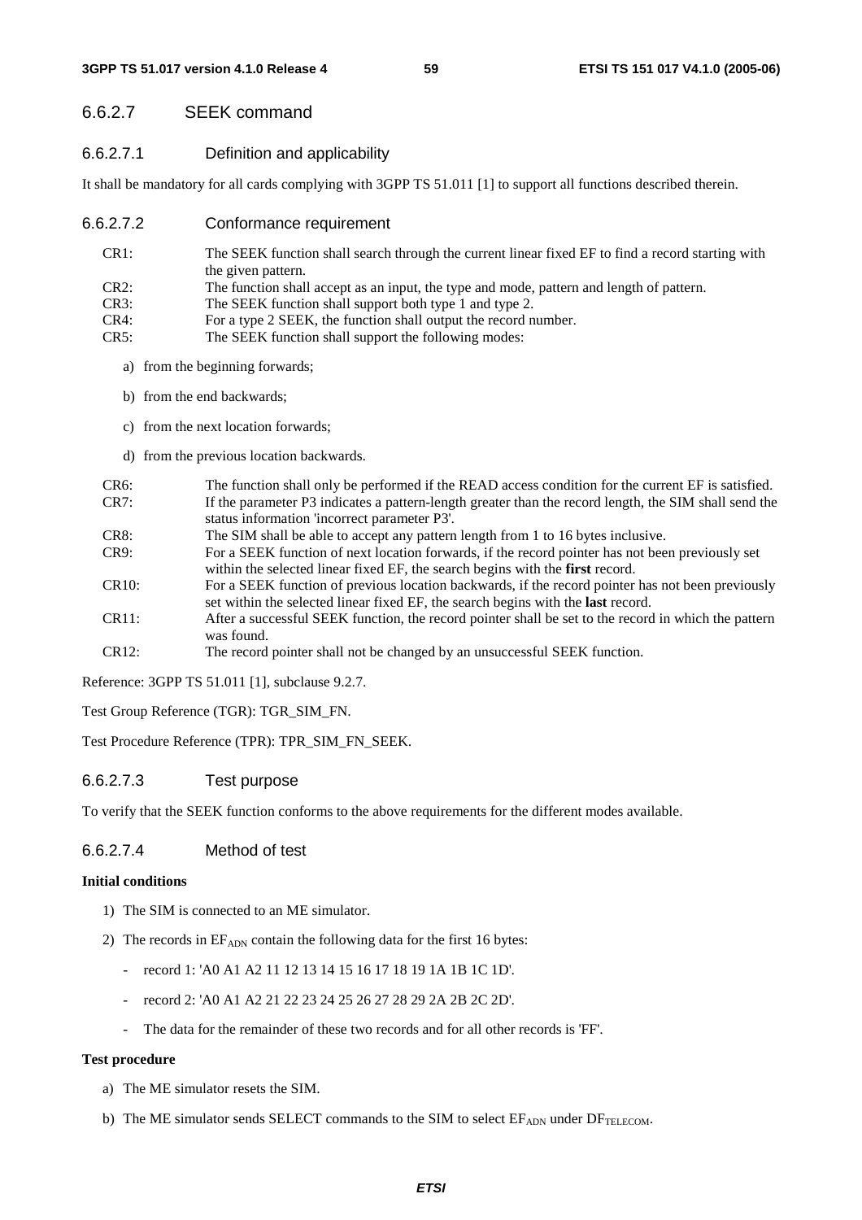### 6.6.2.7 SEEK command

#### 6.6.2.7.1 Definition and applicability

It shall be mandatory for all cards complying with 3GPP TS 51.011 [1] to support all functions described therein.

#### 6.6.2.7.2 Conformance requirement

CR1: The SEEK function shall search through the current linear fixed EF to find a record starting with the given pattern.

CR2: The function shall accept as an input, the type and mode, pattern and length of pattern.

CR3: The SEEK function shall support both type 1 and type 2.

CR4: For a type 2 SEEK, the function shall output the record number.

CR5: The SEEK function shall support the following modes:

a) from the beginning forwards;

b) from the end backwards;

c) from the next location forwards;

d) from the previous location backwards.

CR6: The function shall only be performed if the READ access condition for the current EF is satisfied.

CR7: If the parameter P3 indicates a pattern-length greater than the record length, the SIM shall send the status information 'incorrect parameter P3'.

CR8: The SIM shall be able to accept any pattern length from 1 to 16 bytes inclusive.

CR9: For a SEEK function of next location forwards, if the record pointer has not been previously set within the selected linear fixed EF, the search begins with the **first** record.

CR10: For a SEEK function of previous location backwards, if the record pointer has not been previously set within the selected linear fixed EF, the search begins with the **last** record.

CR11: After a successful SEEK function, the record pointer shall be set to the record in which the pattern was found.

CR12: The record pointer shall not be changed by an unsuccessful SEEK function.

Reference: 3GPP TS 51.011 [1], subclause 9.2.7.

Test Group Reference (TGR): TGR_SIM_FN.

Test Procedure Reference (TPR): TPR_SIM_FN_SEEK.

#### 6.6.2.7.3 Test purpose

To verify that the SEEK function conforms to the above requirements for the different modes available.

#### 6.6.2.7.4 Method of test

**Initial conditions**

1) The SIM is connected to an ME simulator.

2) The records in $EF_{ADN}$ contain the following data for the first 16 bytes:

- record 1: 'A0 A1 A2 11 12 13 14 15 16 17 18 19 1A 1B 1C 1D'.
- record 2: 'A0 A1 A2 21 22 23 24 25 26 27 28 29 2A 2B 2C 2D'.
- The data for the remainder of these two records and for all other records is 'FF'.

**Test procedure**

a) The ME simulator resets the SIM.

b) The ME simulator sends SELECT commands to the SIM to select $EF_{ADN}$ under $DF_{TELECOM}$.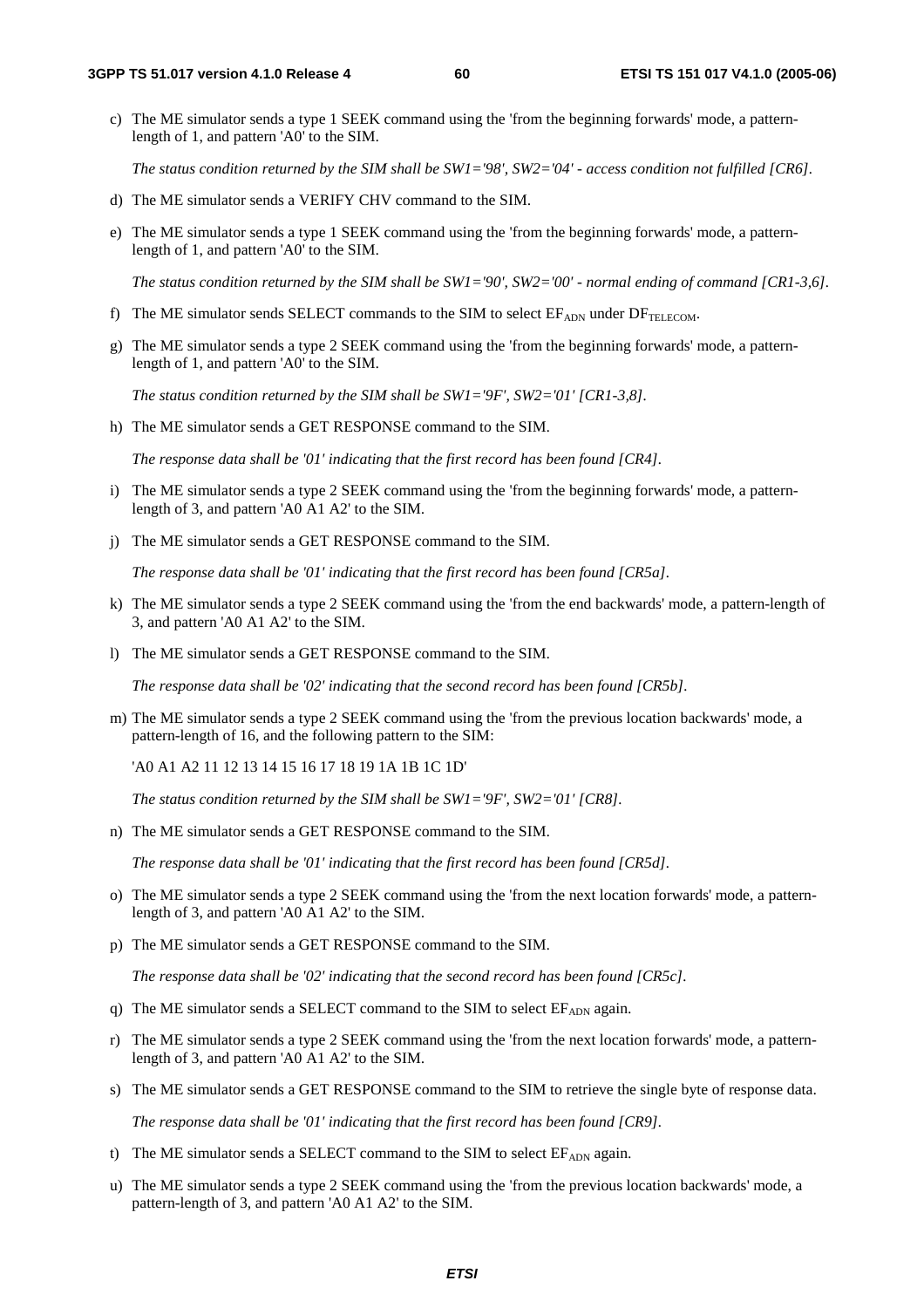c) The ME simulator sends a type 1 SEEK command using the 'from the beginning forwards' mode, a pattern-length of 1, and pattern 'A0' to the SIM.

*The status condition returned by the SIM shall be SW1='98', SW2='04' - access condition not fulfilled [CR6].*

d) The ME simulator sends a VERIFY CHV command to the SIM.

e) The ME simulator sends a type 1 SEEK command using the 'from the beginning forwards' mode, a pattern-length of 1, and pattern 'A0' to the SIM.

*The status condition returned by the SIM shall be SW1='90', SW2='00' - normal ending of command [CR1-3,6].*

f) The ME simulator sends SELECT commands to the SIM to select $EF_{ADN}$ under $DF_{TELECOM}$.

g) The ME simulator sends a type 2 SEEK command using the 'from the beginning forwards' mode, a pattern-length of 1, and pattern 'A0' to the SIM.

*The status condition returned by the SIM shall be SW1='9F', SW2='01' [CR1-3,8].*

h) The ME simulator sends a GET RESPONSE command to the SIM.

*The response data shall be '01' indicating that the first record has been found [CR4].*

i) The ME simulator sends a type 2 SEEK command using the 'from the beginning forwards' mode, a pattern-length of 3, and pattern 'A0 A1 A2' to the SIM.

j) The ME simulator sends a GET RESPONSE command to the SIM.

*The response data shall be '01' indicating that the first record has been found [CR5a].*

k) The ME simulator sends a type 2 SEEK command using the 'from the end backwards' mode, a pattern-length of 3, and pattern 'A0 A1 A2' to the SIM.

l) The ME simulator sends a GET RESPONSE command to the SIM.

*The response data shall be '02' indicating that the second record has been found [CR5b].*

m) The ME simulator sends a type 2 SEEK command using the 'from the previous location backwards' mode, a pattern-length of 16, and the following pattern to the SIM:

'A0 A1 A2 11 12 13 14 15 16 17 18 19 1A 1B 1C 1D'

*The status condition returned by the SIM shall be SW1='9F', SW2='01' [CR8].*

n) The ME simulator sends a GET RESPONSE command to the SIM.

*The response data shall be '01' indicating that the first record has been found [CR5d].*

o) The ME simulator sends a type 2 SEEK command using the 'from the next location forwards' mode, a pattern-length of 3, and pattern 'A0 A1 A2' to the SIM.

p) The ME simulator sends a GET RESPONSE command to the SIM.

*The response data shall be '02' indicating that the second record has been found [CR5c].*

q) The ME simulator sends a SELECT command to the SIM to select $EF_{ADN}$ again.

r) The ME simulator sends a type 2 SEEK command using the 'from the next location forwards' mode, a pattern-length of 3, and pattern 'A0 A1 A2' to the SIM.

s) The ME simulator sends a GET RESPONSE command to the SIM to retrieve the single byte of response data.

*The response data shall be '01' indicating that the first record has been found [CR9].*

t) The ME simulator sends a SELECT command to the SIM to select $EF_{ADN}$ again.

u) The ME simulator sends a type 2 SEEK command using the 'from the previous location backwards' mode, a pattern-length of 3, and pattern 'A0 A1 A2' to the SIM.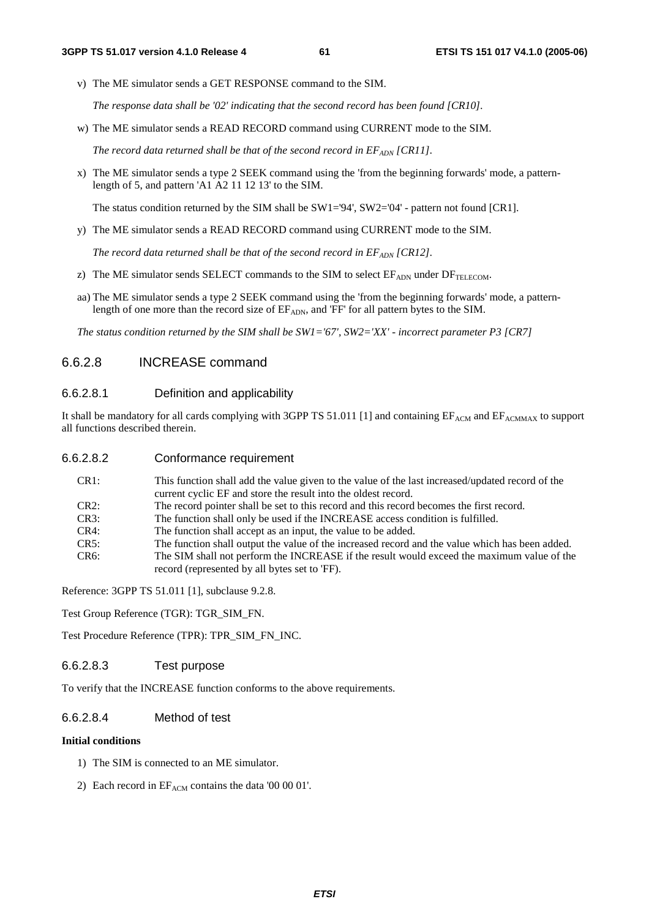v) The ME simulator sends a GET RESPONSE command to the SIM.

   *The response data shall be '02' indicating that the second record has been found [CR10].*

w) The ME simulator sends a READ RECORD command using CURRENT mode to the SIM.

   *The record data returned shall be that of the second record in $EF_{ADN}$ [CR11].*

x) The ME simulator sends a type 2 SEEK command using the 'from the beginning forwards' mode, a pattern-length of 5, and pattern 'A1 A2 11 12 13' to the SIM.

   The status condition returned by the SIM shall be SW1='94', SW2='04' - pattern not found [CR1].

y) The ME simulator sends a READ RECORD command using CURRENT mode to the SIM.

   *The record data returned shall be that of the second record in $EF_{ADN}$ [CR12].*

z) The ME simulator sends SELECT commands to the SIM to select $EF_{ADN}$ under $DF_{TELECOM}$.

aa) The ME simulator sends a type 2 SEEK command using the 'from the beginning forwards' mode, a pattern-length of one more than the record size of $EF_{ADN}$, and 'FF' for all pattern bytes to the SIM.

*The status condition returned by the SIM shall be SW1='67', SW2='XX' - incorrect parameter P3 [CR7]*

### 6.6.2.8 INCREASE command

#### 6.6.2.8.1 Definition and applicability

It shall be mandatory for all cards complying with 3GPP TS 51.011 [1] and containing $EF_{ACM}$ and $EF_{ACMMAX}$ to support all functions described therein.

#### 6.6.2.8.2 Conformance requirement

- CR1: This function shall add the value given to the value of the last increased/updated record of the current cyclic EF and store the result into the oldest record.
- CR2: The record pointer shall be set to this record and this record becomes the first record.
- CR3: The function shall only be used if the INCREASE access condition is fulfilled.
- CR4: The function shall accept as an input, the value to be added.
- CR5: The function shall output the value of the increased record and the value which has been added.
- CR6: The SIM shall not perform the INCREASE if the result would exceed the maximum value of the record (represented by all bytes set to 'FF).

Reference: 3GPP TS 51.011 [1], subclause 9.2.8.

Test Group Reference (TGR): TGR_SIM_FN.

Test Procedure Reference (TPR): TPR_SIM_FN_INC.

#### 6.6.2.8.3 Test purpose

To verify that the INCREASE function conforms to the above requirements.

#### 6.6.2.8.4 Method of test

**Initial conditions**

1) The SIM is connected to an ME simulator.

2) Each record in $EF_{ACM}$ contains the data '00 00 01'.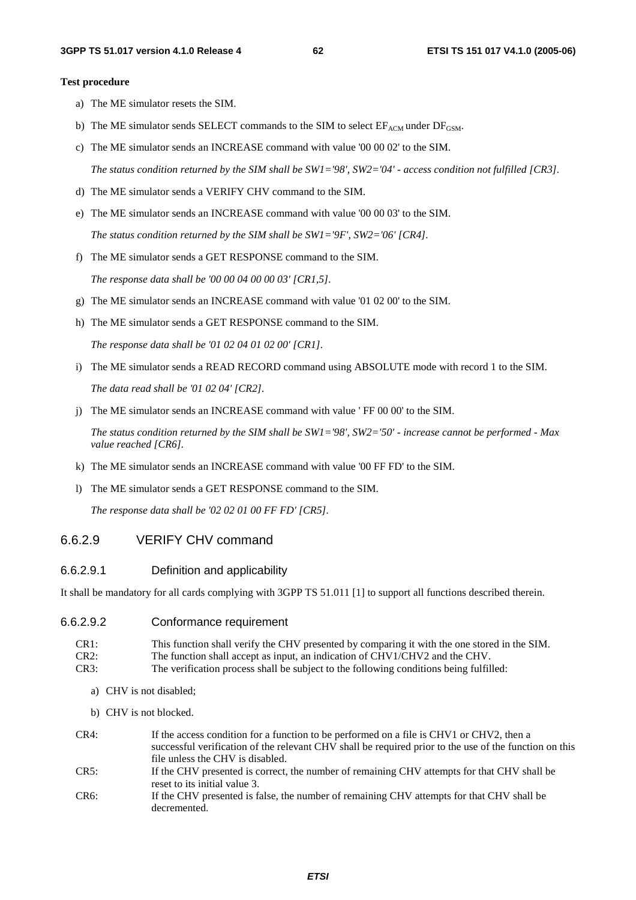**Test procedure**

a) The ME simulator resets the SIM.

b) The ME simulator sends SELECT commands to the SIM to select $EF_{ACM}$ under $DF_{GSM}$.

c) The ME simulator sends an INCREASE command with value '00 00 02' to the SIM.

*The status condition returned by the SIM shall be SW1='98', SW2='04' - access condition not fulfilled [CR3].*

d) The ME simulator sends a VERIFY CHV command to the SIM.

e) The ME simulator sends an INCREASE command with value '00 00 03' to the SIM.

*The status condition returned by the SIM shall be SW1='9F', SW2='06' [CR4].*

f) The ME simulator sends a GET RESPONSE command to the SIM.

*The response data shall be '00 00 04 00 00 03' [CR1,5].*

g) The ME simulator sends an INCREASE command with value '01 02 00' to the SIM.

h) The ME simulator sends a GET RESPONSE command to the SIM.

*The response data shall be '01 02 04 01 02 00' [CR1].*

i) The ME simulator sends a READ RECORD command using ABSOLUTE mode with record 1 to the SIM.

*The data read shall be '01 02 04' [CR2].*

j) The ME simulator sends an INCREASE command with value ' FF 00 00' to the SIM.

*The status condition returned by the SIM shall be SW1='98', SW2='50' - increase cannot be performed - Max value reached [CR6].*

k) The ME simulator sends an INCREASE command with value '00 FF FD' to the SIM.

l) The ME simulator sends a GET RESPONSE command to the SIM.

*The response data shall be '02 02 01 00 FF FD' [CR5].*

### 6.6.2.9 VERIFY CHV command

#### 6.6.2.9.1 Definition and applicability

It shall be mandatory for all cards complying with 3GPP TS 51.011 [1] to support all functions described therein.

#### 6.6.2.9.2 Conformance requirement

CR1: This function shall verify the CHV presented by comparing it with the one stored in the SIM.

CR2: The function shall accept as input, an indication of CHV1/CHV2 and the CHV.

CR3: The verification process shall be subject to the following conditions being fulfilled:

a) CHV is not disabled;

b) CHV is not blocked.

CR4: If the access condition for a function to be performed on a file is CHV1 or CHV2, then a successful verification of the relevant CHV shall be required prior to the use of the function on this file unless the CHV is disabled.

CR5: If the CHV presented is correct, the number of remaining CHV attempts for that CHV shall be reset to its initial value 3.

CR6: If the CHV presented is false, the number of remaining CHV attempts for that CHV shall be decremented.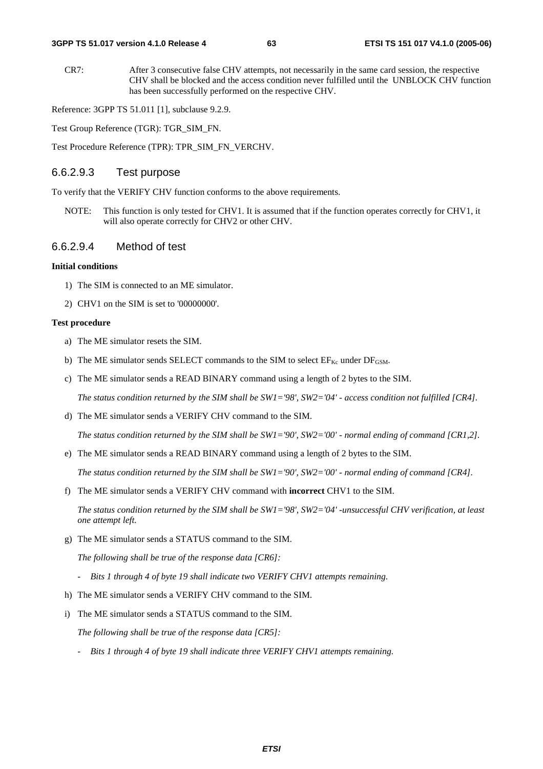CR7: After 3 consecutive false CHV attempts, not necessarily in the same card session, the respective CHV shall be blocked and the access condition never fulfilled until the UNBLOCK CHV function has been successfully performed on the respective CHV.

Reference: 3GPP TS 51.011 [1], subclause 9.2.9.

Test Group Reference (TGR): TGR_SIM_FN.

Test Procedure Reference (TPR): TPR_SIM_FN_VERCHV.

### 6.6.2.9.3 Test purpose

To verify that the VERIFY CHV function conforms to the above requirements.

NOTE: This function is only tested for CHV1. It is assumed that if the function operates correctly for CHV1, it will also operate correctly for CHV2 or other CHV.

### 6.6.2.9.4 Method of test

**Initial conditions**

1) The SIM is connected to an ME simulator.

2) CHV1 on the SIM is set to '00000000'.

**Test procedure**

a) The ME simulator resets the SIM.

b) The ME simulator sends SELECT commands to the SIM to select $EF_{Kc}$ under $DF_{GSM}$.

c) The ME simulator sends a READ BINARY command using a length of 2 bytes to the SIM.

   *The status condition returned by the SIM shall be SW1='98', SW2='04' - access condition not fulfilled [CR4].*

d) The ME simulator sends a VERIFY CHV command to the SIM.

   *The status condition returned by the SIM shall be SW1='90', SW2='00' - normal ending of command [CR1,2].*

e) The ME simulator sends a READ BINARY command using a length of 2 bytes to the SIM.

   *The status condition returned by the SIM shall be SW1='90', SW2='00' - normal ending of command [CR4].*

f) The ME simulator sends a VERIFY CHV command with **incorrect** CHV1 to the SIM.

   *The status condition returned by the SIM shall be SW1='98', SW2='04' -unsuccessful CHV verification, at least one attempt left.*

g) The ME simulator sends a STATUS command to the SIM.

   *The following shall be true of the response data [CR6]:*

   - *Bits 1 through 4 of byte 19 shall indicate two VERIFY CHV1 attempts remaining.*

h) The ME simulator sends a VERIFY CHV command to the SIM.

i) The ME simulator sends a STATUS command to the SIM.

   *The following shall be true of the response data [CR5]:*

   - *Bits 1 through 4 of byte 19 shall indicate three VERIFY CHV1 attempts remaining.*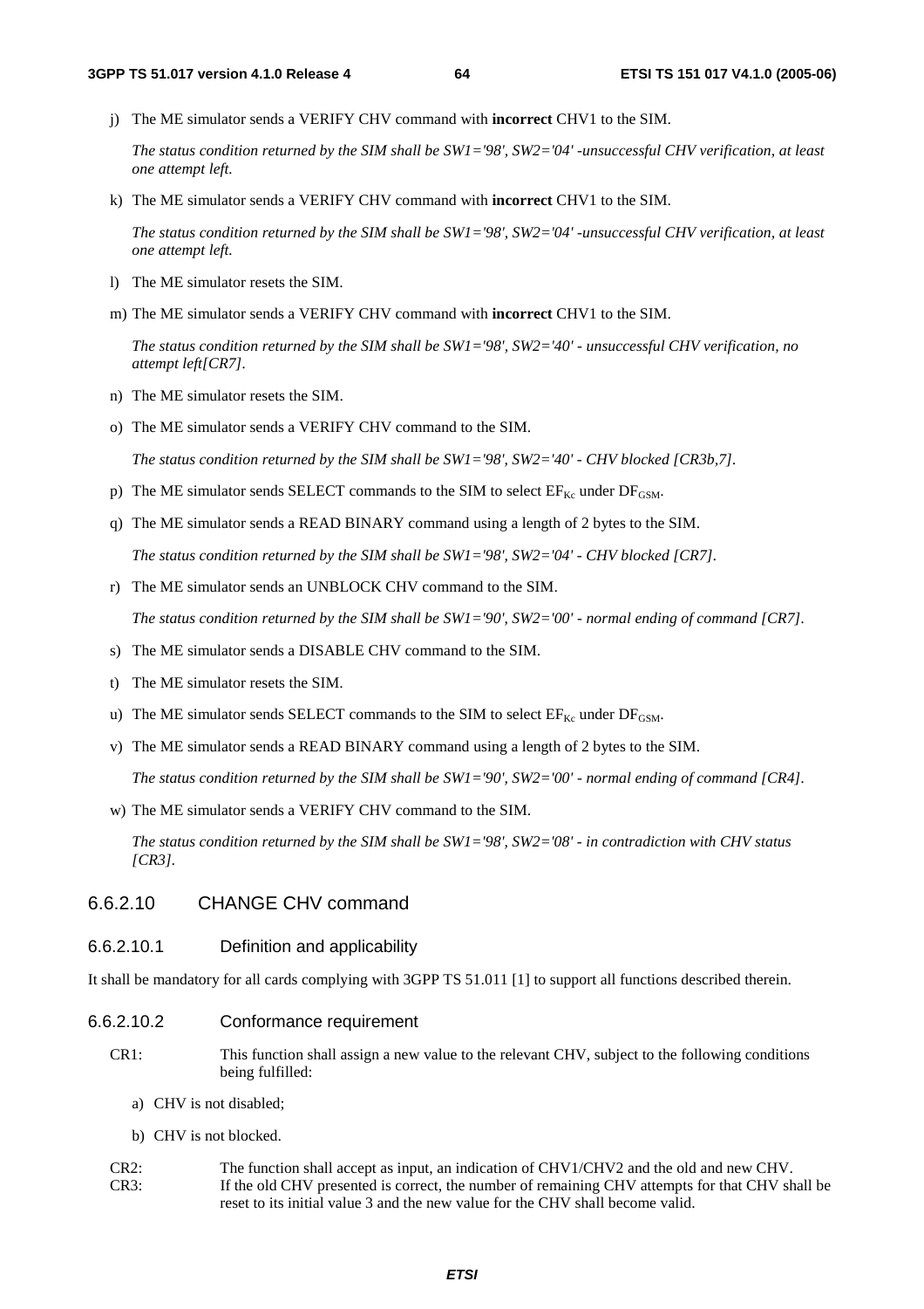j) The ME simulator sends a VERIFY CHV command with **incorrect** CHV1 to the SIM.

*The status condition returned by the SIM shall be SW1='98', SW2='04' -unsuccessful CHV verification, at least one attempt left.*

k) The ME simulator sends a VERIFY CHV command with **incorrect** CHV1 to the SIM.

*The status condition returned by the SIM shall be SW1='98', SW2='04' -unsuccessful CHV verification, at least one attempt left.*

l) The ME simulator resets the SIM.

m) The ME simulator sends a VERIFY CHV command with **incorrect** CHV1 to the SIM.

*The status condition returned by the SIM shall be SW1='98', SW2='40' - unsuccessful CHV verification, no attempt left[CR7].*

n) The ME simulator resets the SIM.

o) The ME simulator sends a VERIFY CHV command to the SIM.

*The status condition returned by the SIM shall be SW1='98', SW2='40' - CHV blocked [CR3b,7].*

p) The ME simulator sends SELECT commands to the SIM to select $EF_{Kc}$ under $DF_{GSM}$.

q) The ME simulator sends a READ BINARY command using a length of 2 bytes to the SIM.

*The status condition returned by the SIM shall be SW1='98', SW2='04' - CHV blocked [CR7].*

r) The ME simulator sends an UNBLOCK CHV command to the SIM.

*The status condition returned by the SIM shall be SW1='90', SW2='00' - normal ending of command [CR7].*

s) The ME simulator sends a DISABLE CHV command to the SIM.

t) The ME simulator resets the SIM.

u) The ME simulator sends SELECT commands to the SIM to select $EF_{Kc}$ under $DF_{GSM}$.

v) The ME simulator sends a READ BINARY command using a length of 2 bytes to the SIM.

*The status condition returned by the SIM shall be SW1='90', SW2='00' - normal ending of command [CR4].*

w) The ME simulator sends a VERIFY CHV command to the SIM.

*The status condition returned by the SIM shall be SW1='98', SW2='08' - in contradiction with CHV status [CR3].*

#### 6.6.2.10 CHANGE CHV command

##### 6.6.2.10.1 Definition and applicability

It shall be mandatory for all cards complying with 3GPP TS 51.011 [1] to support all functions described therein.

##### 6.6.2.10.2 Conformance requirement

CR1: This function shall assign a new value to the relevant CHV, subject to the following conditions being fulfilled:

a) CHV is not disabled;

b) CHV is not blocked.

CR2: The function shall accept as input, an indication of CHV1/CHV2 and the old and new CHV.

CR3: If the old CHV presented is correct, the number of remaining CHV attempts for that CHV shall be reset to its initial value 3 and the new value for the CHV shall become valid.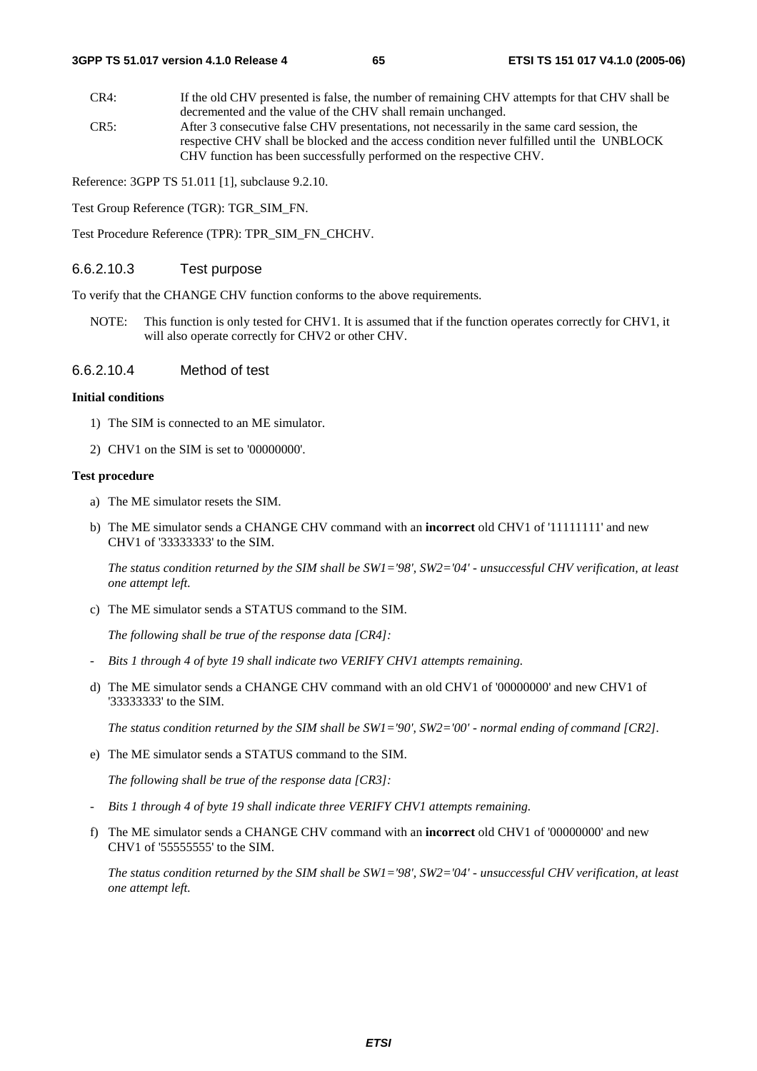CR4: If the old CHV presented is false, the number of remaining CHV attempts for that CHV shall be decremented and the value of the CHV shall remain unchanged.

CR5: After 3 consecutive false CHV presentations, not necessarily in the same card session, the respective CHV shall be blocked and the access condition never fulfilled until the UNBLOCK CHV function has been successfully performed on the respective CHV.

Reference: 3GPP TS 51.011 [1], subclause 9.2.10.

Test Group Reference (TGR): TGR_SIM_FN.

Test Procedure Reference (TPR): TPR_SIM_FN_CHCHV.

#### 6.6.2.10.3 Test purpose

To verify that the CHANGE CHV function conforms to the above requirements.

NOTE: This function is only tested for CHV1. It is assumed that if the function operates correctly for CHV1, it will also operate correctly for CHV2 or other CHV.

#### 6.6.2.10.4 Method of test

**Initial conditions**

1) The SIM is connected to an ME simulator.
2) CHV1 on the SIM is set to '00000000'.

**Test procedure**

a) The ME simulator resets the SIM.

b) The ME simulator sends a CHANGE CHV command with an **incorrect** old CHV1 of '11111111' and new CHV1 of '33333333' to the SIM.

   *The status condition returned by the SIM shall be SW1='98', SW2='04' - unsuccessful CHV verification, at least one attempt left.*

c) The ME simulator sends a STATUS command to the SIM.

   *The following shall be true of the response data [CR4]:*

- *Bits 1 through 4 of byte 19 shall indicate two VERIFY CHV1 attempts remaining.*

d) The ME simulator sends a CHANGE CHV command with an old CHV1 of '00000000' and new CHV1 of '33333333' to the SIM.

   *The status condition returned by the SIM shall be SW1='90', SW2='00' - normal ending of command [CR2].*

e) The ME simulator sends a STATUS command to the SIM.

   *The following shall be true of the response data [CR3]:*

- *Bits 1 through 4 of byte 19 shall indicate three VERIFY CHV1 attempts remaining.*

f) The ME simulator sends a CHANGE CHV command with an **incorrect** old CHV1 of '00000000' and new CHV1 of '55555555' to the SIM.

   *The status condition returned by the SIM shall be SW1='98', SW2='04' - unsuccessful CHV verification, at least one attempt left.*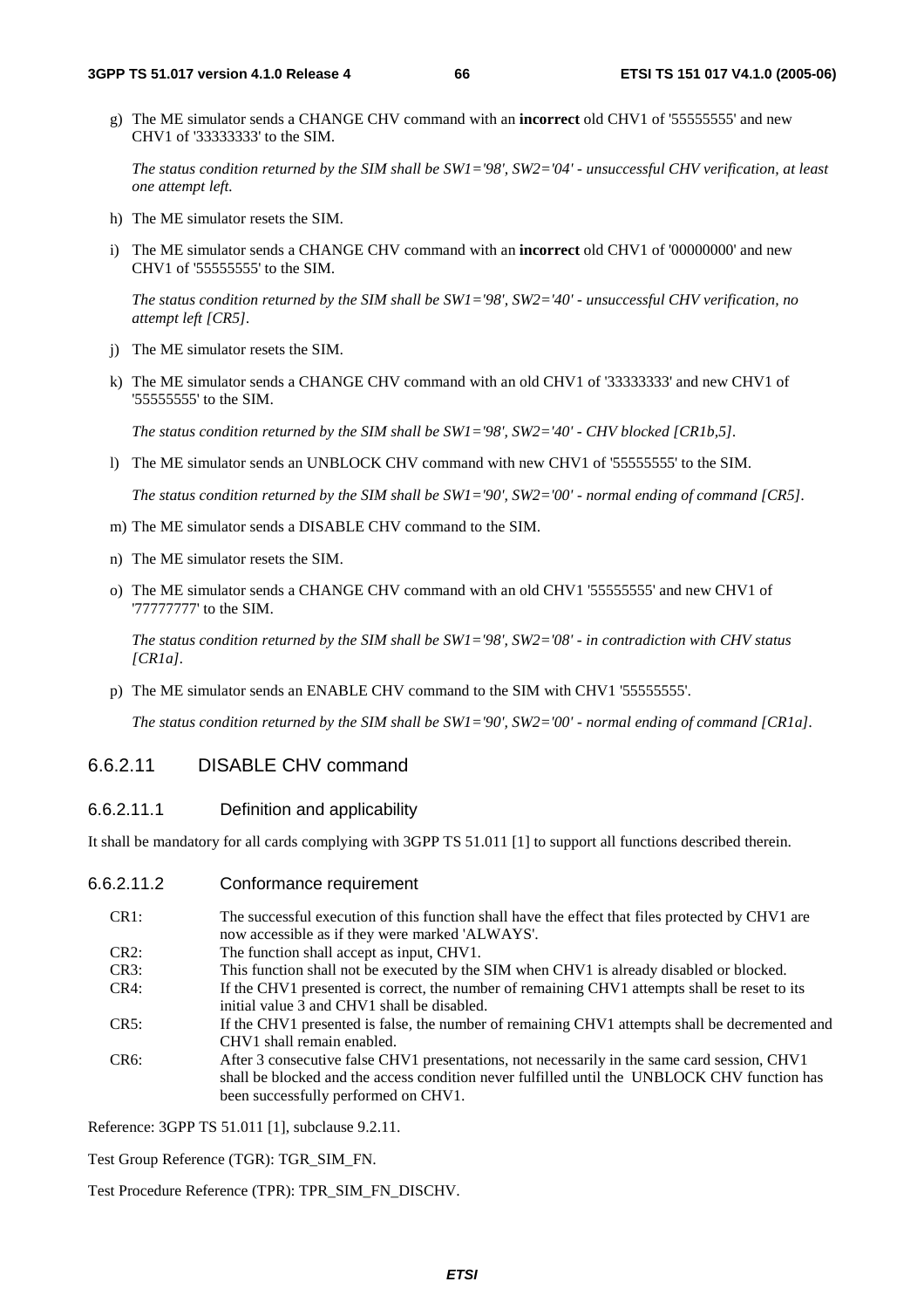g) The ME simulator sends a CHANGE CHV command with an **incorrect** old CHV1 of '55555555' and new CHV1 of '33333333' to the SIM.

   *The status condition returned by the SIM shall be SW1='98', SW2='04' - unsuccessful CHV verification, at least one attempt left.*

h) The ME simulator resets the SIM.

i) The ME simulator sends a CHANGE CHV command with an **incorrect** old CHV1 of '00000000' and new CHV1 of '55555555' to the SIM.

   *The status condition returned by the SIM shall be SW1='98', SW2='40' - unsuccessful CHV verification, no attempt left [CR5].*

j) The ME simulator resets the SIM.

k) The ME simulator sends a CHANGE CHV command with an old CHV1 of '33333333' and new CHV1 of '55555555' to the SIM.

   *The status condition returned by the SIM shall be SW1='98', SW2='40' - CHV blocked [CR1b,5].*

l) The ME simulator sends an UNBLOCK CHV command with new CHV1 of '55555555' to the SIM.

   *The status condition returned by the SIM shall be SW1='90', SW2='00' - normal ending of command [CR5].*

m) The ME simulator sends a DISABLE CHV command to the SIM.

n) The ME simulator resets the SIM.

o) The ME simulator sends a CHANGE CHV command with an old CHV1 '55555555' and new CHV1 of '77777777' to the SIM.

   *The status condition returned by the SIM shall be SW1='98', SW2='08' - in contradiction with CHV status [CR1a].*

p) The ME simulator sends an ENABLE CHV command to the SIM with CHV1 '55555555'.

   *The status condition returned by the SIM shall be SW1='90', SW2='00' - normal ending of command [CR1a].*

### 6.6.2.11 DISABLE CHV command

#### 6.6.2.11.1 Definition and applicability

It shall be mandatory for all cards complying with 3GPP TS 51.011 [1] to support all functions described therein.

#### 6.6.2.11.2 Conformance requirement

| | |
|---|---|
| CR1: | The successful execution of this function shall have the effect that files protected by CHV1 are now accessible as if they were marked 'ALWAYS'. |
| CR2: | The function shall accept as input, CHV1. |
| CR3: | This function shall not be executed by the SIM when CHV1 is already disabled or blocked. |
| CR4: | If the CHV1 presented is correct, the number of remaining CHV1 attempts shall be reset to its initial value 3 and CHV1 shall be disabled. |
| CR5: | If the CHV1 presented is false, the number of remaining CHV1 attempts shall be decremented and CHV1 shall remain enabled. |
| CR6: | After 3 consecutive false CHV1 presentations, not necessarily in the same card session, CHV1 shall be blocked and the access condition never fulfilled until the UNBLOCK CHV function has been successfully performed on CHV1. |

Reference: 3GPP TS 51.011 [1], subclause 9.2.11.

Test Group Reference (TGR): TGR_SIM_FN.

Test Procedure Reference (TPR): TPR_SIM_FN_DISCHV.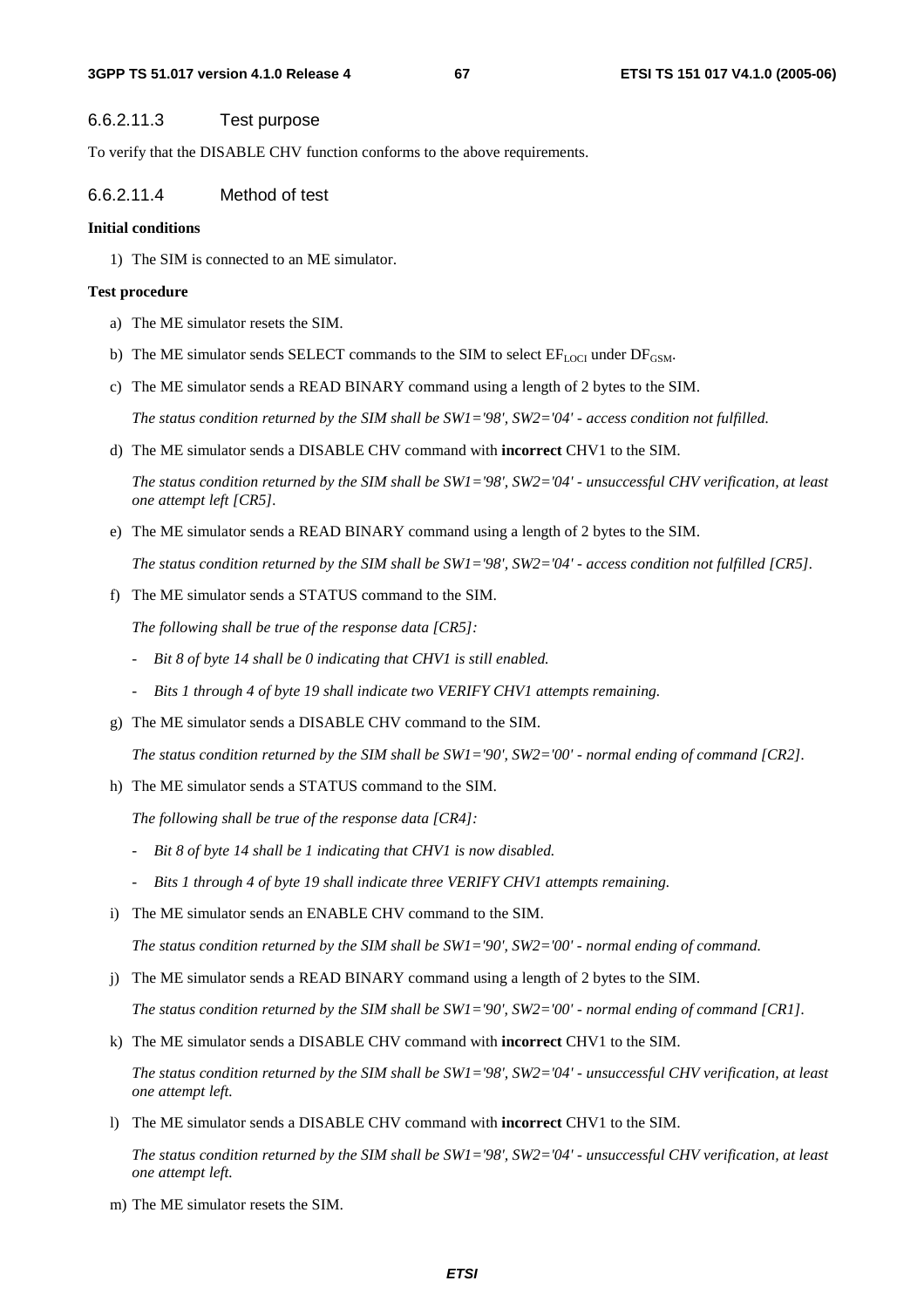#### 6.6.2.11.3 Test purpose

To verify that the DISABLE CHV function conforms to the above requirements.

#### 6.6.2.11.4 Method of test

**Initial conditions**

1) The SIM is connected to an ME simulator.

**Test procedure**

a) The ME simulator resets the SIM.

b) The ME simulator sends SELECT commands to the SIM to select $EF_{LOCI}$ under $DF_{GSM}$.

c) The ME simulator sends a READ BINARY command using a length of 2 bytes to the SIM.

*The status condition returned by the SIM shall be SW1='98', SW2='04' - access condition not fulfilled.*

d) The ME simulator sends a DISABLE CHV command with **incorrect** CHV1 to the SIM.

*The status condition returned by the SIM shall be SW1='98', SW2='04' - unsuccessful CHV verification, at least one attempt left [CR5].*

e) The ME simulator sends a READ BINARY command using a length of 2 bytes to the SIM.

*The status condition returned by the SIM shall be SW1='98', SW2='04' - access condition not fulfilled [CR5].*

f) The ME simulator sends a STATUS command to the SIM.

*The following shall be true of the response data [CR5]:*

- *Bit 8 of byte 14 shall be 0 indicating that CHV1 is still enabled.*
- *Bits 1 through 4 of byte 19 shall indicate two VERIFY CHV1 attempts remaining.*

g) The ME simulator sends a DISABLE CHV command to the SIM.

*The status condition returned by the SIM shall be SW1='90', SW2='00' - normal ending of command [CR2].*

h) The ME simulator sends a STATUS command to the SIM.

*The following shall be true of the response data [CR4]:*

- *Bit 8 of byte 14 shall be 1 indicating that CHV1 is now disabled.*
- *Bits 1 through 4 of byte 19 shall indicate three VERIFY CHV1 attempts remaining.*

i) The ME simulator sends an ENABLE CHV command to the SIM.

*The status condition returned by the SIM shall be SW1='90', SW2='00' - normal ending of command.*

j) The ME simulator sends a READ BINARY command using a length of 2 bytes to the SIM.

*The status condition returned by the SIM shall be SW1='90', SW2='00' - normal ending of command [CR1].*

k) The ME simulator sends a DISABLE CHV command with **incorrect** CHV1 to the SIM.

*The status condition returned by the SIM shall be SW1='98', SW2='04' - unsuccessful CHV verification, at least one attempt left.*

l) The ME simulator sends a DISABLE CHV command with **incorrect** CHV1 to the SIM.

*The status condition returned by the SIM shall be SW1='98', SW2='04' - unsuccessful CHV verification, at least one attempt left.*

m) The ME simulator resets the SIM.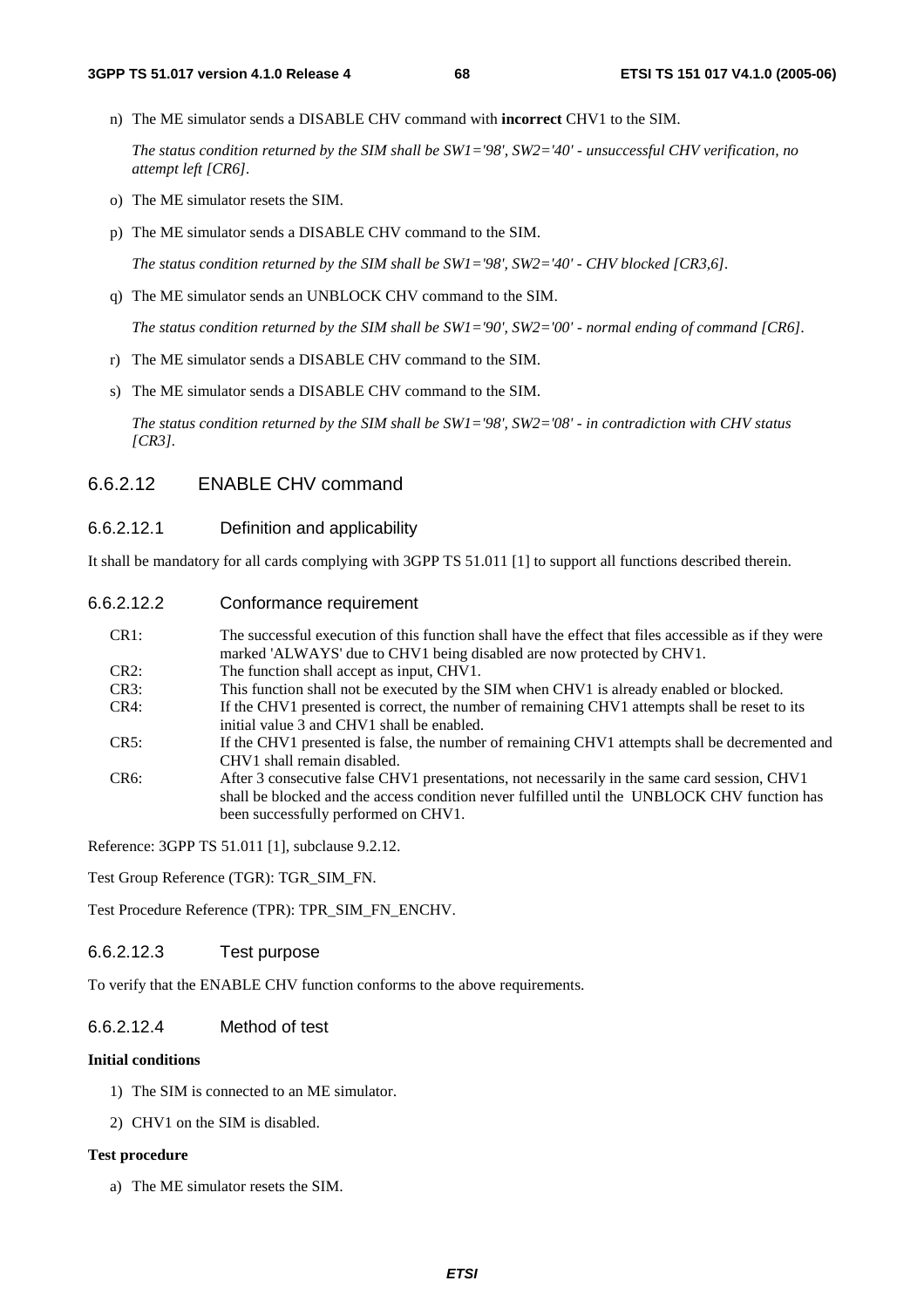n) The ME simulator sends a DISABLE CHV command with **incorrect** CHV1 to the SIM.

   *The status condition returned by the SIM shall be SW1='98', SW2='40' - unsuccessful CHV verification, no attempt left [CR6].*

o) The ME simulator resets the SIM.

p) The ME simulator sends a DISABLE CHV command to the SIM.

   *The status condition returned by the SIM shall be SW1='98', SW2='40' - CHV blocked [CR3,6].*

q) The ME simulator sends an UNBLOCK CHV command to the SIM.

   *The status condition returned by the SIM shall be SW1='90', SW2='00' - normal ending of command [CR6].*

r) The ME simulator sends a DISABLE CHV command to the SIM.

s) The ME simulator sends a DISABLE CHV command to the SIM.

   *The status condition returned by the SIM shall be SW1='98', SW2='08' - in contradiction with CHV status [CR3].*

### 6.6.2.12 ENABLE CHV command

#### 6.6.2.12.1 Definition and applicability

It shall be mandatory for all cards complying with 3GPP TS 51.011 [1] to support all functions described therein.

#### 6.6.2.12.2 Conformance requirement

| | |
|---|---|
| CR1: | The successful execution of this function shall have the effect that files accessible as if they were marked 'ALWAYS' due to CHV1 being disabled are now protected by CHV1. |
| CR2: | The function shall accept as input, CHV1. |
| CR3: | This function shall not be executed by the SIM when CHV1 is already enabled or blocked. |
| CR4: | If the CHV1 presented is correct, the number of remaining CHV1 attempts shall be reset to its initial value 3 and CHV1 shall be enabled. |
| CR5: | If the CHV1 presented is false, the number of remaining CHV1 attempts shall be decremented and CHV1 shall remain disabled. |
| CR6: | After 3 consecutive false CHV1 presentations, not necessarily in the same card session, CHV1 shall be blocked and the access condition never fulfilled until the UNBLOCK CHV function has been successfully performed on CHV1. |

Reference: 3GPP TS 51.011 [1], subclause 9.2.12.

Test Group Reference (TGR): TGR_SIM_FN.

Test Procedure Reference (TPR): TPR_SIM_FN_ENCHV.

#### 6.6.2.12.3 Test purpose

To verify that the ENABLE CHV function conforms to the above requirements.

#### 6.6.2.12.4 Method of test

**Initial conditions**

1) The SIM is connected to an ME simulator.

2) CHV1 on the SIM is disabled.

**Test procedure**

a) The ME simulator resets the SIM.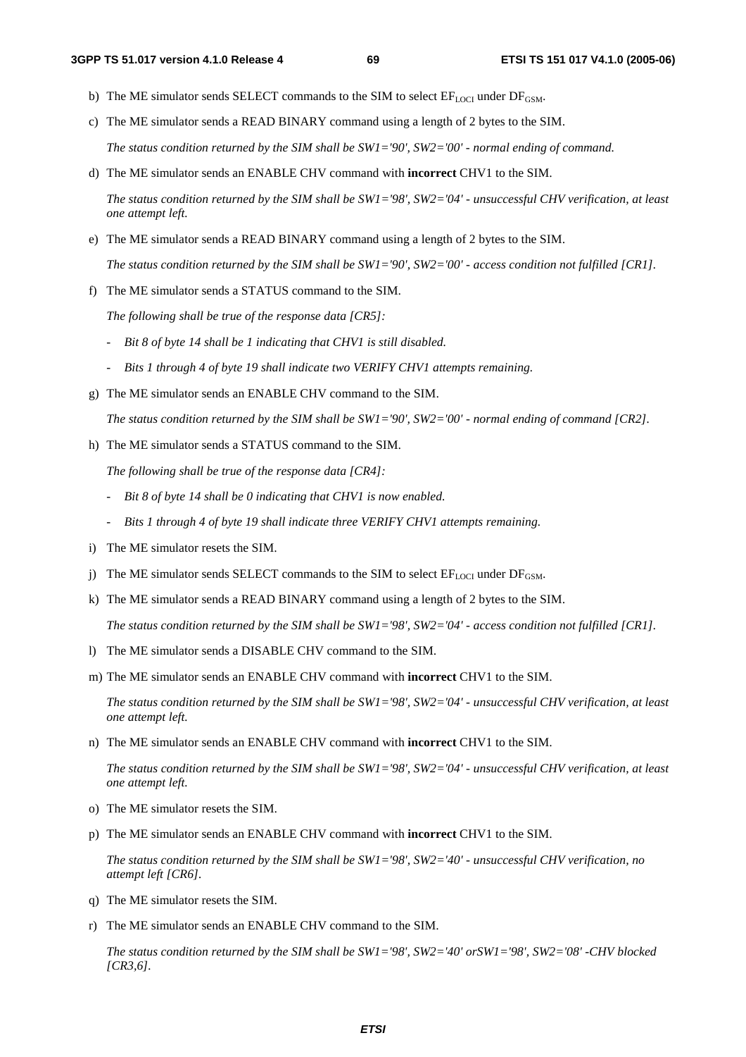b) The ME simulator sends SELECT commands to the SIM to select $EF_{LOCI}$ under $DF_{GSM}$.

c) The ME simulator sends a READ BINARY command using a length of 2 bytes to the SIM.

   *The status condition returned by the SIM shall be SW1='90', SW2='00' - normal ending of command.*

d) The ME simulator sends an ENABLE CHV command with **incorrect** CHV1 to the SIM.

   *The status condition returned by the SIM shall be SW1='98', SW2='04' - unsuccessful CHV verification, at least one attempt left.*

e) The ME simulator sends a READ BINARY command using a length of 2 bytes to the SIM.

   *The status condition returned by the SIM shall be SW1='90', SW2='00' - access condition not fulfilled [CR1].*

f) The ME simulator sends a STATUS command to the SIM.

   *The following shall be true of the response data [CR5]:*

   - *Bit 8 of byte 14 shall be 1 indicating that CHV1 is still disabled.*
   - *Bits 1 through 4 of byte 19 shall indicate two VERIFY CHV1 attempts remaining.*

g) The ME simulator sends an ENABLE CHV command to the SIM.

   *The status condition returned by the SIM shall be SW1='90', SW2='00' - normal ending of command [CR2].*

h) The ME simulator sends a STATUS command to the SIM.

   *The following shall be true of the response data [CR4]:*

   - *Bit 8 of byte 14 shall be 0 indicating that CHV1 is now enabled.*
   - *Bits 1 through 4 of byte 19 shall indicate three VERIFY CHV1 attempts remaining.*

i) The ME simulator resets the SIM.

j) The ME simulator sends SELECT commands to the SIM to select $EF_{LOCI}$ under $DF_{GSM}$.

k) The ME simulator sends a READ BINARY command using a length of 2 bytes to the SIM.

   *The status condition returned by the SIM shall be SW1='98', SW2='04' - access condition not fulfilled [CR1].*

l) The ME simulator sends a DISABLE CHV command to the SIM.

m) The ME simulator sends an ENABLE CHV command with **incorrect** CHV1 to the SIM.

   *The status condition returned by the SIM shall be SW1='98', SW2='04' - unsuccessful CHV verification, at least one attempt left.*

n) The ME simulator sends an ENABLE CHV command with **incorrect** CHV1 to the SIM.

   *The status condition returned by the SIM shall be SW1='98', SW2='04' - unsuccessful CHV verification, at least one attempt left.*

o) The ME simulator resets the SIM.

p) The ME simulator sends an ENABLE CHV command with **incorrect** CHV1 to the SIM.

   *The status condition returned by the SIM shall be SW1='98', SW2='40' - unsuccessful CHV verification, no attempt left [CR6].*

q) The ME simulator resets the SIM.

r) The ME simulator sends an ENABLE CHV command to the SIM.

   *The status condition returned by the SIM shall be SW1='98', SW2='40' orSW1='98', SW2='08' -CHV blocked [CR3,6].*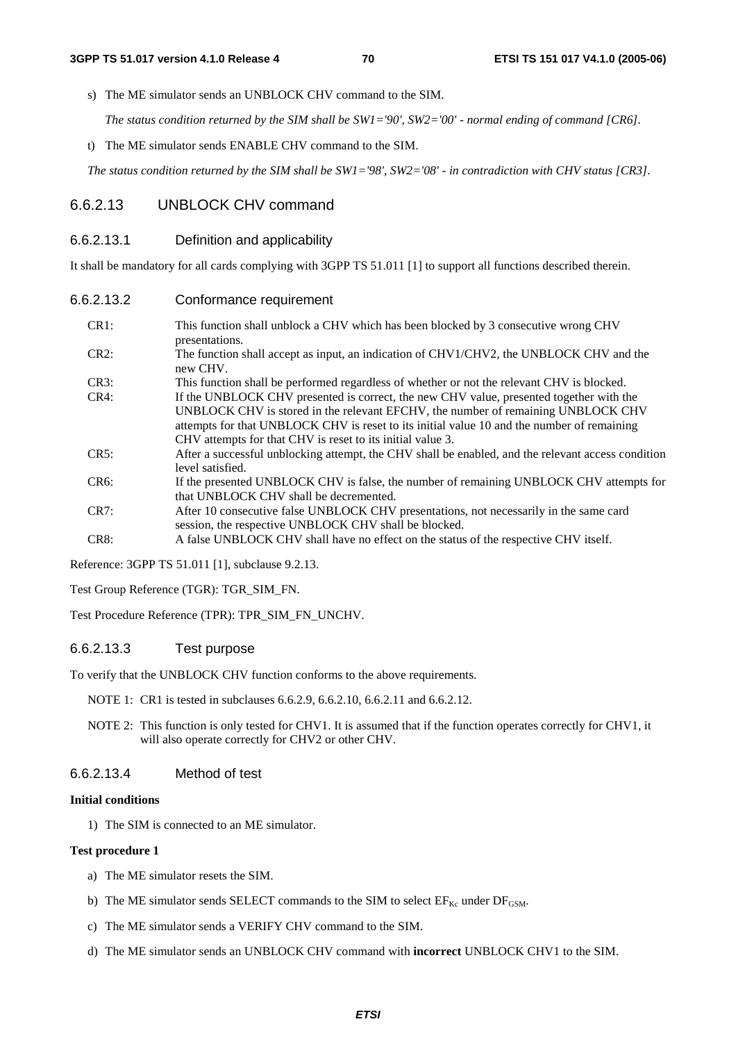s) The ME simulator sends an UNBLOCK CHV command to the SIM.

   *The status condition returned by the SIM shall be SW1='90', SW2='00' - normal ending of command [CR6].*

t) The ME simulator sends ENABLE CHV command to the SIM.

*The status condition returned by the SIM shall be SW1='98', SW2='08' - in contradiction with CHV status [CR3].*

### 6.6.2.13 UNBLOCK CHV command

#### 6.6.2.13.1 Definition and applicability

It shall be mandatory for all cards complying with 3GPP TS 51.011 [1] to support all functions described therein.

#### 6.6.2.13.2 Conformance requirement

| | |
|---|---|
| CR1: | This function shall unblock a CHV which has been blocked by 3 consecutive wrong CHV presentations. |
| CR2: | The function shall accept as input, an indication of CHV1/CHV2, the UNBLOCK CHV and the new CHV. |
| CR3: | This function shall be performed regardless of whether or not the relevant CHV is blocked. |
| CR4: | If the UNBLOCK CHV presented is correct, the new CHV value, presented together with the UNBLOCK CHV is stored in the relevant EFCHV, the number of remaining UNBLOCK CHV attempts for that UNBLOCK CHV is reset to its initial value 10 and the number of remaining CHV attempts for that CHV is reset to its initial value 3. |
| CR5: | After a successful unblocking attempt, the CHV shall be enabled, and the relevant access condition level satisfied. |
| CR6: | If the presented UNBLOCK CHV is false, the number of remaining UNBLOCK CHV attempts for that UNBLOCK CHV shall be decremented. |
| CR7: | After 10 consecutive false UNBLOCK CHV presentations, not necessarily in the same card session, the respective UNBLOCK CHV shall be blocked. |
| CR8: | A false UNBLOCK CHV shall have no effect on the status of the respective CHV itself. |

Reference: 3GPP TS 51.011 [1], subclause 9.2.13.

Test Group Reference (TGR): TGR_SIM_FN.

Test Procedure Reference (TPR): TPR_SIM_FN_UNCHV.

#### 6.6.2.13.3 Test purpose

To verify that the UNBLOCK CHV function conforms to the above requirements.

NOTE 1: CR1 is tested in subclauses 6.6.2.9, 6.6.2.10, 6.6.2.11 and 6.6.2.12.

NOTE 2: This function is only tested for CHV1. It is assumed that if the function operates correctly for CHV1, it will also operate correctly for CHV2 or other CHV.

#### 6.6.2.13.4 Method of test

**Initial conditions**

1) The SIM is connected to an ME simulator.

**Test procedure 1**

a) The ME simulator resets the SIM.

b) The ME simulator sends SELECT commands to the SIM to select $EF_{Kc}$ under $DF_{GSM}$.

c) The ME simulator sends a VERIFY CHV command to the SIM.

d) The ME simulator sends an UNBLOCK CHV command with **incorrect** UNBLOCK CHV1 to the SIM.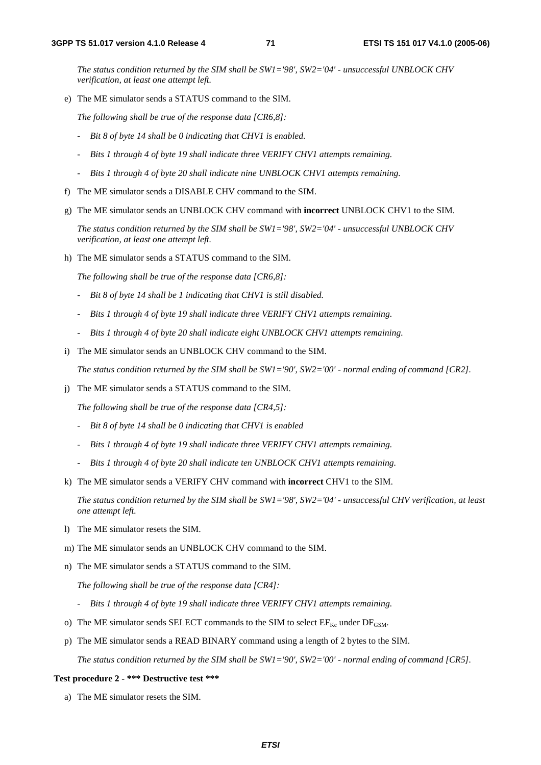*The status condition returned by the SIM shall be SW1='98', SW2='04' - unsuccessful UNBLOCK CHV verification, at least one attempt left.*

e) The ME simulator sends a STATUS command to the SIM.

   *The following shall be true of the response data [CR6,8]:*

   - *Bit 8 of byte 14 shall be 0 indicating that CHV1 is enabled.*
   - *Bits 1 through 4 of byte 19 shall indicate three VERIFY CHV1 attempts remaining.*
   - *Bits 1 through 4 of byte 20 shall indicate nine UNBLOCK CHV1 attempts remaining.*

f) The ME simulator sends a DISABLE CHV command to the SIM.

g) The ME simulator sends an UNBLOCK CHV command with **incorrect** UNBLOCK CHV1 to the SIM.

   *The status condition returned by the SIM shall be SW1='98', SW2='04' - unsuccessful UNBLOCK CHV verification, at least one attempt left.*

h) The ME simulator sends a STATUS command to the SIM.

   *The following shall be true of the response data [CR6,8]:*

   - *Bit 8 of byte 14 shall be 1 indicating that CHV1 is still disabled.*
   - *Bits 1 through 4 of byte 19 shall indicate three VERIFY CHV1 attempts remaining.*
   - *Bits 1 through 4 of byte 20 shall indicate eight UNBLOCK CHV1 attempts remaining.*

i) The ME simulator sends an UNBLOCK CHV command to the SIM.

   *The status condition returned by the SIM shall be SW1='90', SW2='00' - normal ending of command [CR2].*

j) The ME simulator sends a STATUS command to the SIM.

   *The following shall be true of the response data [CR4,5]:*

   - *Bit 8 of byte 14 shall be 0 indicating that CHV1 is enabled*
   - *Bits 1 through 4 of byte 19 shall indicate three VERIFY CHV1 attempts remaining.*
   - *Bits 1 through 4 of byte 20 shall indicate ten UNBLOCK CHV1 attempts remaining.*

k) The ME simulator sends a VERIFY CHV command with **incorrect** CHV1 to the SIM.

   *The status condition returned by the SIM shall be SW1='98', SW2='04' - unsuccessful CHV verification, at least one attempt left.*

l) The ME simulator resets the SIM.

m) The ME simulator sends an UNBLOCK CHV command to the SIM.

n) The ME simulator sends a STATUS command to the SIM.

   *The following shall be true of the response data [CR4]:*

   - *Bits 1 through 4 of byte 19 shall indicate three VERIFY CHV1 attempts remaining.*

o) The ME simulator sends SELECT commands to the SIM to select $EF_{Kc}$ under $DF_{GSM}$.

p) The ME simulator sends a READ BINARY command using a length of 2 bytes to the SIM.

   *The status condition returned by the SIM shall be SW1='90', SW2='00' - normal ending of command [CR5].*

**Test procedure 2 - \*\*\* Destructive test \*\*\***

a) The ME simulator resets the SIM.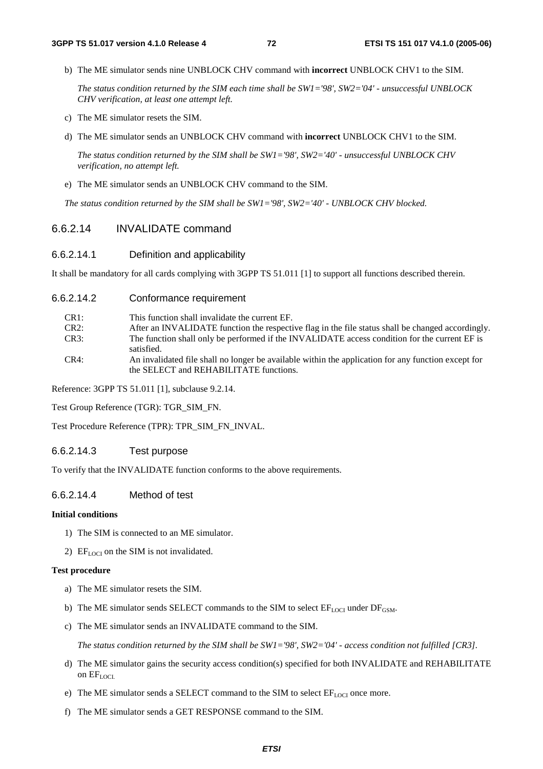b) The ME simulator sends nine UNBLOCK CHV command with **incorrect** UNBLOCK CHV1 to the SIM.

*The status condition returned by the SIM each time shall be SW1='98', SW2='04' - unsuccessful UNBLOCK CHV verification, at least one attempt left.*

c) The ME simulator resets the SIM.

d) The ME simulator sends an UNBLOCK CHV command with **incorrect** UNBLOCK CHV1 to the SIM.

*The status condition returned by the SIM shall be SW1='98', SW2='40' - unsuccessful UNBLOCK CHV verification, no attempt left.*

e) The ME simulator sends an UNBLOCK CHV command to the SIM.

*The status condition returned by the SIM shall be SW1='98', SW2='40' - UNBLOCK CHV blocked.*

### 6.6.2.14 INVALIDATE command

#### 6.6.2.14.1 Definition and applicability

It shall be mandatory for all cards complying with 3GPP TS 51.011 [1] to support all functions described therein.

#### 6.6.2.14.2 Conformance requirement

CR1: This function shall invalidate the current EF.

CR2: After an INVALIDATE function the respective flag in the file status shall be changed accordingly.

CR3: The function shall only be performed if the INVALIDATE access condition for the current EF is satisfied.

CR4: An invalidated file shall no longer be available within the application for any function except for the SELECT and REHABILITATE functions.

Reference: 3GPP TS 51.011 [1], subclause 9.2.14.

Test Group Reference (TGR): TGR_SIM_FN.

Test Procedure Reference (TPR): TPR_SIM_FN_INVAL.

#### 6.6.2.14.3 Test purpose

To verify that the INVALIDATE function conforms to the above requirements.

#### 6.6.2.14.4 Method of test

**Initial conditions**

1) The SIM is connected to an ME simulator.

2) $EF_{LOCI}$ on the SIM is not invalidated.

**Test procedure**

a) The ME simulator resets the SIM.

b) The ME simulator sends SELECT commands to the SIM to select $EF_{LOCI}$ under $DF_{GSM}$.

c) The ME simulator sends an INVALIDATE command to the SIM.

*The status condition returned by the SIM shall be SW1='98', SW2='04' - access condition not fulfilled [CR3].*

d) The ME simulator gains the security access condition(s) specified for both INVALIDATE and REHABILITATE on $EF_{LOCI}$.

e) The ME simulator sends a SELECT command to the SIM to select $EF_{LOCI}$ once more.

f) The ME simulator sends a GET RESPONSE command to the SIM.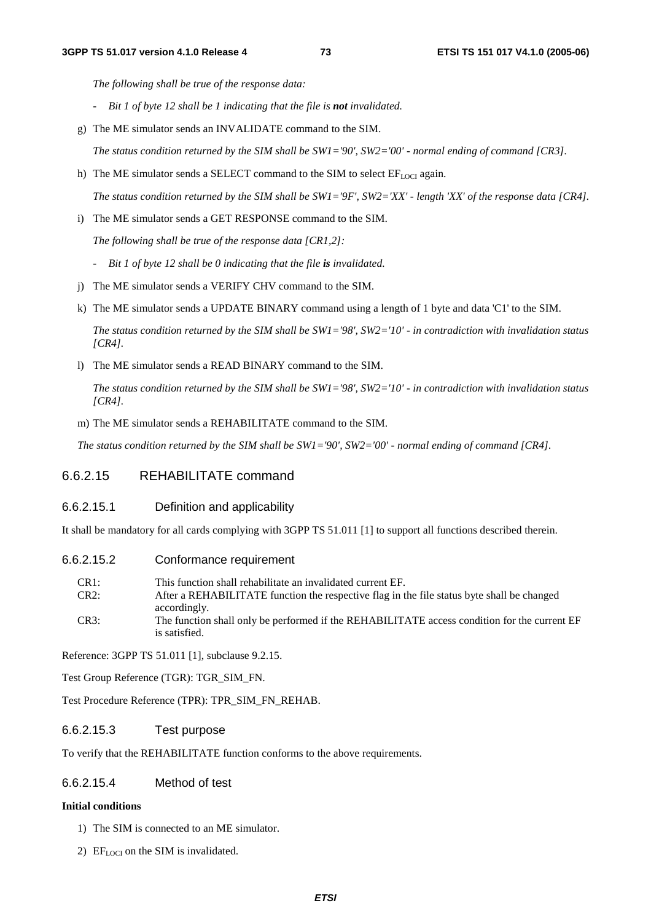*The following shall be true of the response data:*

- *Bit 1 of byte 12 shall be 1 indicating that the file is* ***not*** *invalidated.*

g) The ME simulator sends an INVALIDATE command to the SIM.

*The status condition returned by the SIM shall be SW1='90', SW2='00' - normal ending of command [CR3].*

h) The ME simulator sends a SELECT command to the SIM to select $EF_{LOCI}$ again.

*The status condition returned by the SIM shall be SW1='9F', SW2='XX' - length 'XX' of the response data [CR4].*

i) The ME simulator sends a GET RESPONSE command to the SIM.

*The following shall be true of the response data [CR1,2]:*

- *Bit 1 of byte 12 shall be 0 indicating that the file* ***is*** *invalidated.*

j) The ME simulator sends a VERIFY CHV command to the SIM.

k) The ME simulator sends a UPDATE BINARY command using a length of 1 byte and data 'C1' to the SIM.

*The status condition returned by the SIM shall be SW1='98', SW2='10' - in contradiction with invalidation status [CR4].*

l) The ME simulator sends a READ BINARY command to the SIM.

*The status condition returned by the SIM shall be SW1='98', SW2='10' - in contradiction with invalidation status [CR4].*

m) The ME simulator sends a REHABILITATE command to the SIM.

*The status condition returned by the SIM shall be SW1='90', SW2='00' - normal ending of command [CR4].*

### 6.6.2.15 REHABILITATE command

#### 6.6.2.15.1 Definition and applicability

It shall be mandatory for all cards complying with 3GPP TS 51.011 [1] to support all functions described therein.

#### 6.6.2.15.2 Conformance requirement

CR1: This function shall rehabilitate an invalidated current EF.

CR2: After a REHABILITATE function the respective flag in the file status byte shall be changed accordingly.

CR3: The function shall only be performed if the REHABILITATE access condition for the current EF is satisfied.

Reference: 3GPP TS 51.011 [1], subclause 9.2.15.

Test Group Reference (TGR): TGR_SIM_FN.

Test Procedure Reference (TPR): TPR_SIM_FN_REHAB.

#### 6.6.2.15.3 Test purpose

To verify that the REHABILITATE function conforms to the above requirements.

#### 6.6.2.15.4 Method of test

**Initial conditions**

1) The SIM is connected to an ME simulator.

2) $EF_{LOCI}$ on the SIM is invalidated.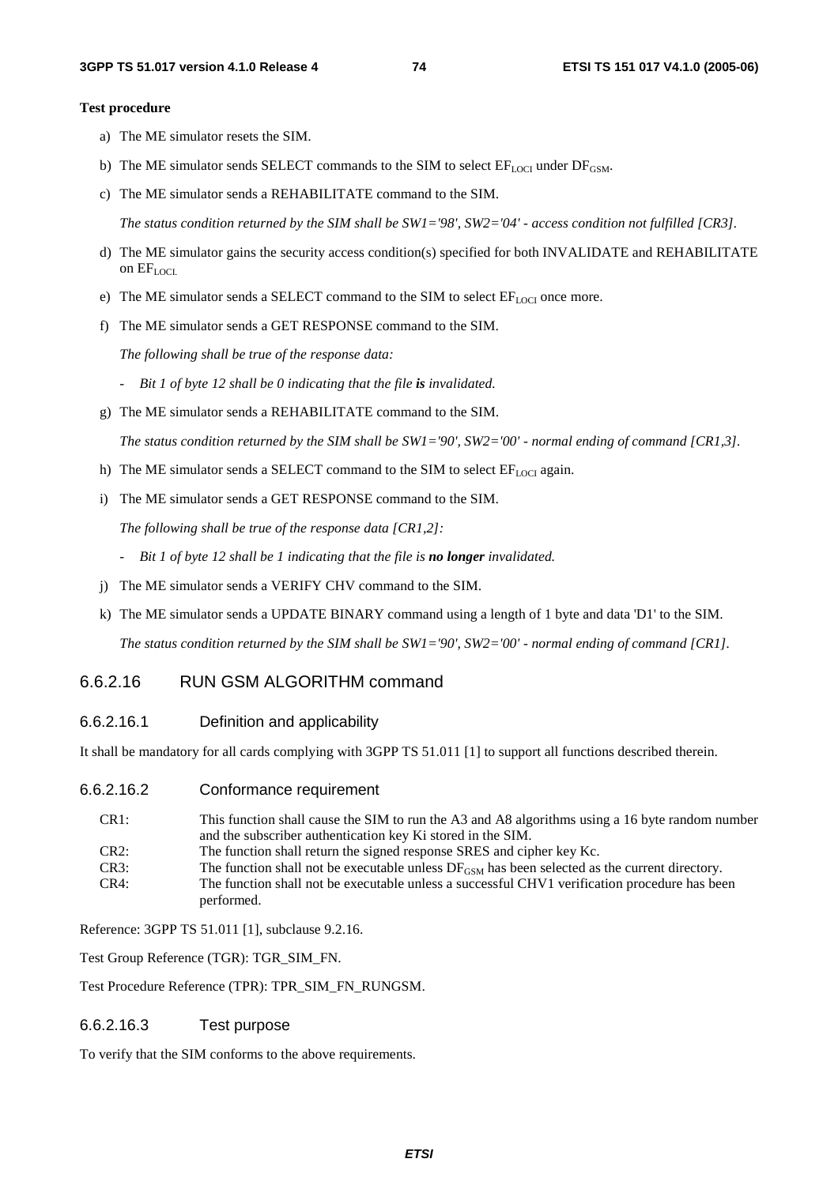**Test procedure**

a) The ME simulator resets the SIM.

b) The ME simulator sends SELECT commands to the SIM to select $EF_{LOCI}$ under $DF_{GSM}$.

c) The ME simulator sends a REHABILITATE command to the SIM.

*The status condition returned by the SIM shall be SW1='98', SW2='04' - access condition not fulfilled [CR3].*

d) The ME simulator gains the security access condition(s) specified for both INVALIDATE and REHABILITATE on $EF_{LOCI}$.

e) The ME simulator sends a SELECT command to the SIM to select $EF_{LOCI}$ once more.

f) The ME simulator sends a GET RESPONSE command to the SIM.

*The following shall be true of the response data:*

- *Bit 1 of byte 12 shall be 0 indicating that the file **is** invalidated.*

g) The ME simulator sends a REHABILITATE command to the SIM.

*The status condition returned by the SIM shall be SW1='90', SW2='00' - normal ending of command [CR1,3].*

h) The ME simulator sends a SELECT command to the SIM to select $EF_{LOCI}$ again.

i) The ME simulator sends a GET RESPONSE command to the SIM.

*The following shall be true of the response data [CR1,2]:*

- *Bit 1 of byte 12 shall be 1 indicating that the file is **no longer** invalidated.*

j) The ME simulator sends a VERIFY CHV command to the SIM.

k) The ME simulator sends a UPDATE BINARY command using a length of 1 byte and data 'D1' to the SIM.

*The status condition returned by the SIM shall be SW1='90', SW2='00' - normal ending of command [CR1].*

### 6.6.2.16 RUN GSM ALGORITHM command

#### 6.6.2.16.1 Definition and applicability

It shall be mandatory for all cards complying with 3GPP TS 51.011 [1] to support all functions described therein.

#### 6.6.2.16.2 Conformance requirement

CR1: This function shall cause the SIM to run the A3 and A8 algorithms using a 16 byte random number and the subscriber authentication key Ki stored in the SIM.

CR2: The function shall return the signed response SRES and cipher key Kc.

CR3: The function shall not be executable unless $DF_{GSM}$ has been selected as the current directory.

CR4: The function shall not be executable unless a successful CHV1 verification procedure has been performed.

Reference: 3GPP TS 51.011 [1], subclause 9.2.16.

Test Group Reference (TGR): TGR_SIM_FN.

Test Procedure Reference (TPR): TPR_SIM_FN_RUNGSM.

#### 6.6.2.16.3 Test purpose

To verify that the SIM conforms to the above requirements.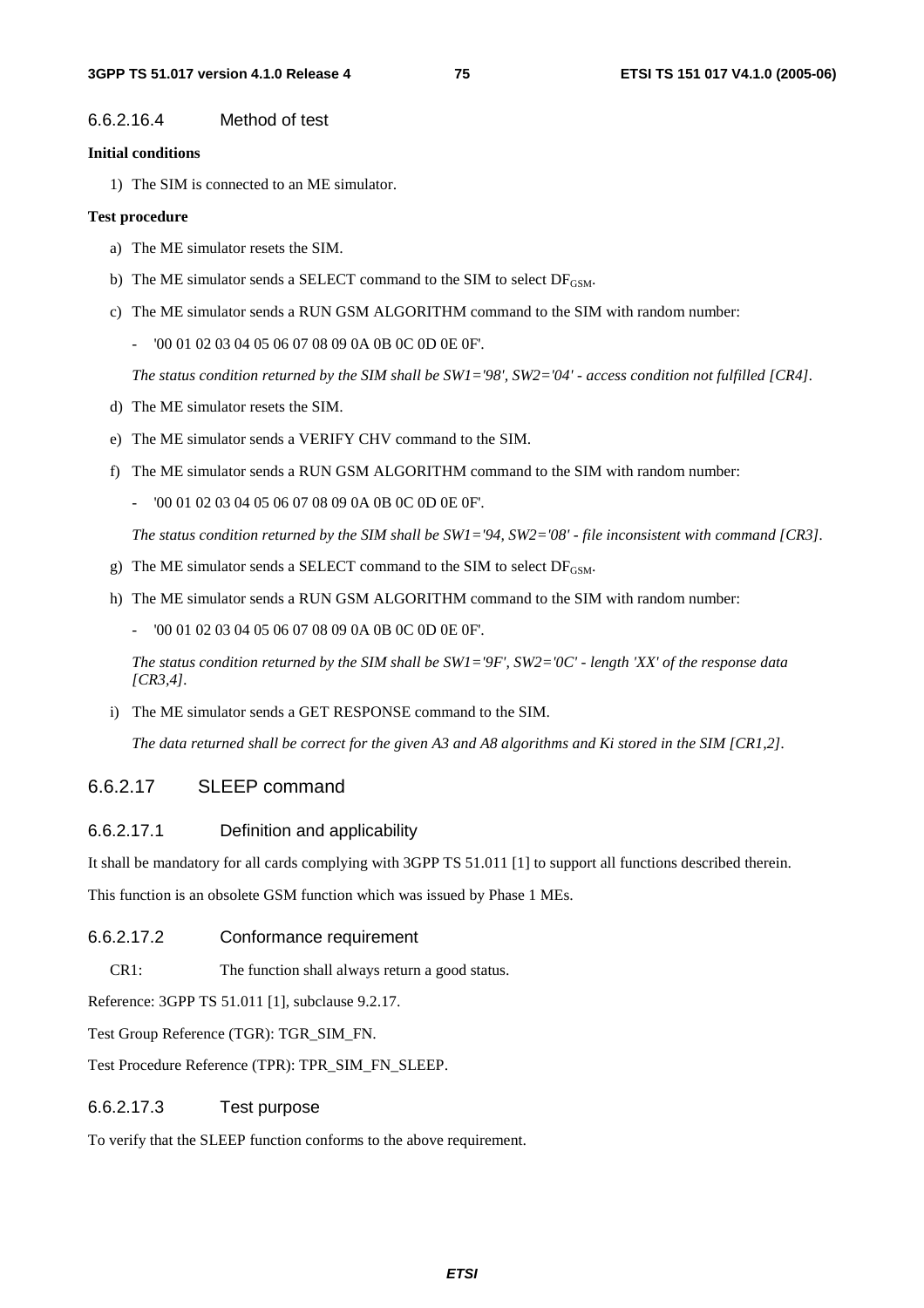#### 6.6.2.16.4 Method of test

**Initial conditions**

1) The SIM is connected to an ME simulator.

**Test procedure**

a) The ME simulator resets the SIM.

b) The ME simulator sends a SELECT command to the SIM to select $DF_{GSM}$.

c) The ME simulator sends a RUN GSM ALGORITHM command to the SIM with random number:

- '00 01 02 03 04 05 06 07 08 09 0A 0B 0C 0D 0E 0F'.

*The status condition returned by the SIM shall be SW1='98', SW2='04' - access condition not fulfilled [CR4].*

d) The ME simulator resets the SIM.

e) The ME simulator sends a VERIFY CHV command to the SIM.

f) The ME simulator sends a RUN GSM ALGORITHM command to the SIM with random number:

- '00 01 02 03 04 05 06 07 08 09 0A 0B 0C 0D 0E 0F'.

*The status condition returned by the SIM shall be SW1='94, SW2='08' - file inconsistent with command [CR3].*

g) The ME simulator sends a SELECT command to the SIM to select $DF_{GSM}$.

h) The ME simulator sends a RUN GSM ALGORITHM command to the SIM with random number:

- '00 01 02 03 04 05 06 07 08 09 0A 0B 0C 0D 0E 0F'.

*The status condition returned by the SIM shall be SW1='9F', SW2='0C' - length 'XX' of the response data [CR3,4].*

i) The ME simulator sends a GET RESPONSE command to the SIM.

*The data returned shall be correct for the given A3 and A8 algorithms and Ki stored in the SIM [CR1,2].*

### 6.6.2.17 SLEEP command

#### 6.6.2.17.1 Definition and applicability

It shall be mandatory for all cards complying with 3GPP TS 51.011 [1] to support all functions described therein.

This function is an obsolete GSM function which was issued by Phase 1 MEs.

#### 6.6.2.17.2 Conformance requirement

CR1: The function shall always return a good status.

Reference: 3GPP TS 51.011 [1], subclause 9.2.17.

Test Group Reference (TGR): TGR_SIM_FN.

Test Procedure Reference (TPR): TPR_SIM_FN_SLEEP.

#### 6.6.2.17.3 Test purpose

To verify that the SLEEP function conforms to the above requirement.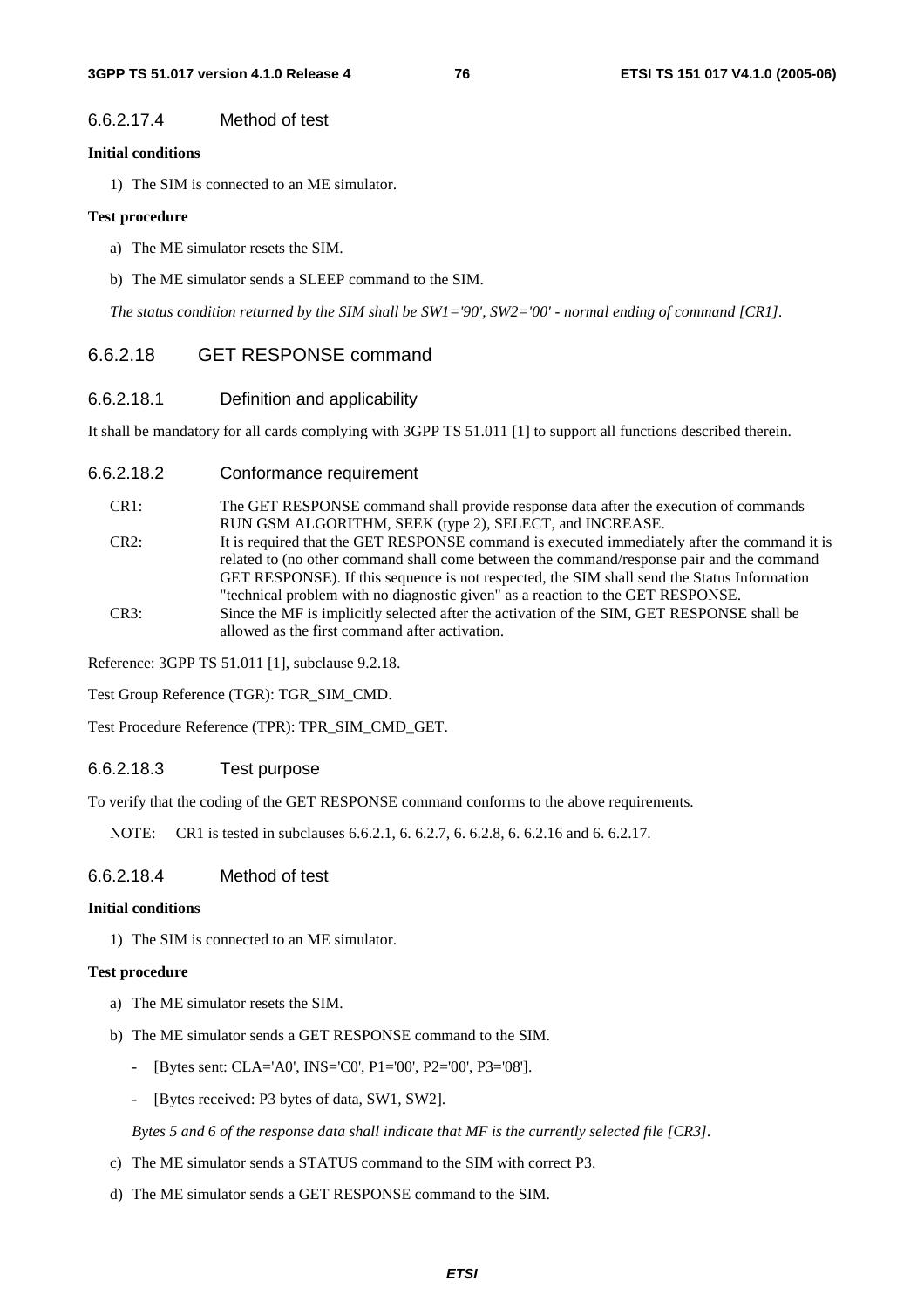#### 6.6.2.17.4 Method of test

**Initial conditions**

1) The SIM is connected to an ME simulator.

**Test procedure**

a) The ME simulator resets the SIM.

b) The ME simulator sends a SLEEP command to the SIM.

*The status condition returned by the SIM shall be SW1='90', SW2='00' - normal ending of command [CR1].*

### 6.6.2.18 GET RESPONSE command

#### 6.6.2.18.1 Definition and applicability

It shall be mandatory for all cards complying with 3GPP TS 51.011 [1] to support all functions described therein.

#### 6.6.2.18.2 Conformance requirement

CR1: The GET RESPONSE command shall provide response data after the execution of commands RUN GSM ALGORITHM, SEEK (type 2), SELECT, and INCREASE.

CR2: It is required that the GET RESPONSE command is executed immediately after the command it is related to (no other command shall come between the command/response pair and the command GET RESPONSE). If this sequence is not respected, the SIM shall send the Status Information "technical problem with no diagnostic given" as a reaction to the GET RESPONSE.

CR3: Since the MF is implicitly selected after the activation of the SIM, GET RESPONSE shall be allowed as the first command after activation.

Reference: 3GPP TS 51.011 [1], subclause 9.2.18.

Test Group Reference (TGR): TGR_SIM_CMD.

Test Procedure Reference (TPR): TPR_SIM_CMD_GET.

#### 6.6.2.18.3 Test purpose

To verify that the coding of the GET RESPONSE command conforms to the above requirements.

NOTE: CR1 is tested in subclauses 6.6.2.1, 6. 6.2.7, 6. 6.2.8, 6. 6.2.16 and 6. 6.2.17.

#### 6.6.2.18.4 Method of test

**Initial conditions**

1) The SIM is connected to an ME simulator.

**Test procedure**

a) The ME simulator resets the SIM.

b) The ME simulator sends a GET RESPONSE command to the SIM.

- [Bytes sent: CLA='A0', INS='C0', P1='00', P2='00', P3='08'].
- [Bytes received: P3 bytes of data, SW1, SW2].

*Bytes 5 and 6 of the response data shall indicate that MF is the currently selected file [CR3].*

c) The ME simulator sends a STATUS command to the SIM with correct P3.

d) The ME simulator sends a GET RESPONSE command to the SIM.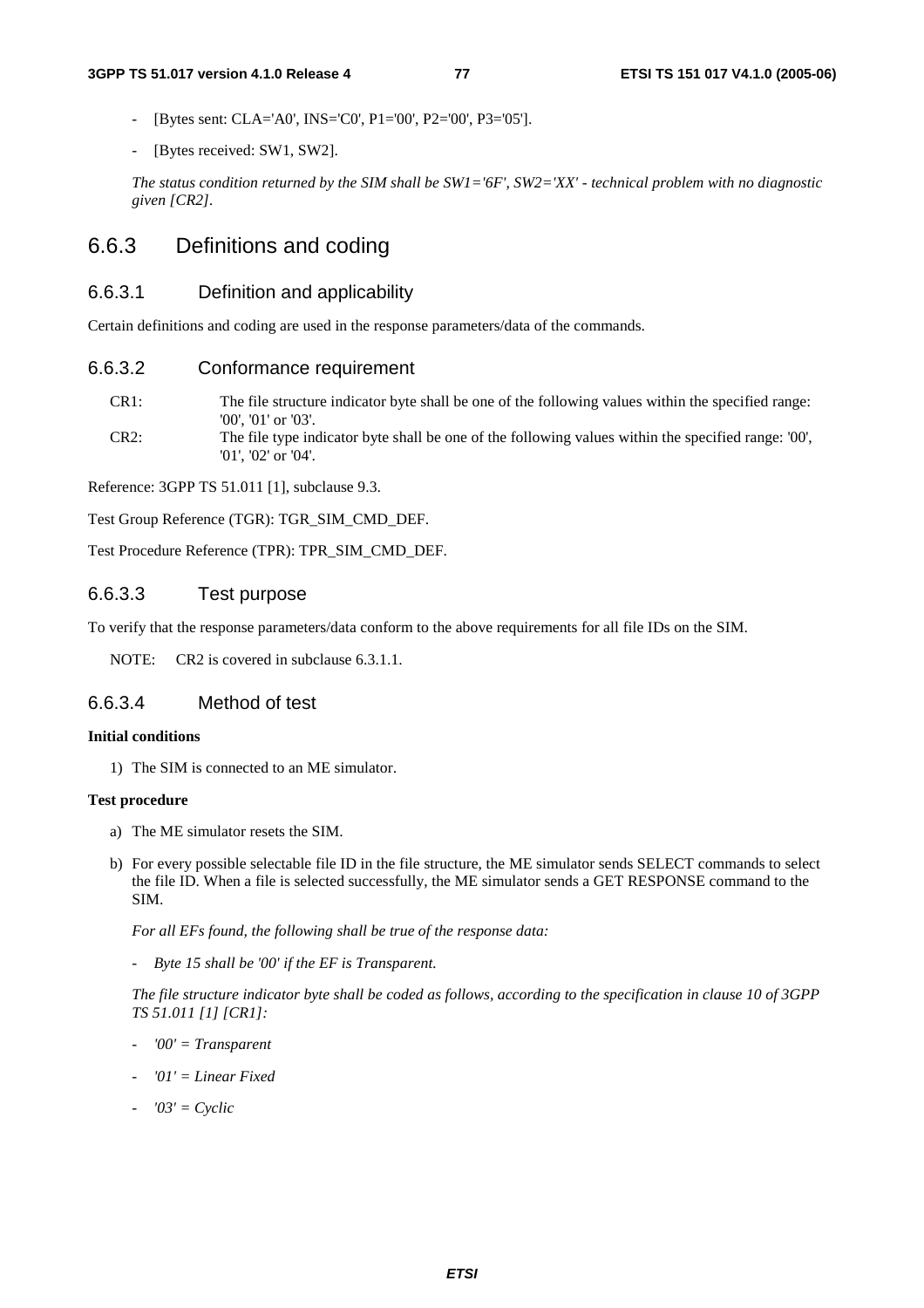- [Bytes sent: CLA='A0', INS='C0', P1='00', P2='00', P3='05'].
- [Bytes received: SW1, SW2].

*The status condition returned by the SIM shall be SW1='6F', SW2='XX' - technical problem with no diagnostic given [CR2].*

## 6.6.3 Definitions and coding

### 6.6.3.1 Definition and applicability

Certain definitions and coding are used in the response parameters/data of the commands.

### 6.6.3.2 Conformance requirement

CR1: The file structure indicator byte shall be one of the following values within the specified range: '00', '01' or '03'.

CR2: The file type indicator byte shall be one of the following values within the specified range: '00', '01', '02' or '04'.

Reference: 3GPP TS 51.011 [1], subclause 9.3.

Test Group Reference (TGR): TGR_SIM_CMD_DEF.

Test Procedure Reference (TPR): TPR_SIM_CMD_DEF.

### 6.6.3.3 Test purpose

To verify that the response parameters/data conform to the above requirements for all file IDs on the SIM.

NOTE: CR2 is covered in subclause 6.3.1.1.

### 6.6.3.4 Method of test

**Initial conditions**

1) The SIM is connected to an ME simulator.

**Test procedure**

a) The ME simulator resets the SIM.

b) For every possible selectable file ID in the file structure, the ME simulator sends SELECT commands to select the file ID. When a file is selected successfully, the ME simulator sends a GET RESPONSE command to the SIM.

*For all EFs found, the following shall be true of the response data:*

- *Byte 15 shall be '00' if the EF is Transparent.*

*The file structure indicator byte shall be coded as follows, according to the specification in clause 10 of 3GPP TS 51.011 [1] [CR1]:*

- *'00' = Transparent*
- *'01' = Linear Fixed*
- *'03' = Cyclic*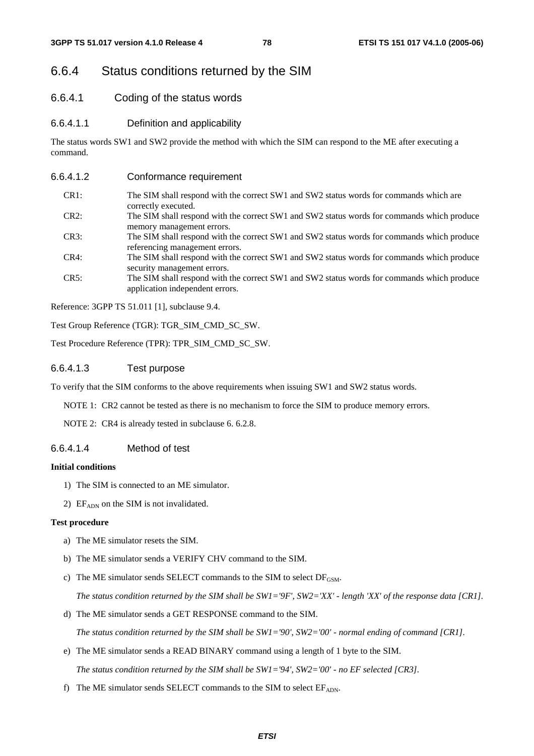## 6.6.4 Status conditions returned by the SIM

### 6.6.4.1 Coding of the status words

#### 6.6.4.1.1 Definition and applicability

The status words SW1 and SW2 provide the method with which the SIM can respond to the ME after executing a command.

#### 6.6.4.1.2 Conformance requirement

CR1: The SIM shall respond with the correct SW1 and SW2 status words for commands which are correctly executed.

CR2: The SIM shall respond with the correct SW1 and SW2 status words for commands which produce memory management errors.

CR3: The SIM shall respond with the correct SW1 and SW2 status words for commands which produce referencing management errors.

CR4: The SIM shall respond with the correct SW1 and SW2 status words for commands which produce security management errors.

CR5: The SIM shall respond with the correct SW1 and SW2 status words for commands which produce application independent errors.

Reference: 3GPP TS 51.011 [1], subclause 9.4.

Test Group Reference (TGR): TGR_SIM_CMD_SC_SW.

Test Procedure Reference (TPR): TPR_SIM_CMD_SC_SW.

#### 6.6.4.1.3 Test purpose

To verify that the SIM conforms to the above requirements when issuing SW1 and SW2 status words.

NOTE 1: CR2 cannot be tested as there is no mechanism to force the SIM to produce memory errors.

NOTE 2: CR4 is already tested in subclause 6. 6.2.8.

#### 6.6.4.1.4 Method of test

**Initial conditions**

1) The SIM is connected to an ME simulator.

2) $EF_{ADN}$ on the SIM is not invalidated.

**Test procedure**

a) The ME simulator resets the SIM.

b) The ME simulator sends a VERIFY CHV command to the SIM.

c) The ME simulator sends SELECT commands to the SIM to select $DF_{GSM}$.

*The status condition returned by the SIM shall be SW1='9F', SW2='XX' - length 'XX' of the response data [CR1].*

d) The ME simulator sends a GET RESPONSE command to the SIM.

*The status condition returned by the SIM shall be SW1='90', SW2='00' - normal ending of command [CR1].*

e) The ME simulator sends a READ BINARY command using a length of 1 byte to the SIM.

*The status condition returned by the SIM shall be SW1='94', SW2='00' - no EF selected [CR3].*

f) The ME simulator sends SELECT commands to the SIM to select $EF_{ADN}$.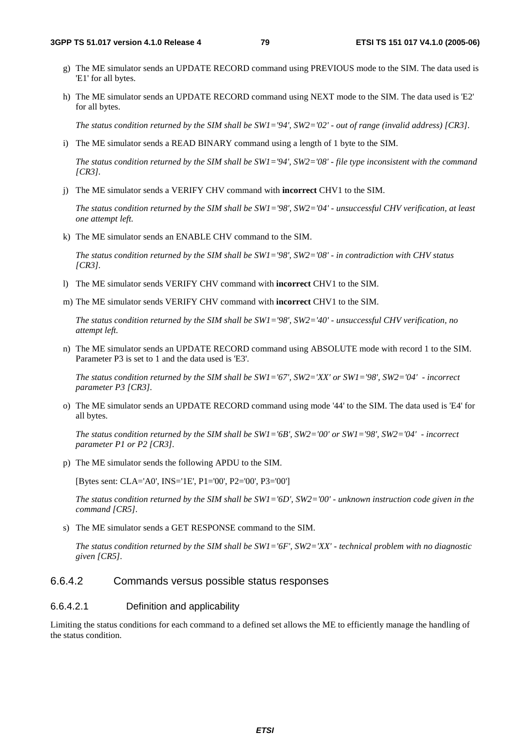g) The ME simulator sends an UPDATE RECORD command using PREVIOUS mode to the SIM. The data used is 'E1' for all bytes.

h) The ME simulator sends an UPDATE RECORD command using NEXT mode to the SIM. The data used is 'E2' for all bytes.

   *The status condition returned by the SIM shall be SW1='94', SW2='02' - out of range (invalid address) [CR3].*

i) The ME simulator sends a READ BINARY command using a length of 1 byte to the SIM.

   *The status condition returned by the SIM shall be SW1='94', SW2='08' - file type inconsistent with the command [CR3].*

j) The ME simulator sends a VERIFY CHV command with **incorrect** CHV1 to the SIM.

   *The status condition returned by the SIM shall be SW1='98', SW2='04' - unsuccessful CHV verification, at least one attempt left.*

k) The ME simulator sends an ENABLE CHV command to the SIM.

   *The status condition returned by the SIM shall be SW1='98', SW2='08' - in contradiction with CHV status [CR3].*

l) The ME simulator sends VERIFY CHV command with **incorrect** CHV1 to the SIM.

m) The ME simulator sends VERIFY CHV command with **incorrect** CHV1 to the SIM.

   *The status condition returned by the SIM shall be SW1='98', SW2='40' - unsuccessful CHV verification, no attempt left.*

n) The ME simulator sends an UPDATE RECORD command using ABSOLUTE mode with record 1 to the SIM. Parameter P3 is set to 1 and the data used is 'E3'.

   *The status condition returned by the SIM shall be SW1='67', SW2='XX' or SW1='98', SW2='04' - incorrect parameter P3 [CR3].*

o) The ME simulator sends an UPDATE RECORD command using mode '44' to the SIM. The data used is 'E4' for all bytes.

   *The status condition returned by the SIM shall be SW1='6B', SW2='00' or SW1='98', SW2='04' - incorrect parameter P1 or P2 [CR3].*

p) The ME simulator sends the following APDU to the SIM.

   [Bytes sent: CLA='A0', INS='1E', P1='00', P2='00', P3='00']

   *The status condition returned by the SIM shall be SW1='6D', SW2='00' - unknown instruction code given in the command [CR5].*

s) The ME simulator sends a GET RESPONSE command to the SIM.

   *The status condition returned by the SIM shall be SW1='6F', SW2='XX' - technical problem with no diagnostic given [CR5].*

### 6.6.4.2 Commands versus possible status responses

#### 6.6.4.2.1 Definition and applicability

Limiting the status conditions for each command to a defined set allows the ME to efficiently manage the handling of the status condition.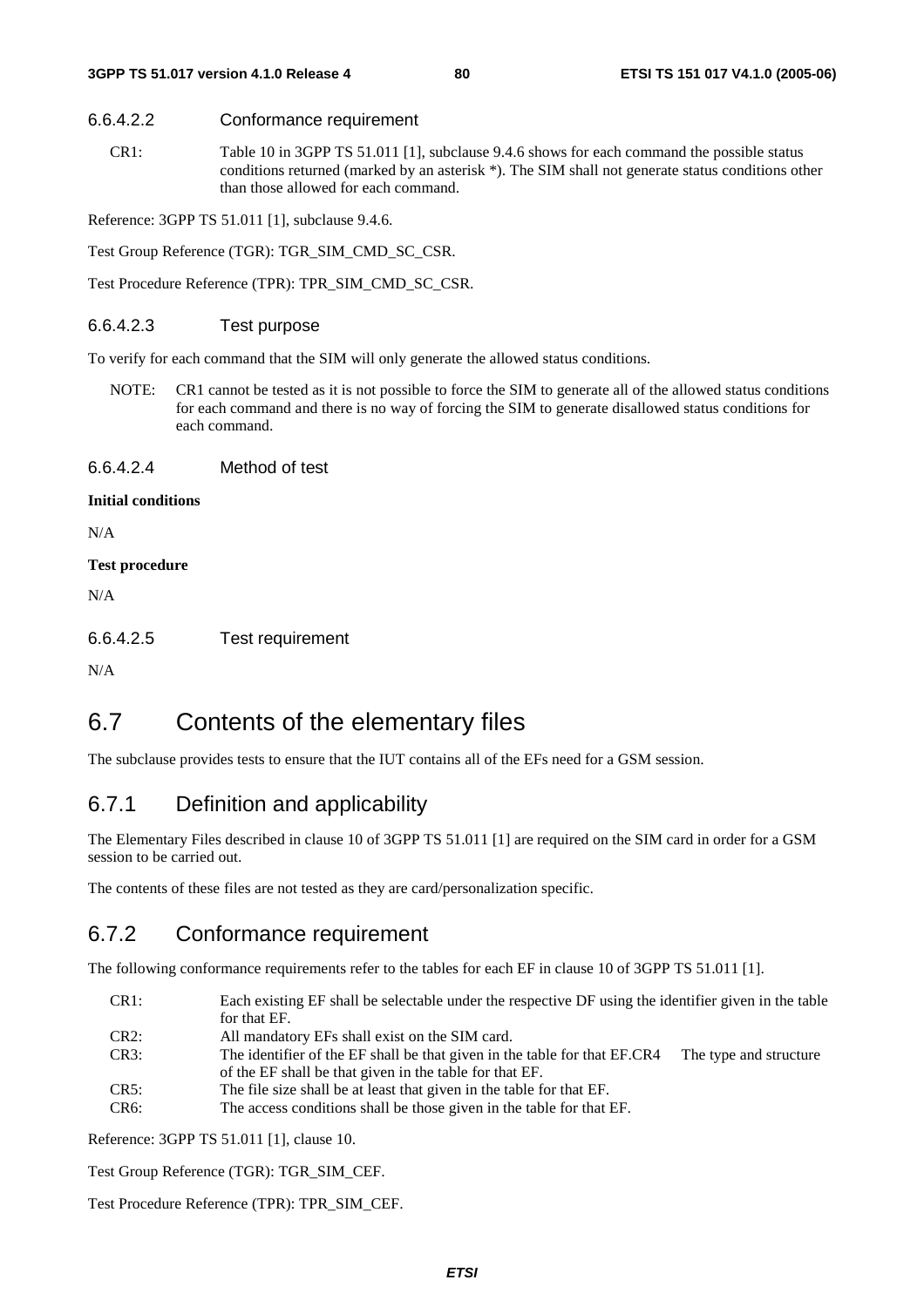#### 6.6.4.2.2 Conformance requirement

CR1: Table 10 in 3GPP TS 51.011 [1], subclause 9.4.6 shows for each command the possible status conditions returned (marked by an asterisk *). The SIM shall not generate status conditions other than those allowed for each command.

Reference: 3GPP TS 51.011 [1], subclause 9.4.6.

Test Group Reference (TGR): TGR_SIM_CMD_SC_CSR.

Test Procedure Reference (TPR): TPR_SIM_CMD_SC_CSR.

#### 6.6.4.2.3 Test purpose

To verify for each command that the SIM will only generate the allowed status conditions.

NOTE: CR1 cannot be tested as it is not possible to force the SIM to generate all of the allowed status conditions for each command and there is no way of forcing the SIM to generate disallowed status conditions for each command.

#### 6.6.4.2.4 Method of test

**Initial conditions**

N/A

**Test procedure**

N/A

#### 6.6.4.2.5 Test requirement

N/A

# 6.7 Contents of the elementary files

The subclause provides tests to ensure that the IUT contains all of the EFs need for a GSM session.

## 6.7.1 Definition and applicability

The Elementary Files described in clause 10 of 3GPP TS 51.011 [1] are required on the SIM card in order for a GSM session to be carried out.

The contents of these files are not tested as they are card/personalization specific.

## 6.7.2 Conformance requirement

The following conformance requirements refer to the tables for each EF in clause 10 of 3GPP TS 51.011 [1].

CR1: Each existing EF shall be selectable under the respective DF using the identifier given in the table for that EF.

CR2: All mandatory EFs shall exist on the SIM card.

CR3: The identifier of the EF shall be that given in the table for that EF.CR4 The type and structure of the EF shall be that given in the table for that EF.

CR5: The file size shall be at least that given in the table for that EF.

CR6: The access conditions shall be those given in the table for that EF.

Reference: 3GPP TS 51.011 [1], clause 10.

Test Group Reference (TGR): TGR_SIM_CEF.

Test Procedure Reference (TPR): TPR_SIM_CEF.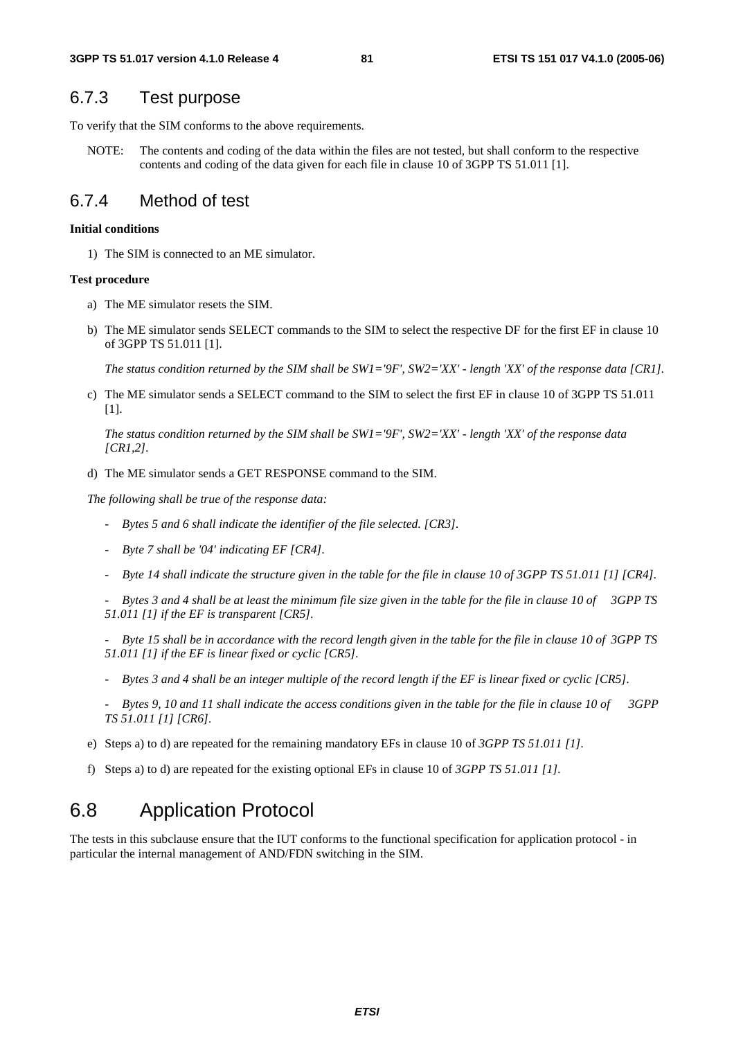## 6.7.3 Test purpose

To verify that the SIM conforms to the above requirements.

NOTE: The contents and coding of the data within the files are not tested, but shall conform to the respective contents and coding of the data given for each file in clause 10 of 3GPP TS 51.011 [1].

## 6.7.4 Method of test

**Initial conditions**

1) The SIM is connected to an ME simulator.

**Test procedure**

a) The ME simulator resets the SIM.

b) The ME simulator sends SELECT commands to the SIM to select the respective DF for the first EF in clause 10 of 3GPP TS 51.011 [1].

   *The status condition returned by the SIM shall be SW1='9F', SW2='XX' - length 'XX' of the response data [CR1].*

c) The ME simulator sends a SELECT command to the SIM to select the first EF in clause 10 of 3GPP TS 51.011 [1].

   *The status condition returned by the SIM shall be SW1='9F', SW2='XX' - length 'XX' of the response data [CR1,2].*

d) The ME simulator sends a GET RESPONSE command to the SIM.

*The following shall be true of the response data:*

- *Bytes 5 and 6 shall indicate the identifier of the file selected. [CR3].*
- *Byte 7 shall be '04' indicating EF [CR4].*
- *Byte 14 shall indicate the structure given in the table for the file in clause 10 of 3GPP TS 51.011 [1] [CR4].*
- *Bytes 3 and 4 shall be at least the minimum file size given in the table for the file in clause 10 of 3GPP TS 51.011 [1] if the EF is transparent [CR5].*
- *Byte 15 shall be in accordance with the record length given in the table for the file in clause 10 of 3GPP TS 51.011 [1] if the EF is linear fixed or cyclic [CR5].*
- *Bytes 3 and 4 shall be an integer multiple of the record length if the EF is linear fixed or cyclic [CR5].*
- *Bytes 9, 10 and 11 shall indicate the access conditions given in the table for the file in clause 10 of 3GPP TS 51.011 [1] [CR6].*

e) Steps a) to d) are repeated for the remaining mandatory EFs in clause 10 of *3GPP TS 51.011 [1]*.

f) Steps a) to d) are repeated for the existing optional EFs in clause 10 of *3GPP TS 51.011 [1]*.

# 6.8 Application Protocol

The tests in this subclause ensure that the IUT conforms to the functional specification for application protocol - in particular the internal management of AND/FDN switching in the SIM.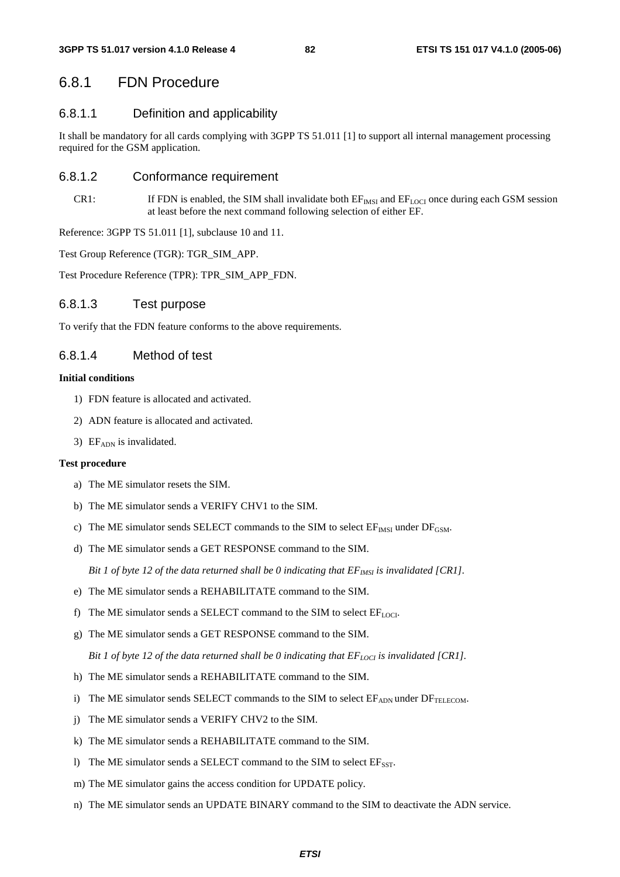### 6.8.1 FDN Procedure

#### 6.8.1.1 Definition and applicability

It shall be mandatory for all cards complying with 3GPP TS 51.011 [1] to support all internal management processing required for the GSM application.

#### 6.8.1.2 Conformance requirement

CR1: If FDN is enabled, the SIM shall invalidate both $EF_{IMSI}$ and $EF_{LOCI}$ once during each GSM session at least before the next command following selection of either EF.

Reference: 3GPP TS 51.011 [1], subclause 10 and 11.

Test Group Reference (TGR): TGR_SIM_APP.

Test Procedure Reference (TPR): TPR_SIM_APP_FDN.

#### 6.8.1.3 Test purpose

To verify that the FDN feature conforms to the above requirements.

#### 6.8.1.4 Method of test

**Initial conditions**

1) FDN feature is allocated and activated.
2) ADN feature is allocated and activated.
3) $EF_{ADN}$ is invalidated.

**Test procedure**

a) The ME simulator resets the SIM.

b) The ME simulator sends a VERIFY CHV1 to the SIM.

c) The ME simulator sends SELECT commands to the SIM to select $EF_{IMSI}$ under $DF_{GSM}$.

d) The ME simulator sends a GET RESPONSE command to the SIM.

   *Bit 1 of byte 12 of the data returned shall be 0 indicating that $EF_{IMSI}$ is invalidated [CR1].*

e) The ME simulator sends a REHABILITATE command to the SIM.

f) The ME simulator sends a SELECT command to the SIM to select $EF_{LOCI}$.

g) The ME simulator sends a GET RESPONSE command to the SIM.

   *Bit 1 of byte 12 of the data returned shall be 0 indicating that $EF_{LOCI}$ is invalidated [CR1].*

h) The ME simulator sends a REHABILITATE command to the SIM.

i) The ME simulator sends SELECT commands to the SIM to select $EF_{ADN}$ under $DF_{TELECOM}$.

j) The ME simulator sends a VERIFY CHV2 to the SIM.

k) The ME simulator sends a REHABILITATE command to the SIM.

l) The ME simulator sends a SELECT command to the SIM to select $EF_{SST}$.

m) The ME simulator gains the access condition for UPDATE policy.

n) The ME simulator sends an UPDATE BINARY command to the SIM to deactivate the ADN service.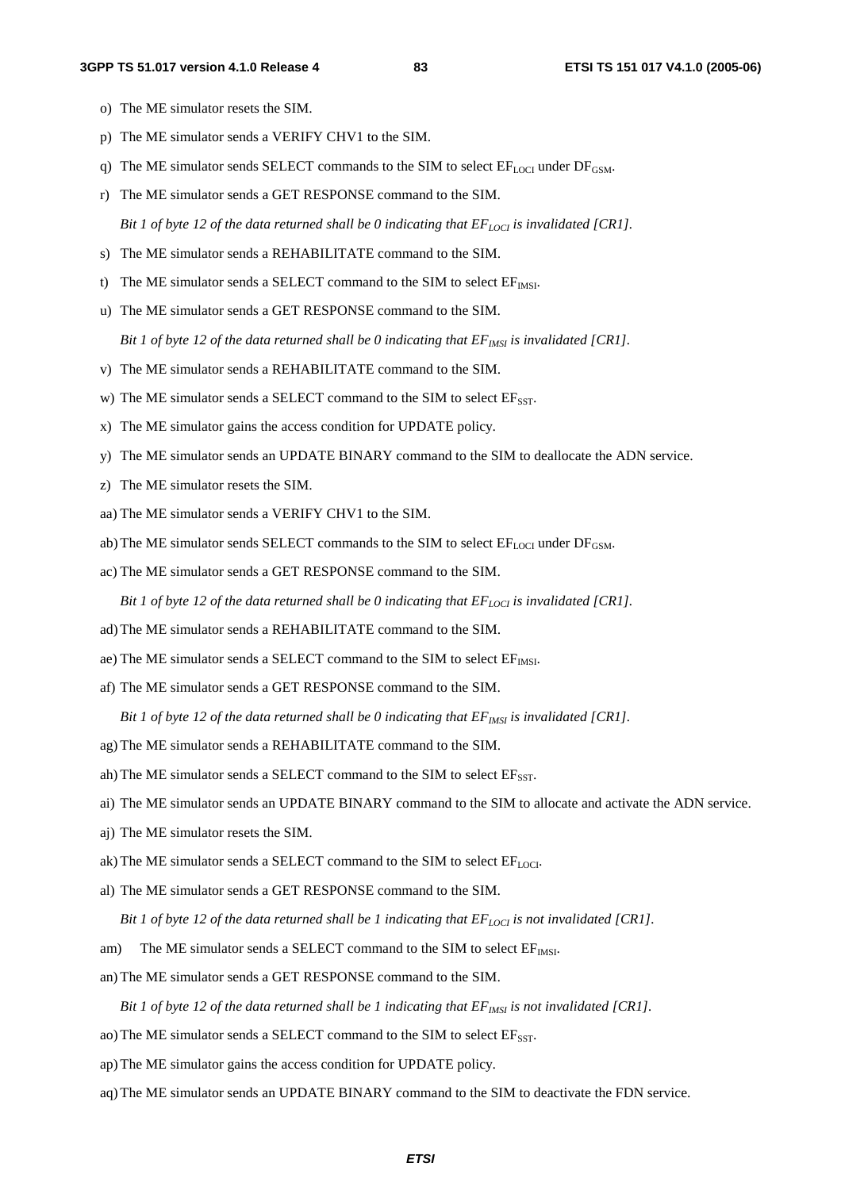o) The ME simulator resets the SIM.

p) The ME simulator sends a VERIFY CHV1 to the SIM.

q) The ME simulator sends SELECT commands to the SIM to select $EF_{LOCI}$ under $DF_{GSM}$.

r) The ME simulator sends a GET RESPONSE command to the SIM.

*Bit 1 of byte 12 of the data returned shall be 0 indicating that $EF_{LOCI}$ is invalidated [CR1].*

s) The ME simulator sends a REHABILITATE command to the SIM.

t) The ME simulator sends a SELECT command to the SIM to select $EF_{IMSI}$.

u) The ME simulator sends a GET RESPONSE command to the SIM.

*Bit 1 of byte 12 of the data returned shall be 0 indicating that $EF_{IMSI}$ is invalidated [CR1].*

v) The ME simulator sends a REHABILITATE command to the SIM.

w) The ME simulator sends a SELECT command to the SIM to select $EF_{SST}$.

x) The ME simulator gains the access condition for UPDATE policy.

y) The ME simulator sends an UPDATE BINARY command to the SIM to deallocate the ADN service.

z) The ME simulator resets the SIM.

aa) The ME simulator sends a VERIFY CHV1 to the SIM.

ab) The ME simulator sends SELECT commands to the SIM to select $EF_{LOCI}$ under $DF_{GSM}$.

ac) The ME simulator sends a GET RESPONSE command to the SIM.

*Bit 1 of byte 12 of the data returned shall be 0 indicating that $EF_{LOCI}$ is invalidated [CR1].*

ad) The ME simulator sends a REHABILITATE command to the SIM.

ae) The ME simulator sends a SELECT command to the SIM to select $EF_{IMSI}$.

af) The ME simulator sends a GET RESPONSE command to the SIM.

*Bit 1 of byte 12 of the data returned shall be 0 indicating that $EF_{IMSI}$ is invalidated [CR1].*

ag) The ME simulator sends a REHABILITATE command to the SIM.

ah) The ME simulator sends a SELECT command to the SIM to select $EF_{SST}$.

ai) The ME simulator sends an UPDATE BINARY command to the SIM to allocate and activate the ADN service.

aj) The ME simulator resets the SIM.

ak) The ME simulator sends a SELECT command to the SIM to select $EF_{LOCI}$.

al) The ME simulator sends a GET RESPONSE command to the SIM.

*Bit 1 of byte 12 of the data returned shall be 1 indicating that $EF_{LOCI}$ is not invalidated [CR1].*

am) The ME simulator sends a SELECT command to the SIM to select $EF_{IMSI}$.

an) The ME simulator sends a GET RESPONSE command to the SIM.

*Bit 1 of byte 12 of the data returned shall be 1 indicating that $EF_{IMSI}$ is not invalidated [CR1].*

ao) The ME simulator sends a SELECT command to the SIM to select $EF_{SST}$.

ap) The ME simulator gains the access condition for UPDATE policy.

aq) The ME simulator sends an UPDATE BINARY command to the SIM to deactivate the FDN service.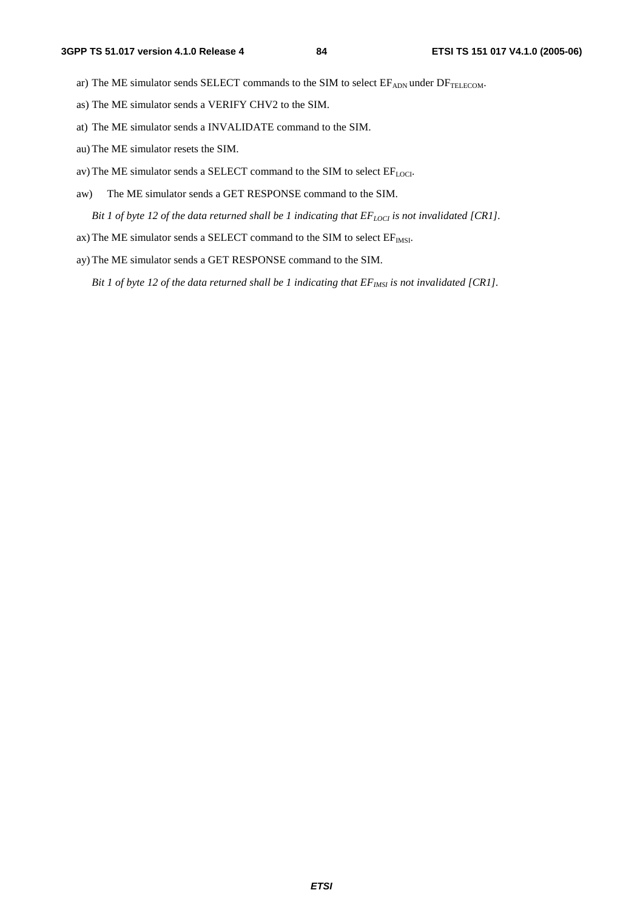ar) The ME simulator sends SELECT commands to the SIM to select $EF_{ADN}$ under $DF_{TELECOM}$.

as) The ME simulator sends a VERIFY CHV2 to the SIM.

at) The ME simulator sends a INVALIDATE command to the SIM.

au) The ME simulator resets the SIM.

av) The ME simulator sends a SELECT command to the SIM to select $EF_{LOCI}$.

aw) The ME simulator sends a GET RESPONSE command to the SIM.

*Bit 1 of byte 12 of the data returned shall be 1 indicating that $EF_{LOCI}$ is not invalidated [CR1].*

ax) The ME simulator sends a SELECT command to the SIM to select $EF_{IMSI}$.

ay) The ME simulator sends a GET RESPONSE command to the SIM.

*Bit 1 of byte 12 of the data returned shall be 1 indicating that $EF_{IMSI}$ is not invalidated [CR1].*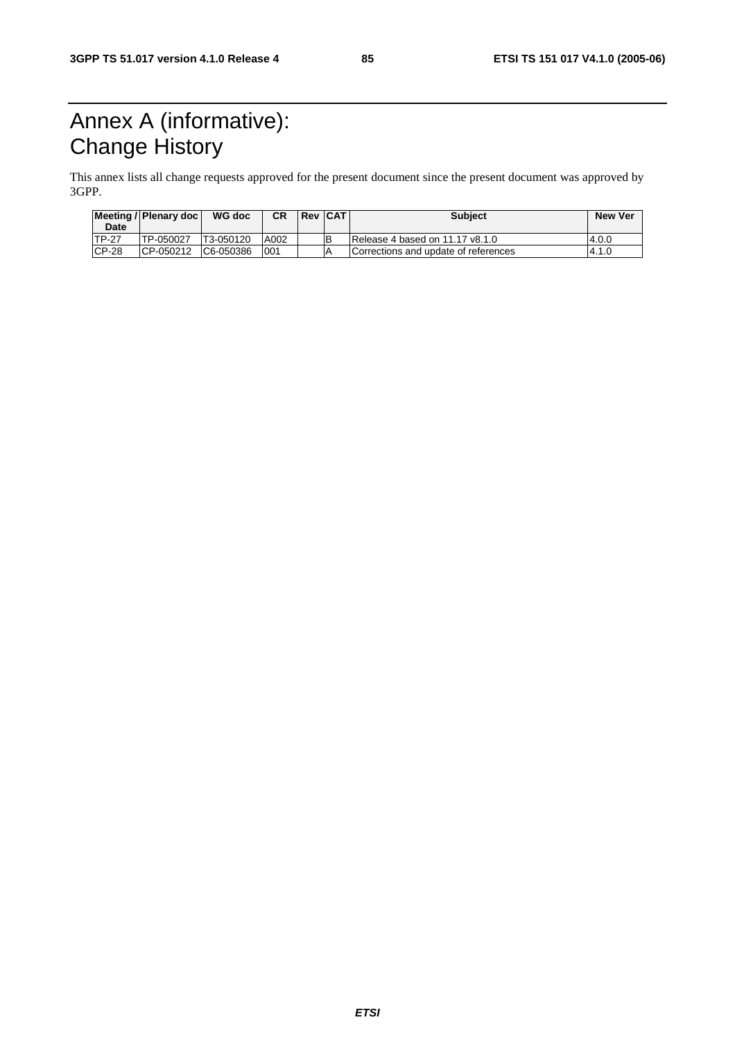# Annex A (informative): Change History

This annex lists all change requests approved for the present document since the present document was approved by 3GPP.

| Meeting / Date | Plenary doc | WG doc | CR | Rev | CAT | Subject | New Ver |
|---|---|---|---|---|---|---|---|
| TP-27 | TP-050027 | T3-050120 | A002 | | B | Release 4 based on 11.17 v8.1.0 | 4.0.0 |
| CP-28 | CP-050212 | C6-050386 | 001 | | A | Corrections and update of references | 4.1.0 |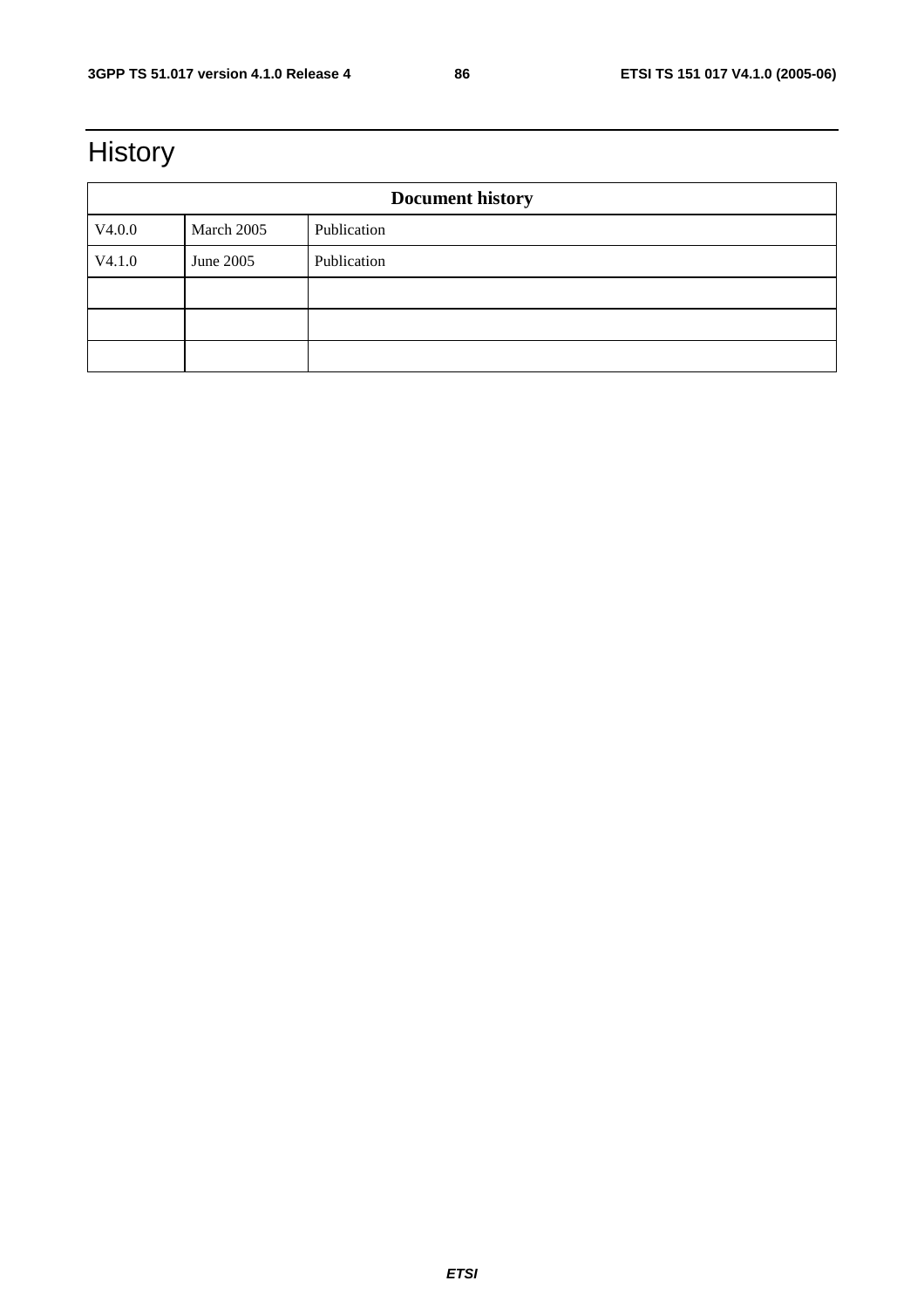# History

| Document history | | |
|---|---|---|
| V4.0.0 | March 2005 | Publication |
| V4.1.0 | June 2005 | Publication |
| | | |
| | | |
| | | |